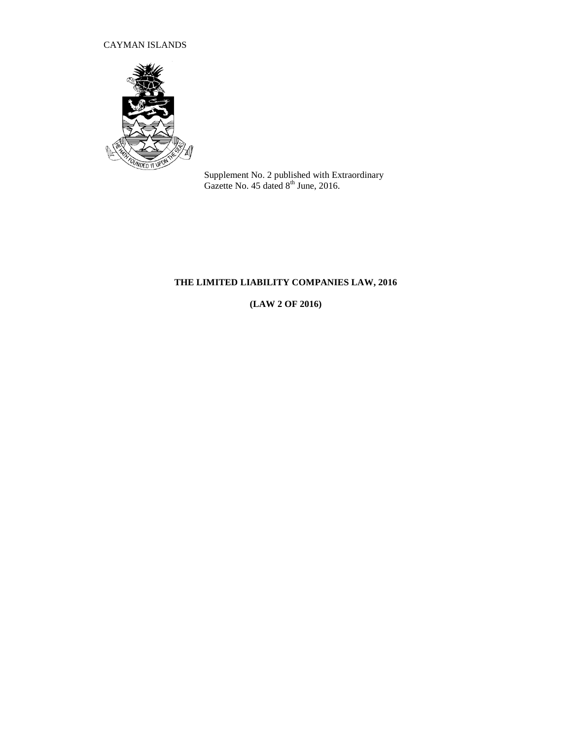CAYMAN ISLANDS

Supplement No. 2 published with Extraordinary Gazette No. 45 dated 8th June, 2016.

# THE LIMITED LIABILITY COMPANIES LAW, 2016

## (LAW 2 OF 2016)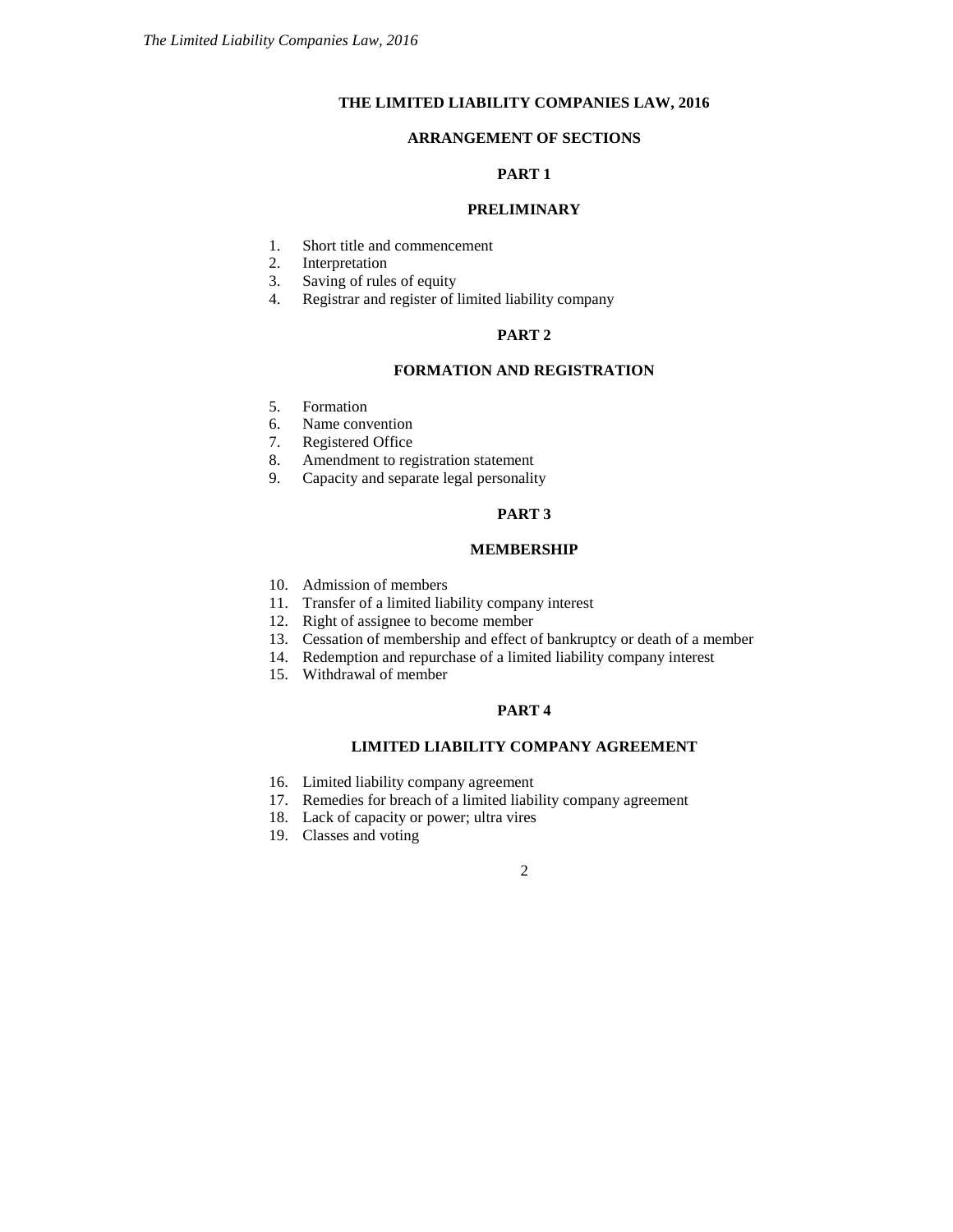# THE LIMITED LIABILITY COMPANIES LAW, 2016

## ARRANGEMENT OF SECTIONS

### PART 1

### PRELIMINARY

1. Short title and commencement
2. Interpretation
3. Saving of rules of equity
4. Registrar and register of limited liability company

### PART 2

### FORMATION AND REGISTRATION

5. Formation
6. Name convention
7. Registered Office
8. Amendment to registration statement
9. Capacity and separate legal personality

### PART 3

### MEMBERSHIP

10. Admission of members
11. Transfer of a limited liability company interest
12. Right of assignee to become member
13. Cessation of membership and effect of bankruptcy or death of a member
14. Redemption and repurchase of a limited liability company interest
15. Withdrawal of member

### PART 4

### LIMITED LIABILITY COMPANY AGREEMENT

16. Limited liability company agreement
17. Remedies for breach of a limited liability company agreement
18. Lack of capacity or power; ultra vires
19. Classes and voting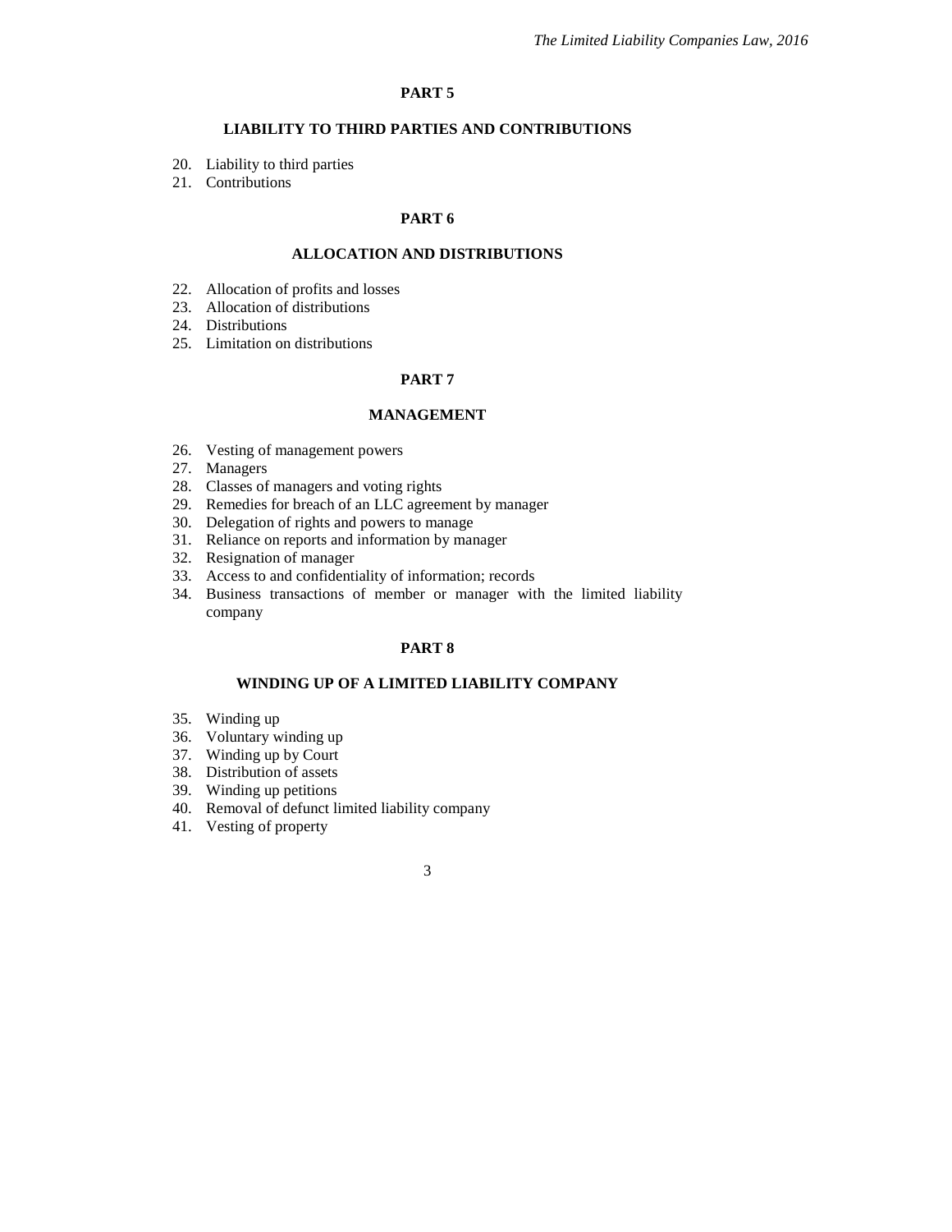## PART 5

### LIABILITY TO THIRD PARTIES AND CONTRIBUTIONS

20. Liability to third parties
21. Contributions

## PART 6

### ALLOCATION AND DISTRIBUTIONS

22. Allocation of profits and losses
23. Allocation of distributions
24. Distributions
25. Limitation on distributions

## PART 7

### MANAGEMENT

26. Vesting of management powers
27. Managers
28. Classes of managers and voting rights
29. Remedies for breach of an LLC agreement by manager
30. Delegation of rights and powers to manage
31. Reliance on reports and information by manager
32. Resignation of manager
33. Access to and confidentiality of information; records
34. Business transactions of member or manager with the limited liability company

## PART 8

### WINDING UP OF A LIMITED LIABILITY COMPANY

35. Winding up
36. Voluntary winding up
37. Winding up by Court
38. Distribution of assets
39. Winding up petitions
40. Removal of defunct limited liability company
41. Vesting of property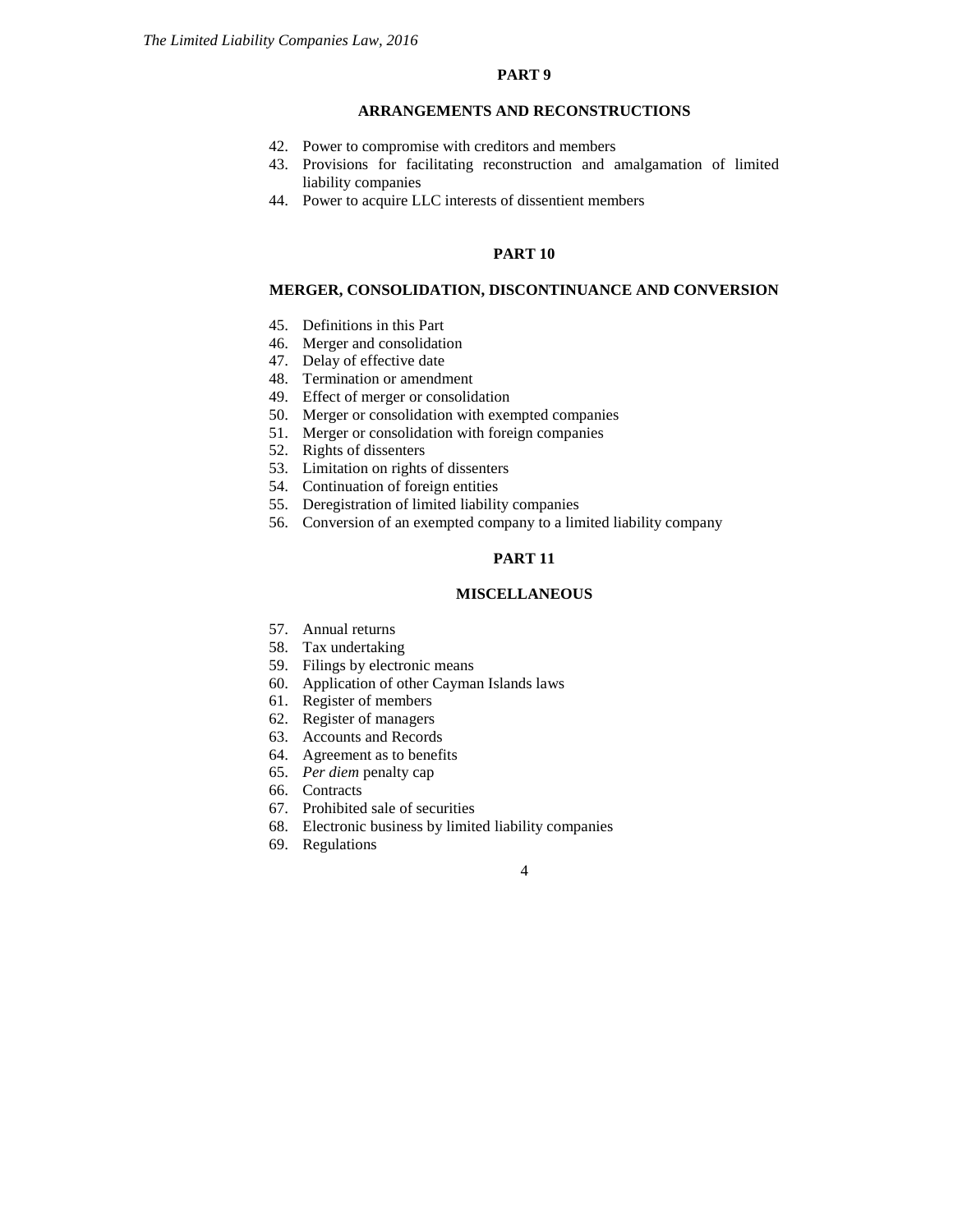## PART 9

### ARRANGEMENTS AND RECONSTRUCTIONS

42. Power to compromise with creditors and members
43. Provisions for facilitating reconstruction and amalgamation of limited liability companies
44. Power to acquire LLC interests of dissentient members

## PART 10

### MERGER, CONSOLIDATION, DISCONTINUANCE AND CONVERSION

45. Definitions in this Part
46. Merger and consolidation
47. Delay of effective date
48. Termination or amendment
49. Effect of merger or consolidation
50. Merger or consolidation with exempted companies
51. Merger or consolidation with foreign companies
52. Rights of dissenters
53. Limitation on rights of dissenters
54. Continuation of foreign entities
55. Deregistration of limited liability companies
56. Conversion of an exempted company to a limited liability company

## PART 11

### MISCELLANEOUS

57. Annual returns
58. Tax undertaking
59. Filings by electronic means
60. Application of other Cayman Islands laws
61. Register of members
62. Register of managers
63. Accounts and Records
64. Agreement as to benefits
65. *Per diem* penalty cap
66. Contracts
67. Prohibited sale of securities
68. Electronic business by limited liability companies
69. Regulations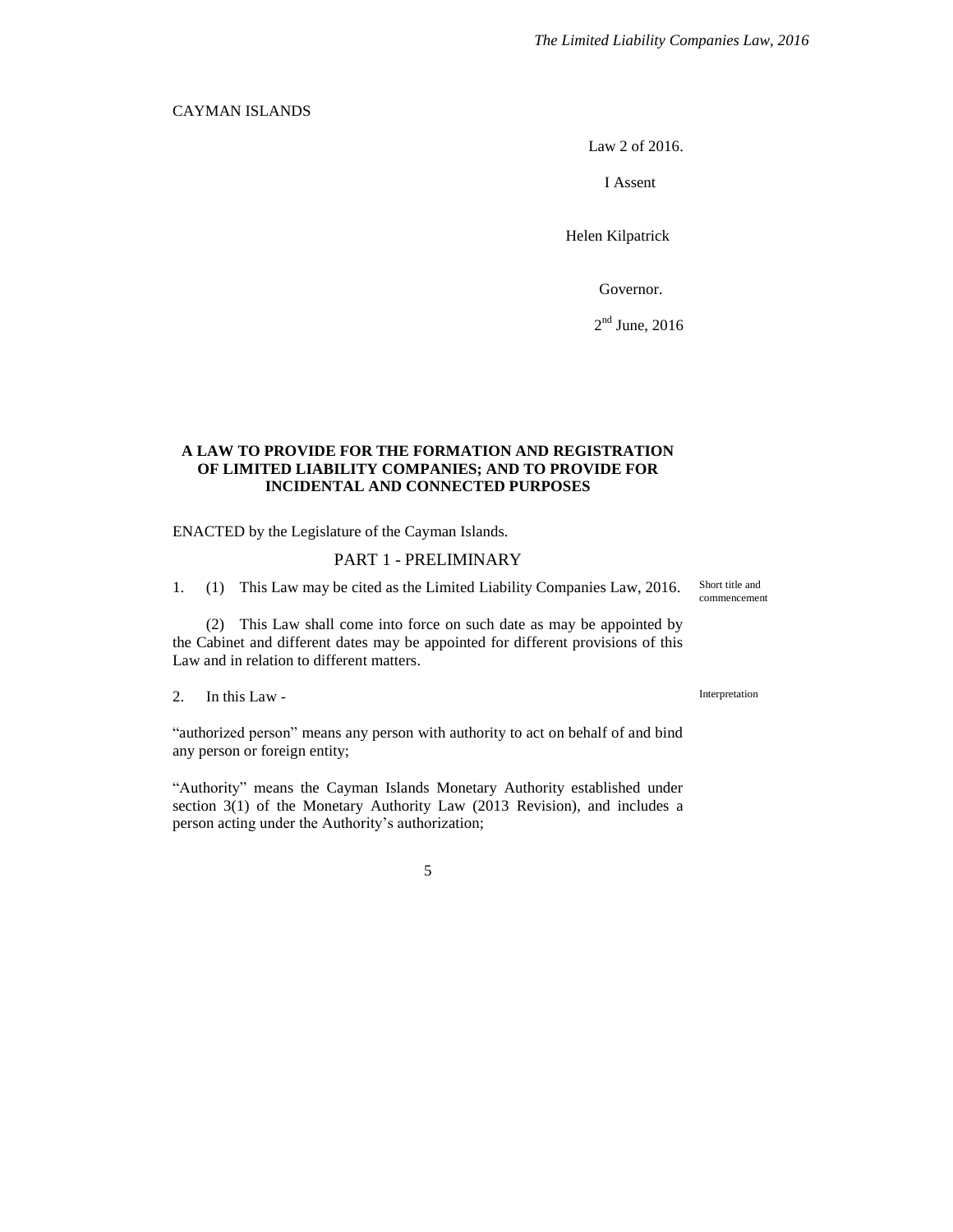CAYMAN ISLANDS

Law 2 of 2016.

I Assent

Helen Kilpatrick

Governor.

2nd June, 2016

**A LAW TO PROVIDE FOR THE FORMATION AND REGISTRATION OF LIMITED LIABILITY COMPANIES; AND TO PROVIDE FOR INCIDENTAL AND CONNECTED PURPOSES**

ENACTED by the Legislature of the Cayman Islands.

## PART 1 - PRELIMINARY

Short title and commencement

1. (1) This Law may be cited as the Limited Liability Companies Law, 2016.

(2) This Law shall come into force on such date as may be appointed by the Cabinet and different dates may be appointed for different provisions of this Law and in relation to different matters.

Interpretation

2. In this Law -

"authorized person" means any person with authority to act on behalf of and bind any person or foreign entity;

"Authority" means the Cayman Islands Monetary Authority established under section 3(1) of the Monetary Authority Law (2013 Revision), and includes a person acting under the Authority's authorization;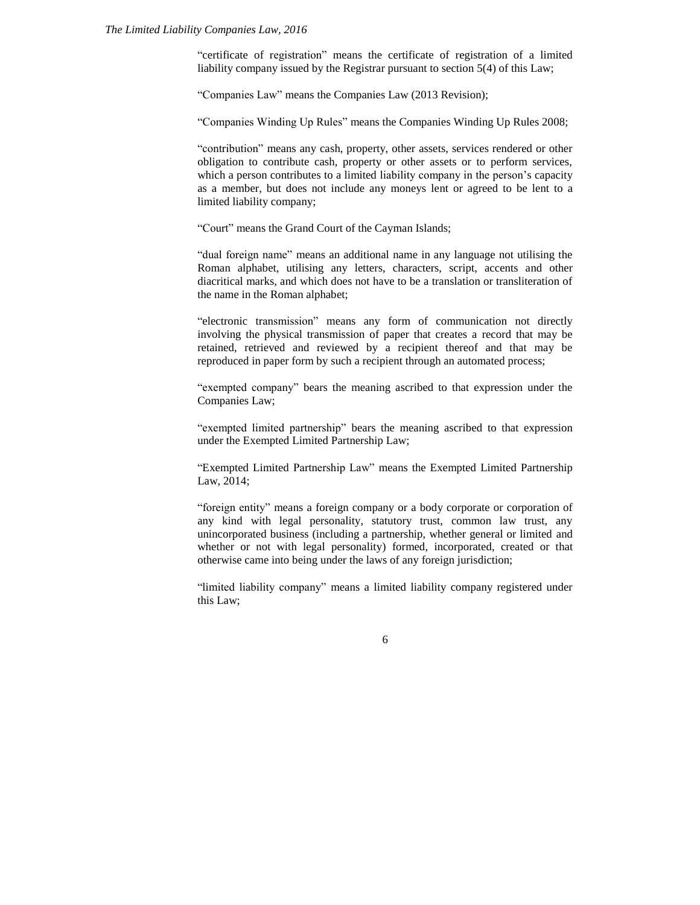"certificate of registration" means the certificate of registration of a limited liability company issued by the Registrar pursuant to section 5(4) of this Law;

"Companies Law" means the Companies Law (2013 Revision);

"Companies Winding Up Rules" means the Companies Winding Up Rules 2008;

"contribution" means any cash, property, other assets, services rendered or other obligation to contribute cash, property or other assets or to perform services, which a person contributes to a limited liability company in the person's capacity as a member, but does not include any moneys lent or agreed to be lent to a limited liability company;

"Court" means the Grand Court of the Cayman Islands;

"dual foreign name" means an additional name in any language not utilising the Roman alphabet, utilising any letters, characters, script, accents and other diacritical marks, and which does not have to be a translation or transliteration of the name in the Roman alphabet;

"electronic transmission" means any form of communication not directly involving the physical transmission of paper that creates a record that may be retained, retrieved and reviewed by a recipient thereof and that may be reproduced in paper form by such a recipient through an automated process;

"exempted company" bears the meaning ascribed to that expression under the Companies Law;

"exempted limited partnership" bears the meaning ascribed to that expression under the Exempted Limited Partnership Law;

"Exempted Limited Partnership Law" means the Exempted Limited Partnership Law, 2014;

"foreign entity" means a foreign company or a body corporate or corporation of any kind with legal personality, statutory trust, common law trust, any unincorporated business (including a partnership, whether general or limited and whether or not with legal personality) formed, incorporated, created or that otherwise came into being under the laws of any foreign jurisdiction;

"limited liability company" means a limited liability company registered under this Law;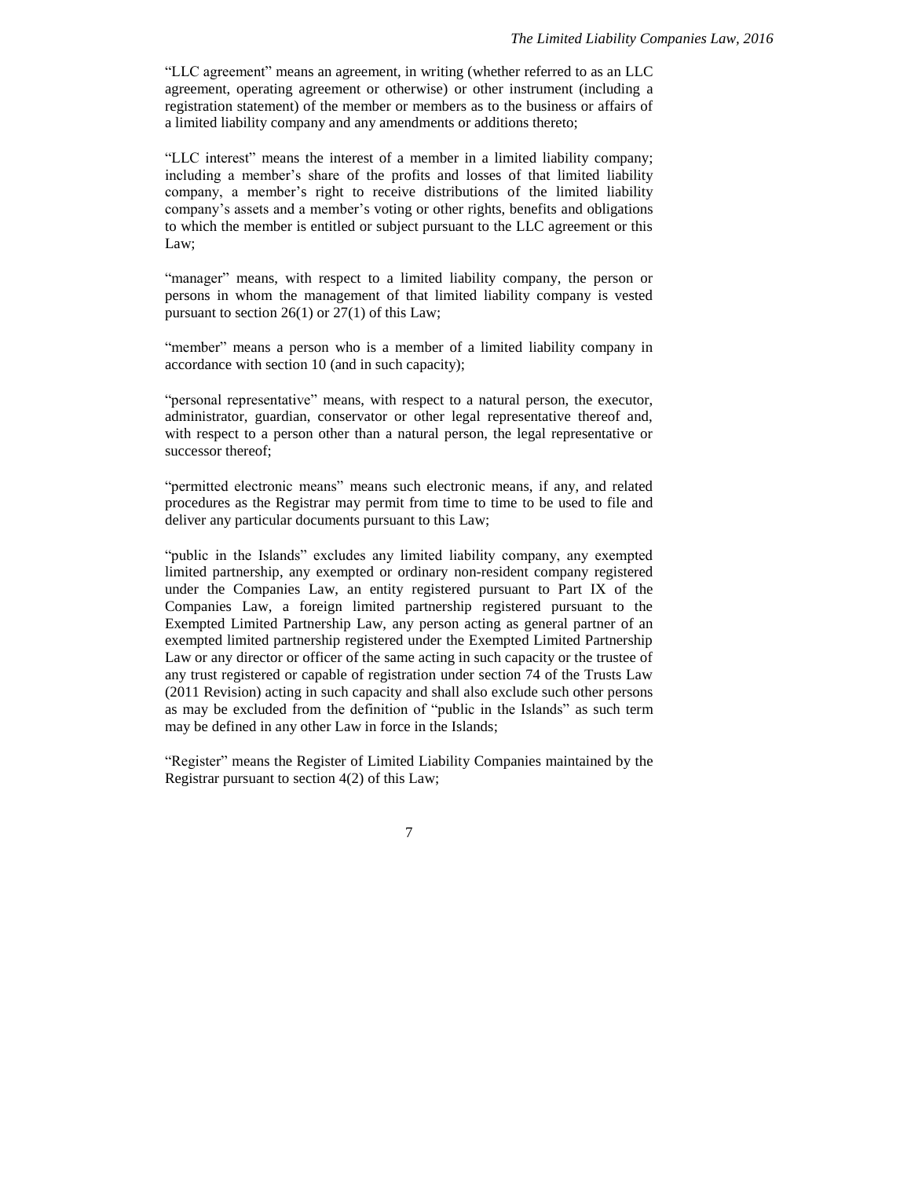"LLC agreement" means an agreement, in writing (whether referred to as an LLC agreement, operating agreement or otherwise) or other instrument (including a registration statement) of the member or members as to the business or affairs of a limited liability company and any amendments or additions thereto;

"LLC interest" means the interest of a member in a limited liability company; including a member's share of the profits and losses of that limited liability company, a member's right to receive distributions of the limited liability company's assets and a member's voting or other rights, benefits and obligations to which the member is entitled or subject pursuant to the LLC agreement or this Law;

"manager" means, with respect to a limited liability company, the person or persons in whom the management of that limited liability company is vested pursuant to section 26(1) or 27(1) of this Law;

"member" means a person who is a member of a limited liability company in accordance with section 10 (and in such capacity);

"personal representative" means, with respect to a natural person, the executor, administrator, guardian, conservator or other legal representative thereof and, with respect to a person other than a natural person, the legal representative or successor thereof;

"permitted electronic means" means such electronic means, if any, and related procedures as the Registrar may permit from time to time to be used to file and deliver any particular documents pursuant to this Law;

"public in the Islands" excludes any limited liability company, any exempted limited partnership, any exempted or ordinary non-resident company registered under the Companies Law, an entity registered pursuant to Part IX of the Companies Law, a foreign limited partnership registered pursuant to the Exempted Limited Partnership Law, any person acting as general partner of an exempted limited partnership registered under the Exempted Limited Partnership Law or any director or officer of the same acting in such capacity or the trustee of any trust registered or capable of registration under section 74 of the Trusts Law (2011 Revision) acting in such capacity and shall also exclude such other persons as may be excluded from the definition of "public in the Islands" as such term may be defined in any other Law in force in the Islands;

"Register" means the Register of Limited Liability Companies maintained by the Registrar pursuant to section 4(2) of this Law;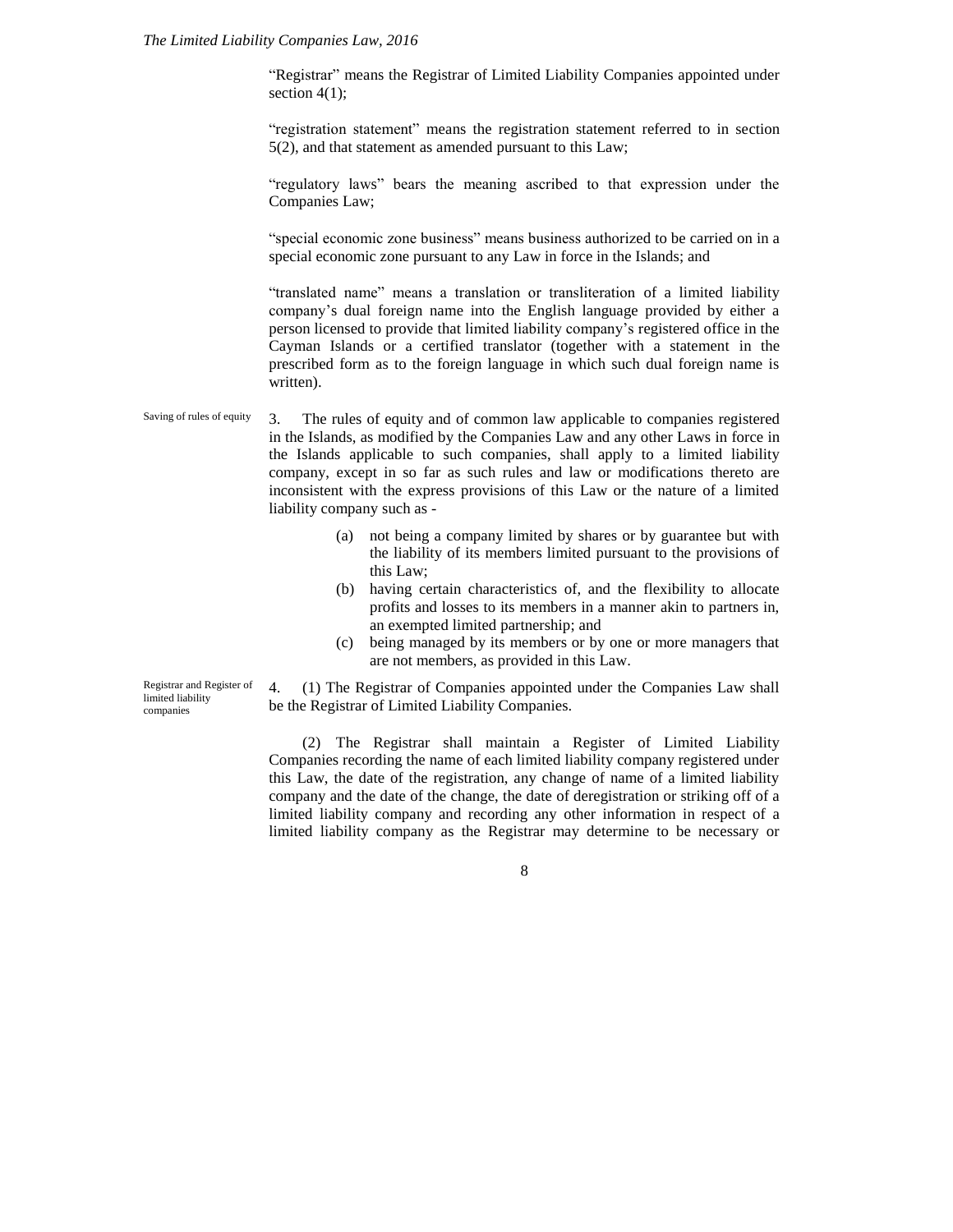"Registrar" means the Registrar of Limited Liability Companies appointed under section 4(1);

"registration statement" means the registration statement referred to in section 5(2), and that statement as amended pursuant to this Law;

"regulatory laws" bears the meaning ascribed to that expression under the Companies Law;

"special economic zone business" means business authorized to be carried on in a special economic zone pursuant to any Law in force in the Islands; and

"translated name" means a translation or transliteration of a limited liability company's dual foreign name into the English language provided by either a person licensed to provide that limited liability company's registered office in the Cayman Islands or a certified translator (together with a statement in the prescribed form as to the foreign language in which such dual foreign name is written).

Saving of rules of equity

3. The rules of equity and of common law applicable to companies registered in the Islands, as modified by the Companies Law and any other Laws in force in the Islands applicable to such companies, shall apply to a limited liability company, except in so far as such rules and law or modifications thereto are inconsistent with the express provisions of this Law or the nature of a limited liability company such as -

(a) not being a company limited by shares or by guarantee but with the liability of its members limited pursuant to the provisions of this Law;
(b) having certain characteristics of, and the flexibility to allocate profits and losses to its members in a manner akin to partners in, an exempted limited partnership; and
(c) being managed by its members or by one or more managers that are not members, as provided in this Law.

Registrar and Register of limited liability companies

4. (1) The Registrar of Companies appointed under the Companies Law shall be the Registrar of Limited Liability Companies.

(2) The Registrar shall maintain a Register of Limited Liability Companies recording the name of each limited liability company registered under this Law, the date of the registration, any change of name of a limited liability company and the date of the change, the date of deregistration or striking off of a limited liability company and recording any other information in respect of a limited liability company as the Registrar may determine to be necessary or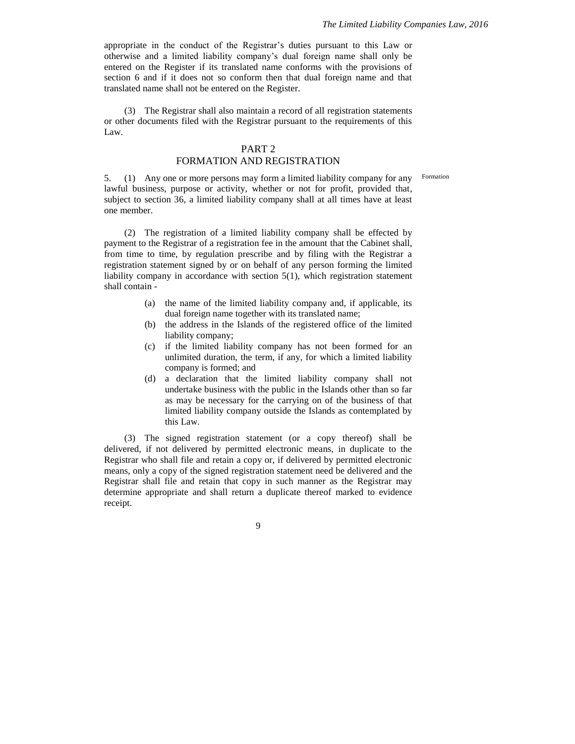appropriate in the conduct of the Registrar's duties pursuant to this Law or otherwise and a limited liability company's dual foreign name shall only be entered on the Register if its translated name conforms with the provisions of section 6 and if it does not so conform then that dual foreign name and that translated name shall not be entered on the Register.

(3) The Registrar shall also maintain a record of all registration statements or other documents filed with the Registrar pursuant to the requirements of this Law.

## PART 2
## FORMATION AND REGISTRATION

Formation

5. (1) Any one or more persons may form a limited liability company for any lawful business, purpose or activity, whether or not for profit, provided that, subject to section 36, a limited liability company shall at all times have at least one member.

(2) The registration of a limited liability company shall be effected by payment to the Registrar of a registration fee in the amount that the Cabinet shall, from time to time, by regulation prescribe and by filing with the Registrar a registration statement signed by or on behalf of any person forming the limited liability company in accordance with section 5(1), which registration statement shall contain -

- (a) the name of the limited liability company and, if applicable, its dual foreign name together with its translated name;
- (b) the address in the Islands of the registered office of the limited liability company;
- (c) if the limited liability company has not been formed for an unlimited duration, the term, if any, for which a limited liability company is formed; and
- (d) a declaration that the limited liability company shall not undertake business with the public in the Islands other than so far as may be necessary for the carrying on of the business of that limited liability company outside the Islands as contemplated by this Law.

(3) The signed registration statement (or a copy thereof) shall be delivered, if not delivered by permitted electronic means, in duplicate to the Registrar who shall file and retain a copy or, if delivered by permitted electronic means, only a copy of the signed registration statement need be delivered and the Registrar shall file and retain that copy in such manner as the Registrar may determine appropriate and shall return a duplicate thereof marked to evidence receipt.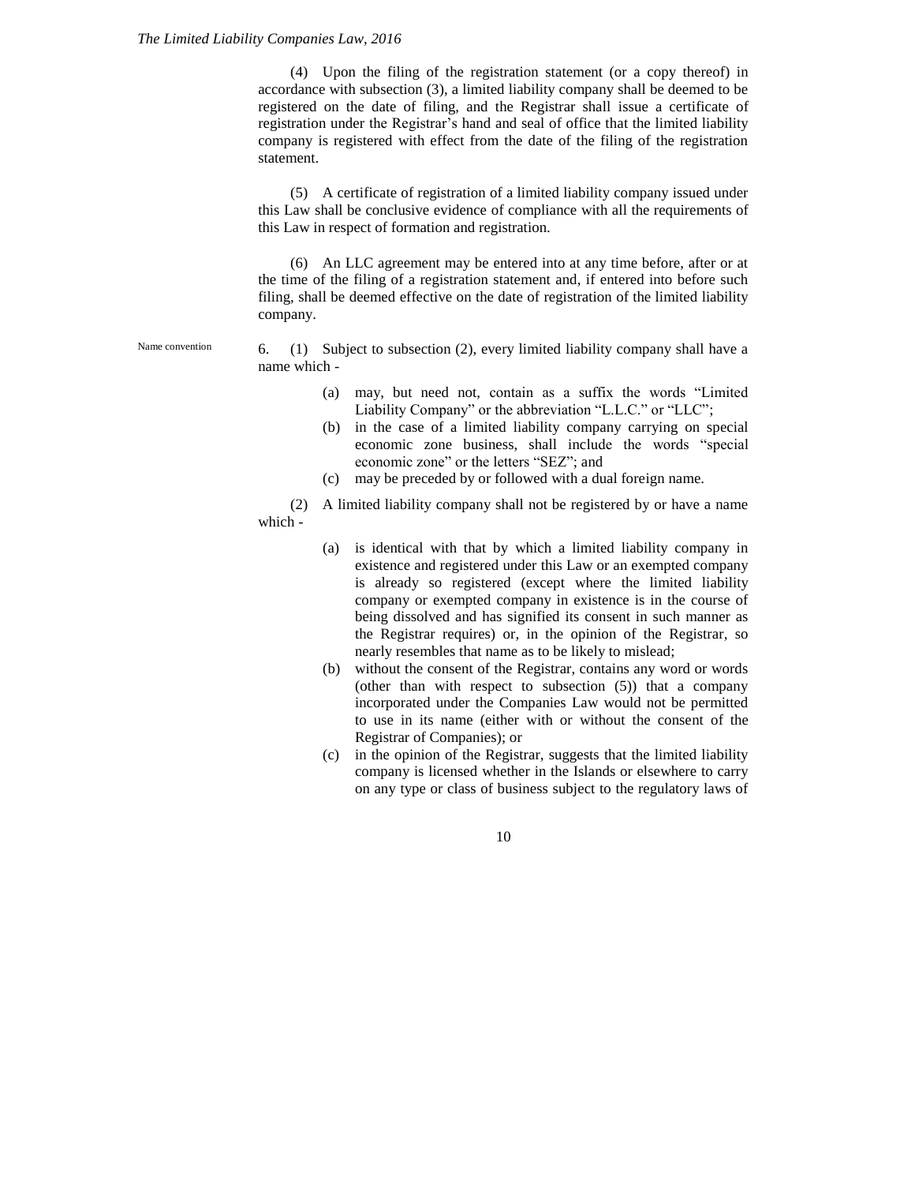(4) Upon the filing of the registration statement (or a copy thereof) in accordance with subsection (3), a limited liability company shall be deemed to be registered on the date of filing, and the Registrar shall issue a certificate of registration under the Registrar's hand and seal of office that the limited liability company is registered with effect from the date of the filing of the registration statement.

(5) A certificate of registration of a limited liability company issued under this Law shall be conclusive evidence of compliance with all the requirements of this Law in respect of formation and registration.

(6) An LLC agreement may be entered into at any time before, after or at the time of the filing of a registration statement and, if entered into before such filing, shall be deemed effective on the date of registration of the limited liability company.

Name convention

6. (1) Subject to subsection (2), every limited liability company shall have a name which -

(a) may, but need not, contain as a suffix the words "Limited Liability Company" or the abbreviation "L.L.C." or "LLC";

(b) in the case of a limited liability company carrying on special economic zone business, shall include the words "special economic zone" or the letters "SEZ"; and

(c) may be preceded by or followed with a dual foreign name.

(2) A limited liability company shall not be registered by or have a name which -

(a) is identical with that by which a limited liability company in existence and registered under this Law or an exempted company is already so registered (except where the limited liability company or exempted company in existence is in the course of being dissolved and has signified its consent in such manner as the Registrar requires) or, in the opinion of the Registrar, so nearly resembles that name as to be likely to mislead;

(b) without the consent of the Registrar, contains any word or words (other than with respect to subsection (5)) that a company incorporated under the Companies Law would not be permitted to use in its name (either with or without the consent of the Registrar of Companies); or

(c) in the opinion of the Registrar, suggests that the limited liability company is licensed whether in the Islands or elsewhere to carry on any type or class of business subject to the regulatory laws of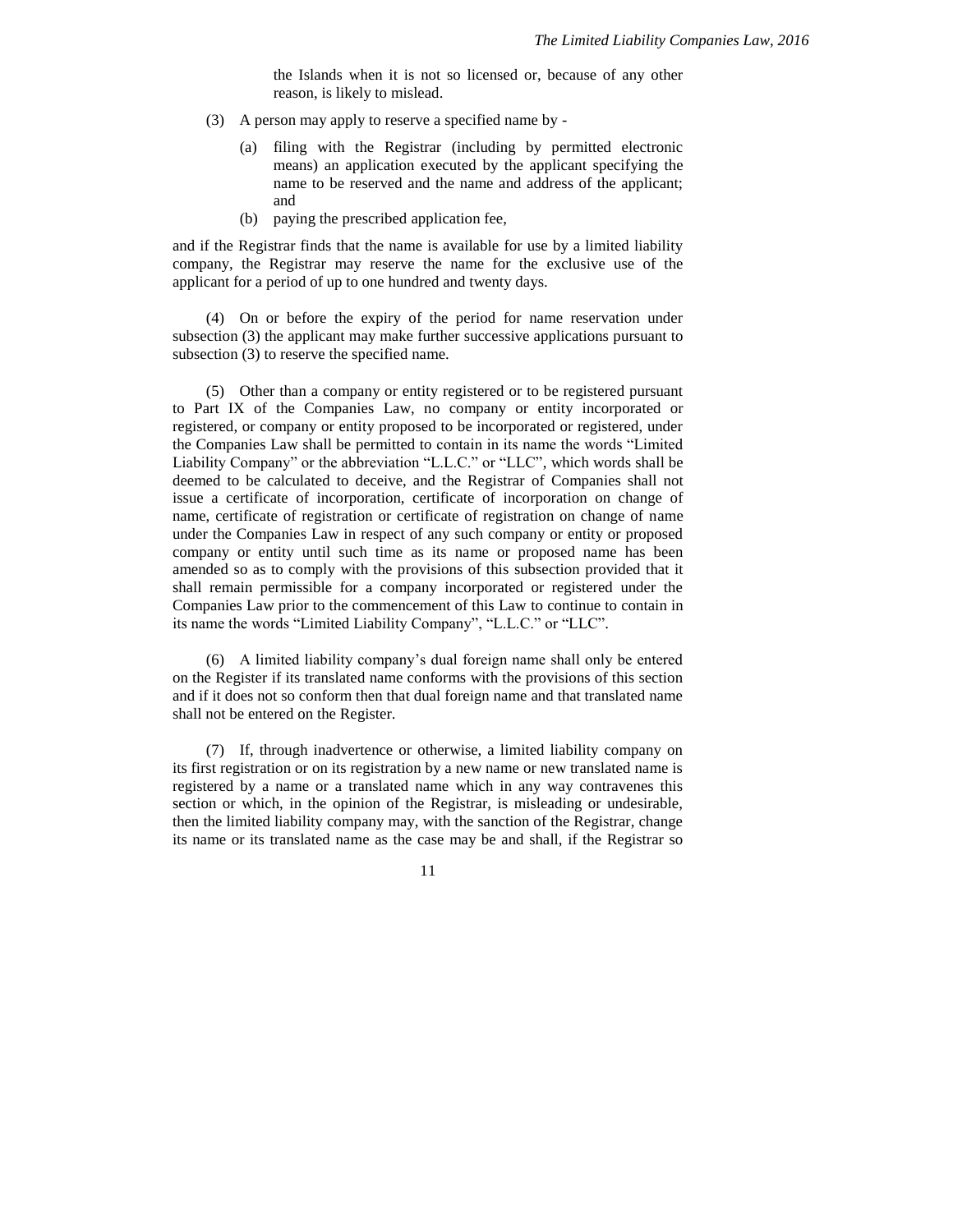the Islands when it is not so licensed or, because of any other reason, is likely to mislead.

(3) A person may apply to reserve a specified name by -

(a) filing with the Registrar (including by permitted electronic means) an application executed by the applicant specifying the name to be reserved and the name and address of the applicant; and

(b) paying the prescribed application fee,

and if the Registrar finds that the name is available for use by a limited liability company, the Registrar may reserve the name for the exclusive use of the applicant for a period of up to one hundred and twenty days.

(4) On or before the expiry of the period for name reservation under subsection (3) the applicant may make further successive applications pursuant to subsection (3) to reserve the specified name.

(5) Other than a company or entity registered or to be registered pursuant to Part IX of the Companies Law, no company or entity incorporated or registered, or company or entity proposed to be incorporated or registered, under the Companies Law shall be permitted to contain in its name the words "Limited Liability Company" or the abbreviation "L.L.C." or "LLC", which words shall be deemed to be calculated to deceive, and the Registrar of Companies shall not issue a certificate of incorporation, certificate of incorporation on change of name, certificate of registration or certificate of registration on change of name under the Companies Law in respect of any such company or entity or proposed company or entity until such time as its name or proposed name has been amended so as to comply with the provisions of this subsection provided that it shall remain permissible for a company incorporated or registered under the Companies Law prior to the commencement of this Law to continue to contain in its name the words "Limited Liability Company", "L.L.C." or "LLC".

(6) A limited liability company's dual foreign name shall only be entered on the Register if its translated name conforms with the provisions of this section and if it does not so conform then that dual foreign name and that translated name shall not be entered on the Register.

(7) If, through inadvertence or otherwise, a limited liability company on its first registration or on its registration by a new name or new translated name is registered by a name or a translated name which in any way contravenes this section or which, in the opinion of the Registrar, is misleading or undesirable, then the limited liability company may, with the sanction of the Registrar, change its name or its translated name as the case may be and shall, if the Registrar so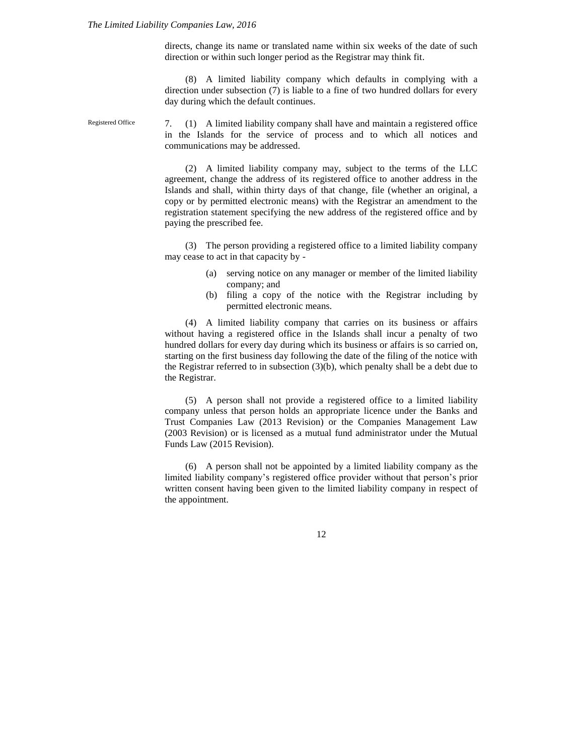directs, change its name or translated name within six weeks of the date of such direction or within such longer period as the Registrar may think fit.

(8) A limited liability company which defaults in complying with a direction under subsection (7) is liable to a fine of two hundred dollars for every day during which the default continues.

Registered Office

7. (1) A limited liability company shall have and maintain a registered office in the Islands for the service of process and to which all notices and communications may be addressed.

(2) A limited liability company may, subject to the terms of the LLC agreement, change the address of its registered office to another address in the Islands and shall, within thirty days of that change, file (whether an original, a copy or by permitted electronic means) with the Registrar an amendment to the registration statement specifying the new address of the registered office and by paying the prescribed fee.

(3) The person providing a registered office to a limited liability company may cease to act in that capacity by -

(a) serving notice on any manager or member of the limited liability company; and
(b) filing a copy of the notice with the Registrar including by permitted electronic means.

(4) A limited liability company that carries on its business or affairs without having a registered office in the Islands shall incur a penalty of two hundred dollars for every day during which its business or affairs is so carried on, starting on the first business day following the date of the filing of the notice with the Registrar referred to in subsection (3)(b), which penalty shall be a debt due to the Registrar.

(5) A person shall not provide a registered office to a limited liability company unless that person holds an appropriate licence under the Banks and Trust Companies Law (2013 Revision) or the Companies Management Law (2003 Revision) or is licensed as a mutual fund administrator under the Mutual Funds Law (2015 Revision).

(6) A person shall not be appointed by a limited liability company as the limited liability company's registered office provider without that person's prior written consent having been given to the limited liability company in respect of the appointment.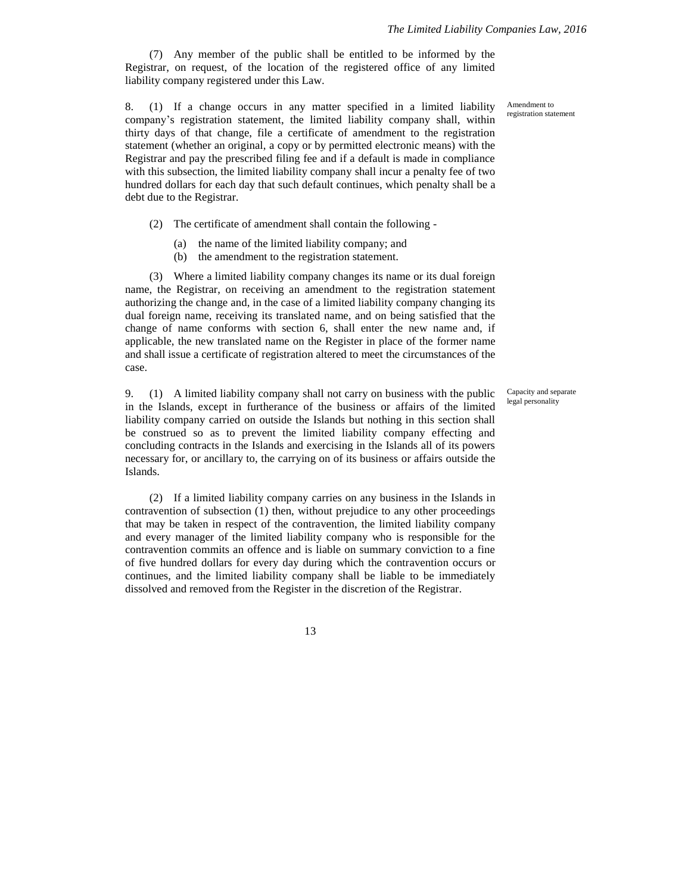(7) Any member of the public shall be entitled to be informed by the Registrar, on request, of the location of the registered office of any limited liability company registered under this Law.

Amendment to registration statement

8. (1) If a change occurs in any matter specified in a limited liability company's registration statement, the limited liability company shall, within thirty days of that change, file a certificate of amendment to the registration statement (whether an original, a copy or by permitted electronic means) with the Registrar and pay the prescribed filing fee and if a default is made in compliance with this subsection, the limited liability company shall incur a penalty fee of two hundred dollars for each day that such default continues, which penalty shall be a debt due to the Registrar.

(2) The certificate of amendment shall contain the following -

(a) the name of the limited liability company; and
(b) the amendment to the registration statement.

(3) Where a limited liability company changes its name or its dual foreign name, the Registrar, on receiving an amendment to the registration statement authorizing the change and, in the case of a limited liability company changing its dual foreign name, receiving its translated name, and on being satisfied that the change of name conforms with section 6, shall enter the new name and, if applicable, the new translated name on the Register in place of the former name and shall issue a certificate of registration altered to meet the circumstances of the case.

Capacity and separate legal personality

9. (1) A limited liability company shall not carry on business with the public in the Islands, except in furtherance of the business or affairs of the limited liability company carried on outside the Islands but nothing in this section shall be construed so as to prevent the limited liability company effecting and concluding contracts in the Islands and exercising in the Islands all of its powers necessary for, or ancillary to, the carrying on of its business or affairs outside the Islands.

(2) If a limited liability company carries on any business in the Islands in contravention of subsection (1) then, without prejudice to any other proceedings that may be taken in respect of the contravention, the limited liability company and every manager of the limited liability company who is responsible for the contravention commits an offence and is liable on summary conviction to a fine of five hundred dollars for every day during which the contravention occurs or continues, and the limited liability company shall be liable to be immediately dissolved and removed from the Register in the discretion of the Registrar.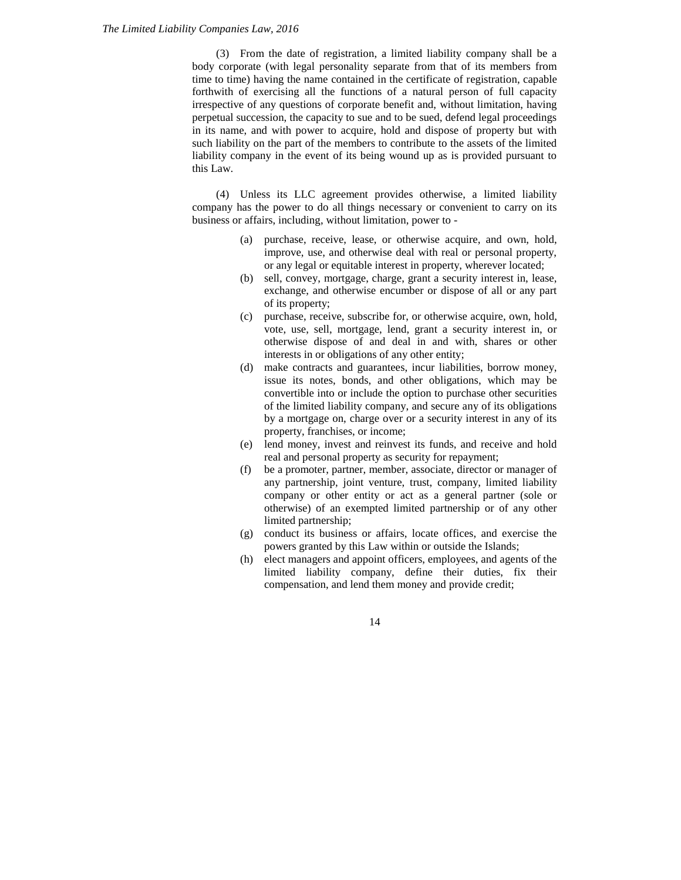(3) From the date of registration, a limited liability company shall be a body corporate (with legal personality separate from that of its members from time to time) having the name contained in the certificate of registration, capable forthwith of exercising all the functions of a natural person of full capacity irrespective of any questions of corporate benefit and, without limitation, having perpetual succession, the capacity to sue and to be sued, defend legal proceedings in its name, and with power to acquire, hold and dispose of property but with such liability on the part of the members to contribute to the assets of the limited liability company in the event of its being wound up as is provided pursuant to this Law.

(4) Unless its LLC agreement provides otherwise, a limited liability company has the power to do all things necessary or convenient to carry on its business or affairs, including, without limitation, power to -

- (a) purchase, receive, lease, or otherwise acquire, and own, hold, improve, use, and otherwise deal with real or personal property, or any legal or equitable interest in property, wherever located;
- (b) sell, convey, mortgage, charge, grant a security interest in, lease, exchange, and otherwise encumber or dispose of all or any part of its property;
- (c) purchase, receive, subscribe for, or otherwise acquire, own, hold, vote, use, sell, mortgage, lend, grant a security interest in, or otherwise dispose of and deal in and with, shares or other interests in or obligations of any other entity;
- (d) make contracts and guarantees, incur liabilities, borrow money, issue its notes, bonds, and other obligations, which may be convertible into or include the option to purchase other securities of the limited liability company, and secure any of its obligations by a mortgage on, charge over or a security interest in any of its property, franchises, or income;
- (e) lend money, invest and reinvest its funds, and receive and hold real and personal property as security for repayment;
- (f) be a promoter, partner, member, associate, director or manager of any partnership, joint venture, trust, company, limited liability company or other entity or act as a general partner (sole or otherwise) of an exempted limited partnership or of any other limited partnership;
- (g) conduct its business or affairs, locate offices, and exercise the powers granted by this Law within or outside the Islands;
- (h) elect managers and appoint officers, employees, and agents of the limited liability company, define their duties, fix their compensation, and lend them money and provide credit;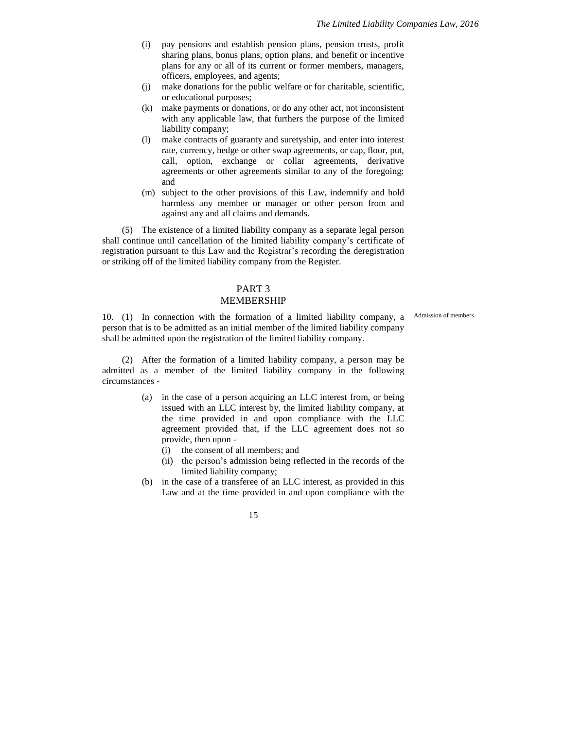(i) pay pensions and establish pension plans, pension trusts, profit sharing plans, bonus plans, option plans, and benefit or incentive plans for any or all of its current or former members, managers, officers, employees, and agents;

(j) make donations for the public welfare or for charitable, scientific, or educational purposes;

(k) make payments or donations, or do any other act, not inconsistent with any applicable law, that furthers the purpose of the limited liability company;

(l) make contracts of guaranty and suretyship, and enter into interest rate, currency, hedge or other swap agreements, or cap, floor, put, call, option, exchange or collar agreements, derivative agreements or other agreements similar to any of the foregoing; and

(m) subject to the other provisions of this Law, indemnify and hold harmless any member or manager or other person from and against any and all claims and demands.

(5) The existence of a limited liability company as a separate legal person shall continue until cancellation of the limited liability company's certificate of registration pursuant to this Law and the Registrar's recording the deregistration or striking off of the limited liability company from the Register.

## PART 3
## MEMBERSHIP

*Admission of members*

10. (1) In connection with the formation of a limited liability company, a person that is to be admitted as an initial member of the limited liability company shall be admitted upon the registration of the limited liability company.

(2) After the formation of a limited liability company, a person may be admitted as a member of the limited liability company in the following circumstances -

(a) in the case of a person acquiring an LLC interest from, or being issued with an LLC interest by, the limited liability company, at the time provided in and upon compliance with the LLC agreement provided that, if the LLC agreement does not so provide, then upon -

(i) the consent of all members; and

(ii) the person's admission being reflected in the records of the limited liability company;

(b) in the case of a transferee of an LLC interest, as provided in this Law and at the time provided in and upon compliance with the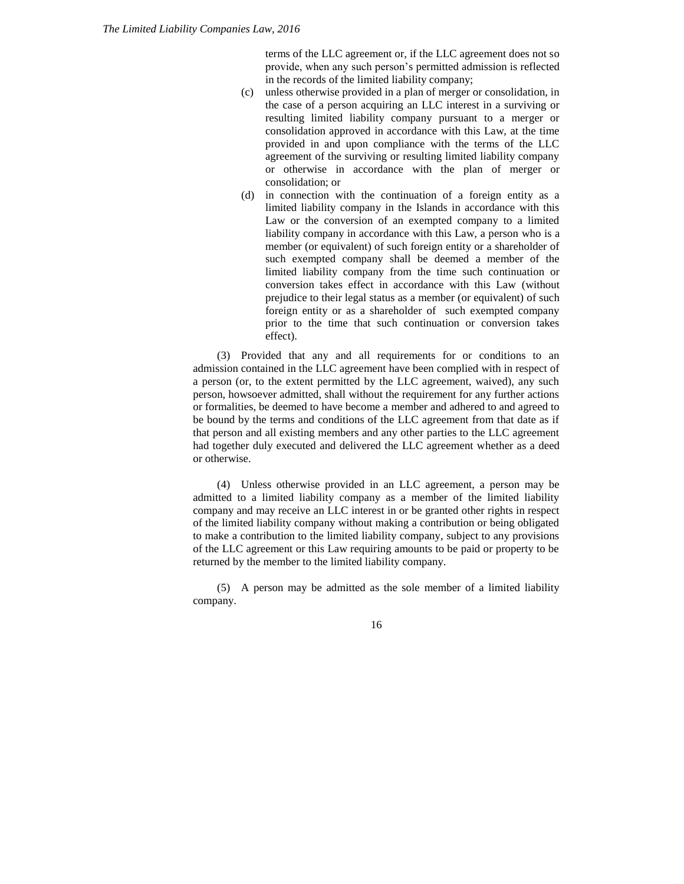terms of the LLC agreement or, if the LLC agreement does not so provide, when any such person's permitted admission is reflected in the records of the limited liability company;

(c) unless otherwise provided in a plan of merger or consolidation, in the case of a person acquiring an LLC interest in a surviving or resulting limited liability company pursuant to a merger or consolidation approved in accordance with this Law, at the time provided in and upon compliance with the terms of the LLC agreement of the surviving or resulting limited liability company or otherwise in accordance with the plan of merger or consolidation; or

(d) in connection with the continuation of a foreign entity as a limited liability company in the Islands in accordance with this Law or the conversion of an exempted company to a limited liability company in accordance with this Law, a person who is a member (or equivalent) of such foreign entity or a shareholder of such exempted company shall be deemed a member of the limited liability company from the time such continuation or conversion takes effect in accordance with this Law (without prejudice to their legal status as a member (or equivalent) of such foreign entity or as a shareholder of such exempted company prior to the time that such continuation or conversion takes effect).

(3) Provided that any and all requirements for or conditions to an admission contained in the LLC agreement have been complied with in respect of a person (or, to the extent permitted by the LLC agreement, waived), any such person, howsoever admitted, shall without the requirement for any further actions or formalities, be deemed to have become a member and adhered to and agreed to be bound by the terms and conditions of the LLC agreement from that date as if that person and all existing members and any other parties to the LLC agreement had together duly executed and delivered the LLC agreement whether as a deed or otherwise.

(4) Unless otherwise provided in an LLC agreement, a person may be admitted to a limited liability company as a member of the limited liability company and may receive an LLC interest in or be granted other rights in respect of the limited liability company without making a contribution or being obligated to make a contribution to the limited liability company, subject to any provisions of the LLC agreement or this Law requiring amounts to be paid or property to be returned by the member to the limited liability company.

(5) A person may be admitted as the sole member of a limited liability company.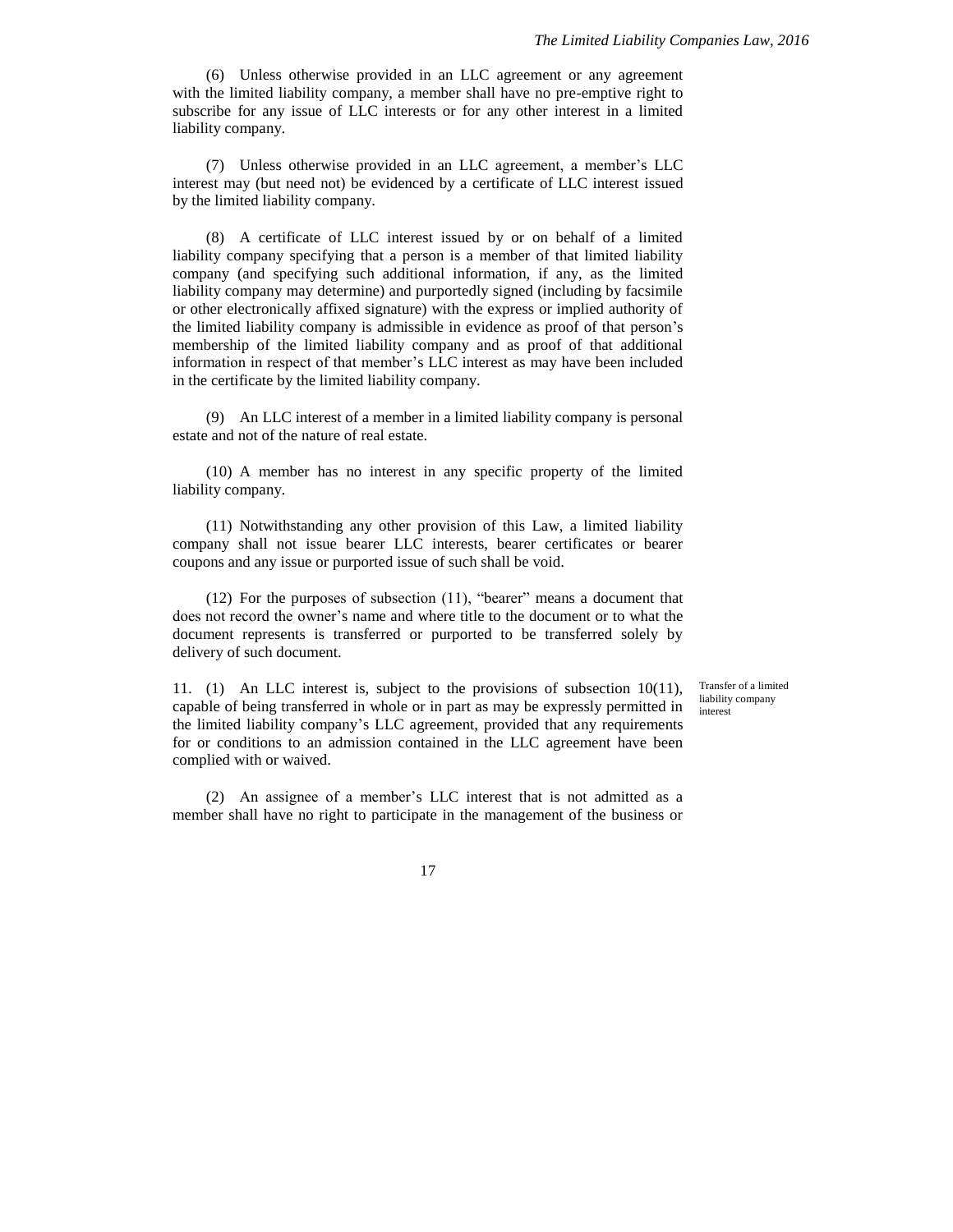(6) Unless otherwise provided in an LLC agreement or any agreement with the limited liability company, a member shall have no pre-emptive right to subscribe for any issue of LLC interests or for any other interest in a limited liability company.

(7) Unless otherwise provided in an LLC agreement, a member's LLC interest may (but need not) be evidenced by a certificate of LLC interest issued by the limited liability company.

(8) A certificate of LLC interest issued by or on behalf of a limited liability company specifying that a person is a member of that limited liability company (and specifying such additional information, if any, as the limited liability company may determine) and purportedly signed (including by facsimile or other electronically affixed signature) with the express or implied authority of the limited liability company is admissible in evidence as proof of that person's membership of the limited liability company and as proof of that additional information in respect of that member's LLC interest as may have been included in the certificate by the limited liability company.

(9) An LLC interest of a member in a limited liability company is personal estate and not of the nature of real estate.

(10) A member has no interest in any specific property of the limited liability company.

(11) Notwithstanding any other provision of this Law, a limited liability company shall not issue bearer LLC interests, bearer certificates or bearer coupons and any issue or purported issue of such shall be void.

(12) For the purposes of subsection (11), "bearer" means a document that does not record the owner's name and where title to the document or to what the document represents is transferred or purported to be transferred solely by delivery of such document.

*Transfer of a limited liability company interest*

11. (1) An LLC interest is, subject to the provisions of subsection 10(11), capable of being transferred in whole or in part as may be expressly permitted in the limited liability company's LLC agreement, provided that any requirements for or conditions to an admission contained in the LLC agreement have been complied with or waived.

(2) An assignee of a member's LLC interest that is not admitted as a member shall have no right to participate in the management of the business or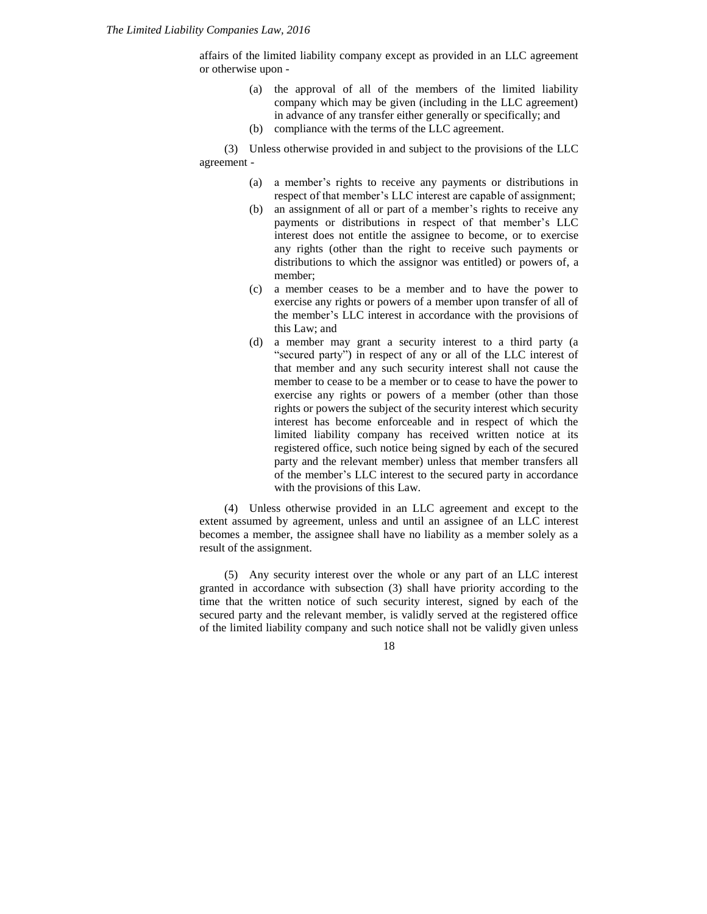affairs of the limited liability company except as provided in an LLC agreement or otherwise upon -

(a) the approval of all of the members of the limited liability company which may be given (including in the LLC agreement) in advance of any transfer either generally or specifically; and
(b) compliance with the terms of the LLC agreement.

(3) Unless otherwise provided in and subject to the provisions of the LLC agreement -

(a) a member's rights to receive any payments or distributions in respect of that member's LLC interest are capable of assignment;
(b) an assignment of all or part of a member's rights to receive any payments or distributions in respect of that member's LLC interest does not entitle the assignee to become, or to exercise any rights (other than the right to receive such payments or distributions to which the assignor was entitled) or powers of, a member;
(c) a member ceases to be a member and to have the power to exercise any rights or powers of a member upon transfer of all of the member's LLC interest in accordance with the provisions of this Law; and
(d) a member may grant a security interest to a third party (a "secured party") in respect of any or all of the LLC interest of that member and any such security interest shall not cause the member to cease to be a member or to cease to have the power to exercise any rights or powers of a member (other than those rights or powers the subject of the security interest which security interest has become enforceable and in respect of which the limited liability company has received written notice at its registered office, such notice being signed by each of the secured party and the relevant member) unless that member transfers all of the member's LLC interest to the secured party in accordance with the provisions of this Law.

(4) Unless otherwise provided in an LLC agreement and except to the extent assumed by agreement, unless and until an assignee of an LLC interest becomes a member, the assignee shall have no liability as a member solely as a result of the assignment.

(5) Any security interest over the whole or any part of an LLC interest granted in accordance with subsection (3) shall have priority according to the time that the written notice of such security interest, signed by each of the secured party and the relevant member, is validly served at the registered office of the limited liability company and such notice shall not be validly given unless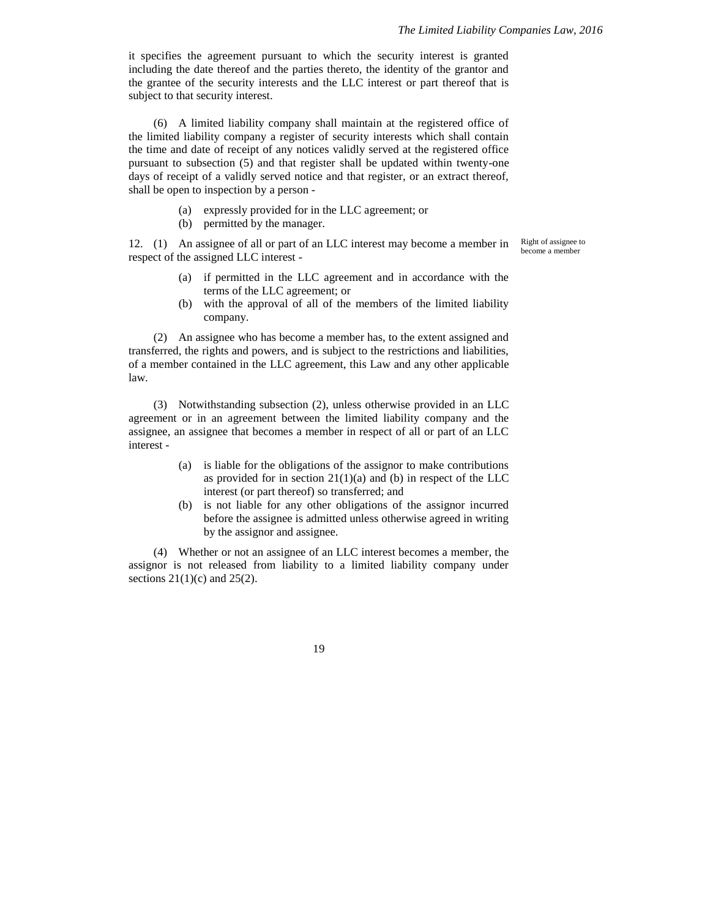it specifies the agreement pursuant to which the security interest is granted including the date thereof and the parties thereto, the identity of the grantor and the grantee of the security interests and the LLC interest or part thereof that is subject to that security interest.

(6) A limited liability company shall maintain at the registered office of the limited liability company a register of security interests which shall contain the time and date of receipt of any notices validly served at the registered office pursuant to subsection (5) and that register shall be updated within twenty-one days of receipt of a validly served notice and that register, or an extract thereof, shall be open to inspection by a person -

(a) expressly provided for in the LLC agreement; or
(b) permitted by the manager.

**Right of assignee to become a member**

12. (1) An assignee of all or part of an LLC interest may become a member in respect of the assigned LLC interest -

(a) if permitted in the LLC agreement and in accordance with the terms of the LLC agreement; or
(b) with the approval of all of the members of the limited liability company.

(2) An assignee who has become a member has, to the extent assigned and transferred, the rights and powers, and is subject to the restrictions and liabilities, of a member contained in the LLC agreement, this Law and any other applicable law.

(3) Notwithstanding subsection (2), unless otherwise provided in an LLC agreement or in an agreement between the limited liability company and the assignee, an assignee that becomes a member in respect of all or part of an LLC interest -

(a) is liable for the obligations of the assignor to make contributions as provided for in section 21(1)(a) and (b) in respect of the LLC interest (or part thereof) so transferred; and
(b) is not liable for any other obligations of the assignor incurred before the assignee is admitted unless otherwise agreed in writing by the assignor and assignee.

(4) Whether or not an assignee of an LLC interest becomes a member, the assignor is not released from liability to a limited liability company under sections 21(1)(c) and 25(2).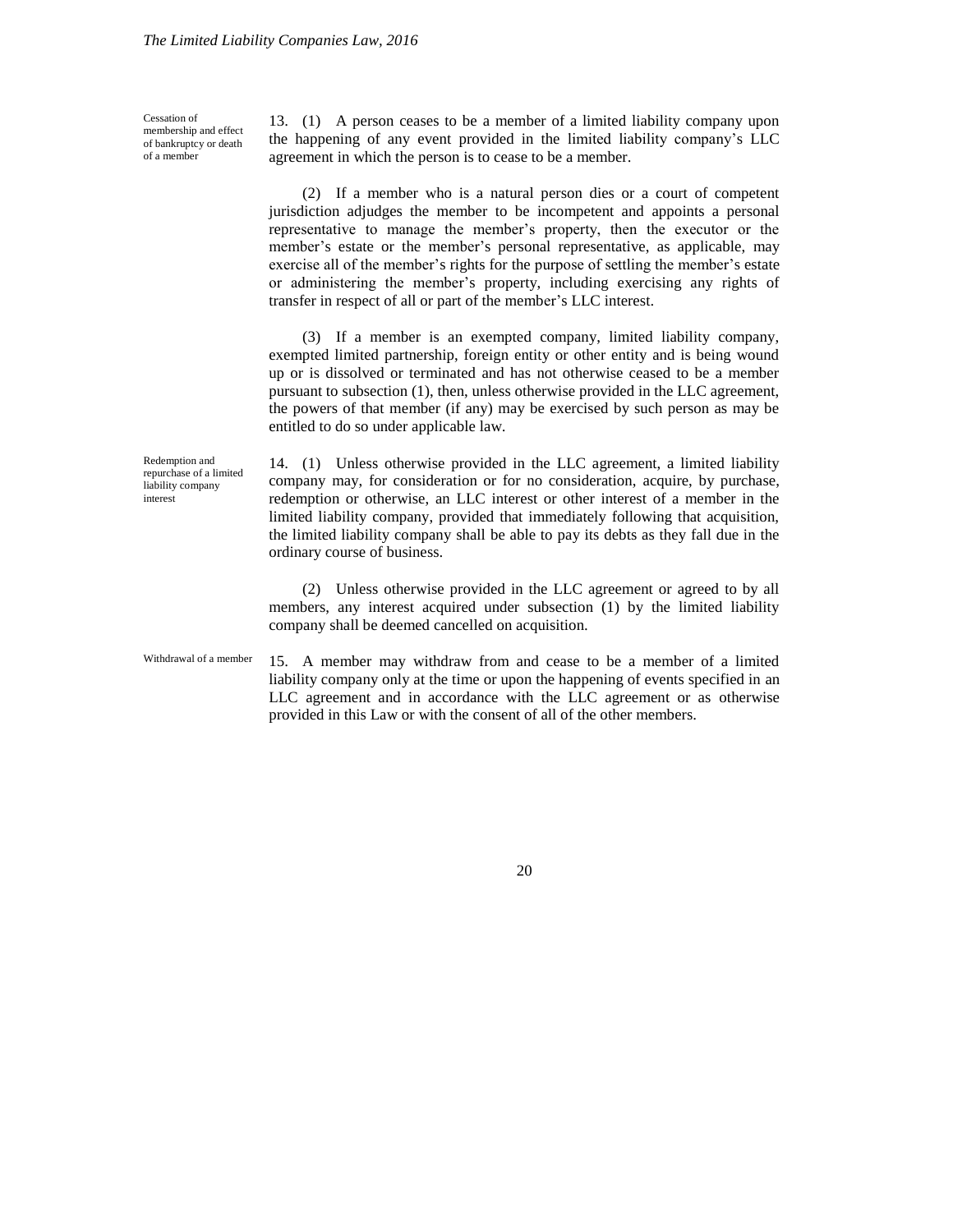**Cessation of membership and effect of bankruptcy or death of a member**

13. (1) A person ceases to be a member of a limited liability company upon the happening of any event provided in the limited liability company's LLC agreement in which the person is to cease to be a member.

(2) If a member who is a natural person dies or a court of competent jurisdiction adjudges the member to be incompetent and appoints a personal representative to manage the member's property, then the executor or the member's estate or the member's personal representative, as applicable, may exercise all of the member's rights for the purpose of settling the member's estate or administering the member's property, including exercising any rights of transfer in respect of all or part of the member's LLC interest.

(3) If a member is an exempted company, limited liability company, exempted limited partnership, foreign entity or other entity and is being wound up or is dissolved or terminated and has not otherwise ceased to be a member pursuant to subsection (1), then, unless otherwise provided in the LLC agreement, the powers of that member (if any) may be exercised by such person as may be entitled to do so under applicable law.

**Redemption and repurchase of a limited liability company interest**

14. (1) Unless otherwise provided in the LLC agreement, a limited liability company may, for consideration or for no consideration, acquire, by purchase, redemption or otherwise, an LLC interest or other interest of a member in the limited liability company, provided that immediately following that acquisition, the limited liability company shall be able to pay its debts as they fall due in the ordinary course of business.

(2) Unless otherwise provided in the LLC agreement or agreed to by all members, any interest acquired under subsection (1) by the limited liability company shall be deemed cancelled on acquisition.

**Withdrawal of a member**

15. A member may withdraw from and cease to be a member of a limited liability company only at the time or upon the happening of events specified in an LLC agreement and in accordance with the LLC agreement or as otherwise provided in this Law or with the consent of all of the other members.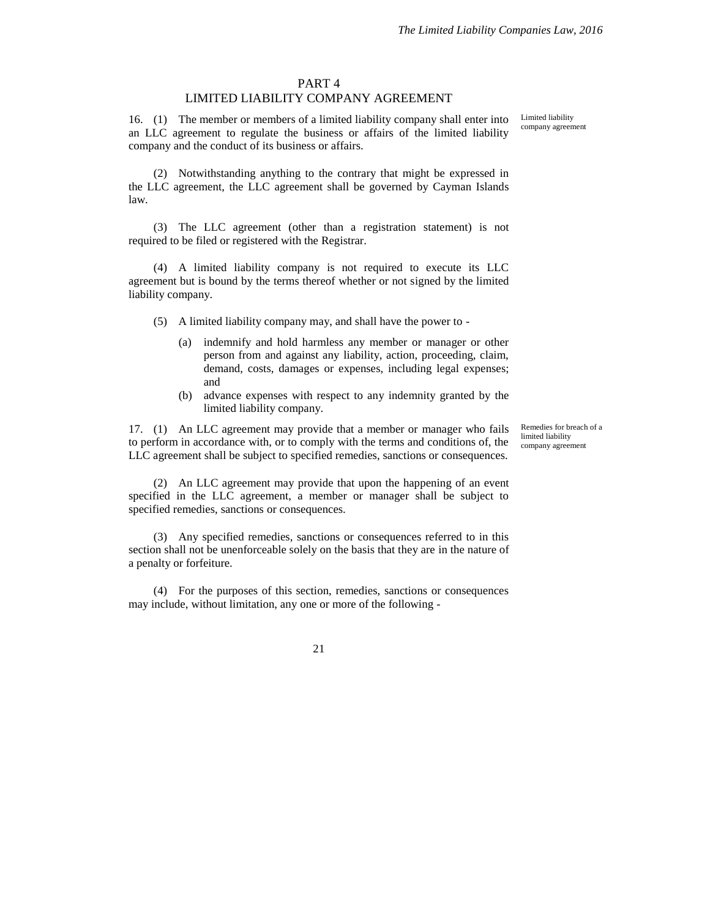## PART 4
## LIMITED LIABILITY COMPANY AGREEMENT

Limited liability company agreement

16. (1) The member or members of a limited liability company shall enter into an LLC agreement to regulate the business or affairs of the limited liability company and the conduct of its business or affairs.

(2) Notwithstanding anything to the contrary that might be expressed in the LLC agreement, the LLC agreement shall be governed by Cayman Islands law.

(3) The LLC agreement (other than a registration statement) is not required to be filed or registered with the Registrar.

(4) A limited liability company is not required to execute its LLC agreement but is bound by the terms thereof whether or not signed by the limited liability company.

(5) A limited liability company may, and shall have the power to -

- (a) indemnify and hold harmless any member or manager or other person from and against any liability, action, proceeding, claim, demand, costs, damages or expenses, including legal expenses; and
- (b) advance expenses with respect to any indemnity granted by the limited liability company.

Remedies for breach of a limited liability company agreement

17. (1) An LLC agreement may provide that a member or manager who fails to perform in accordance with, or to comply with the terms and conditions of, the LLC agreement shall be subject to specified remedies, sanctions or consequences.

(2) An LLC agreement may provide that upon the happening of an event specified in the LLC agreement, a member or manager shall be subject to specified remedies, sanctions or consequences.

(3) Any specified remedies, sanctions or consequences referred to in this section shall not be unenforceable solely on the basis that they are in the nature of a penalty or forfeiture.

(4) For the purposes of this section, remedies, sanctions or consequences may include, without limitation, any one or more of the following -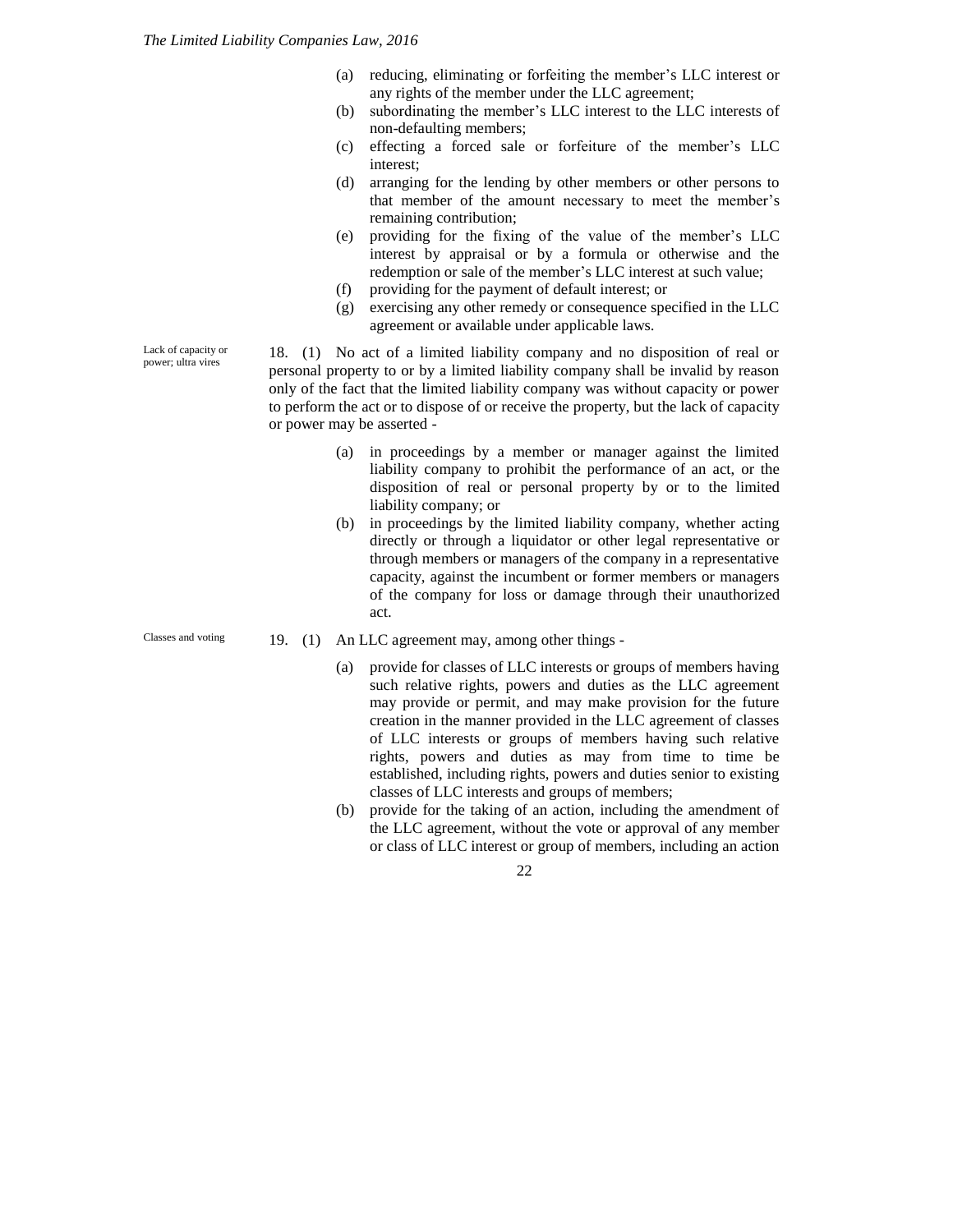(a) reducing, eliminating or forfeiting the member's LLC interest or any rights of the member under the LLC agreement;
(b) subordinating the member's LLC interest to the LLC interests of non-defaulting members;
(c) effecting a forced sale or forfeiture of the member's LLC interest;
(d) arranging for the lending by other members or other persons to that member of the amount necessary to meet the member's remaining contribution;
(e) providing for the fixing of the value of the member's LLC interest by appraisal or by a formula or otherwise and the redemption or sale of the member's LLC interest at such value;
(f) providing for the payment of default interest; or
(g) exercising any other remedy or consequence specified in the LLC agreement or available under applicable laws.

Lack of capacity or power; ultra vires

18. (1) No act of a limited liability company and no disposition of real or personal property to or by a limited liability company shall be invalid by reason only of the fact that the limited liability company was without capacity or power to perform the act or to dispose of or receive the property, but the lack of capacity or power may be asserted -

(a) in proceedings by a member or manager against the limited liability company to prohibit the performance of an act, or the disposition of real or personal property by or to the limited liability company; or
(b) in proceedings by the limited liability company, whether acting directly or through a liquidator or other legal representative or through members or managers of the company in a representative capacity, against the incumbent or former members or managers of the company for loss or damage through their unauthorized act.

Classes and voting

19. (1) An LLC agreement may, among other things -

(a) provide for classes of LLC interests or groups of members having such relative rights, powers and duties as the LLC agreement may provide or permit, and may make provision for the future creation in the manner provided in the LLC agreement of classes of LLC interests or groups of members having such relative rights, powers and duties as may from time to time be established, including rights, powers and duties senior to existing classes of LLC interests and groups of members;
(b) provide for the taking of an action, including the amendment of the LLC agreement, without the vote or approval of any member or class of LLC interest or group of members, including an action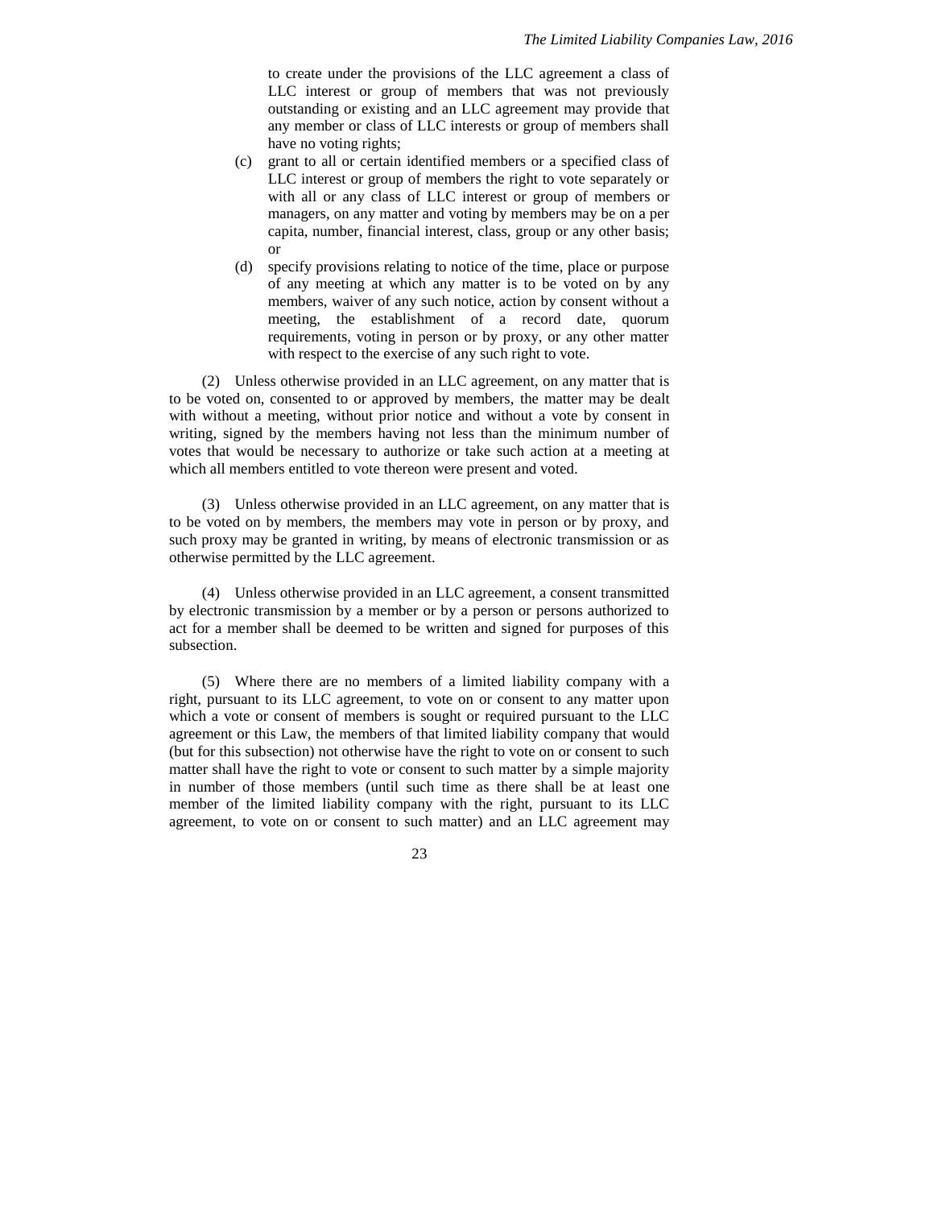to create under the provisions of the LLC agreement a class of LLC interest or group of members that was not previously outstanding or existing and an LLC agreement may provide that any member or class of LLC interests or group of members shall have no voting rights;

(c) grant to all or certain identified members or a specified class of LLC interest or group of members the right to vote separately or with all or any class of LLC interest or group of members or managers, on any matter and voting by members may be on a per capita, number, financial interest, class, group or any other basis; or

(d) specify provisions relating to notice of the time, place or purpose of any meeting at which any matter is to be voted on by any members, waiver of any such notice, action by consent without a meeting, the establishment of a record date, quorum requirements, voting in person or by proxy, or any other matter with respect to the exercise of any such right to vote.

(2) Unless otherwise provided in an LLC agreement, on any matter that is to be voted on, consented to or approved by members, the matter may be dealt with without a meeting, without prior notice and without a vote by consent in writing, signed by the members having not less than the minimum number of votes that would be necessary to authorize or take such action at a meeting at which all members entitled to vote thereon were present and voted.

(3) Unless otherwise provided in an LLC agreement, on any matter that is to be voted on by members, the members may vote in person or by proxy, and such proxy may be granted in writing, by means of electronic transmission or as otherwise permitted by the LLC agreement.

(4) Unless otherwise provided in an LLC agreement, a consent transmitted by electronic transmission by a member or by a person or persons authorized to act for a member shall be deemed to be written and signed for purposes of this subsection.

(5) Where there are no members of a limited liability company with a right, pursuant to its LLC agreement, to vote on or consent to any matter upon which a vote or consent of members is sought or required pursuant to the LLC agreement or this Law, the members of that limited liability company that would (but for this subsection) not otherwise have the right to vote on or consent to such matter shall have the right to vote or consent to such matter by a simple majority in number of those members (until such time as there shall be at least one member of the limited liability company with the right, pursuant to its LLC agreement, to vote on or consent to such matter) and an LLC agreement may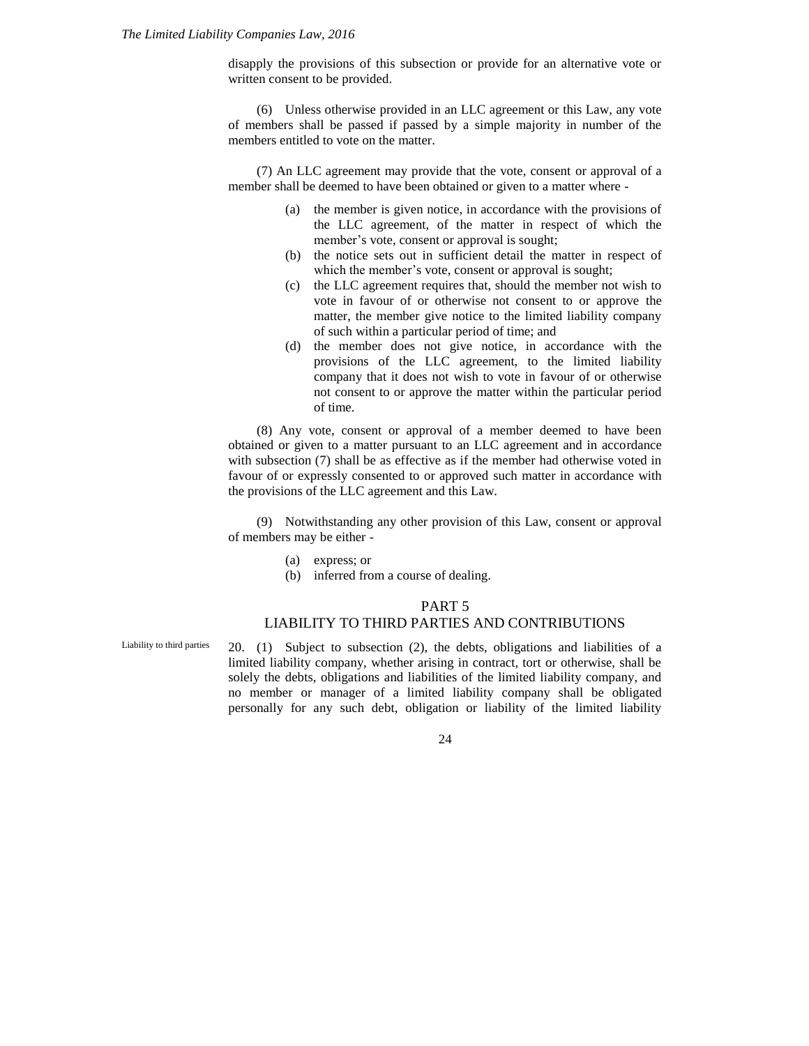disapply the provisions of this subsection or provide for an alternative vote or written consent to be provided.

(6) Unless otherwise provided in an LLC agreement or this Law, any vote of members shall be passed if passed by a simple majority in number of the members entitled to vote on the matter.

(7) An LLC agreement may provide that the vote, consent or approval of a member shall be deemed to have been obtained or given to a matter where -

(a) the member is given notice, in accordance with the provisions of the LLC agreement, of the matter in respect of which the member's vote, consent or approval is sought;

(b) the notice sets out in sufficient detail the matter in respect of which the member's vote, consent or approval is sought;

(c) the LLC agreement requires that, should the member not wish to vote in favour of or otherwise not consent to or approve the matter, the member give notice to the limited liability company of such within a particular period of time; and

(d) the member does not give notice, in accordance with the provisions of the LLC agreement, to the limited liability company that it does not wish to vote in favour of or otherwise not consent to or approve the matter within the particular period of time.

(8) Any vote, consent or approval of a member deemed to have been obtained or given to a matter pursuant to an LLC agreement and in accordance with subsection (7) shall be as effective as if the member had otherwise voted in favour of or expressly consented to or approved such matter in accordance with the provisions of the LLC agreement and this Law.

(9) Notwithstanding any other provision of this Law, consent or approval of members may be either -

(a) express; or

(b) inferred from a course of dealing.

## PART 5
## LIABILITY TO THIRD PARTIES AND CONTRIBUTIONS

Liability to third parties

20. (1) Subject to subsection (2), the debts, obligations and liabilities of a limited liability company, whether arising in contract, tort or otherwise, shall be solely the debts, obligations and liabilities of the limited liability company, and no member or manager of a limited liability company shall be obligated personally for any such debt, obligation or liability of the limited liability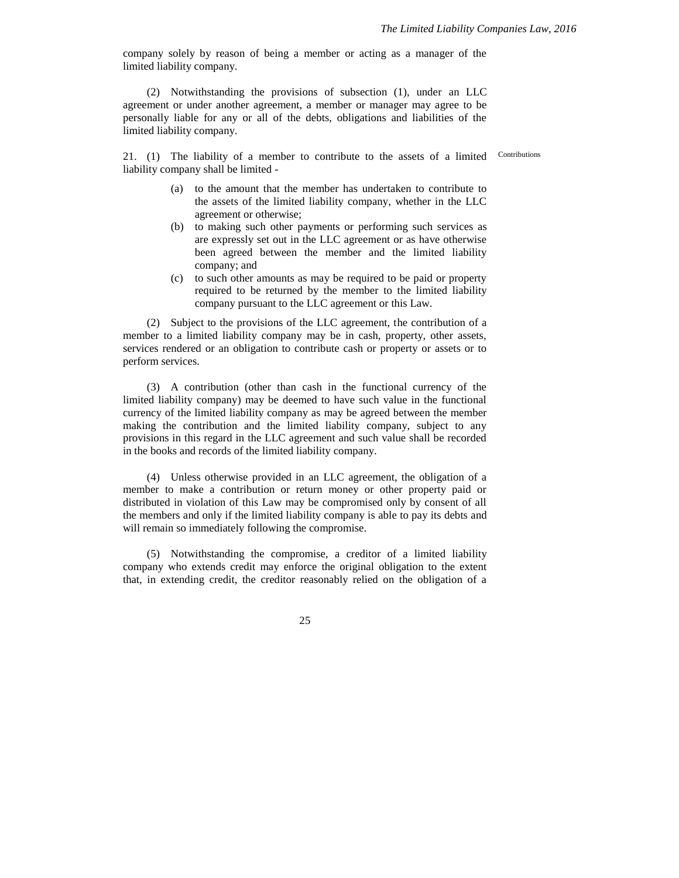company solely by reason of being a member or acting as a manager of the limited liability company.

(2) Notwithstanding the provisions of subsection (1), under an LLC agreement or under another agreement, a member or manager may agree to be personally liable for any or all of the debts, obligations and liabilities of the limited liability company.

Contributions

21. (1) The liability of a member to contribute to the assets of a limited liability company shall be limited -

(a) to the amount that the member has undertaken to contribute to the assets of the limited liability company, whether in the LLC agreement or otherwise;

(b) to making such other payments or performing such services as are expressly set out in the LLC agreement or as have otherwise been agreed between the member and the limited liability company; and

(c) to such other amounts as may be required to be paid or property required to be returned by the member to the limited liability company pursuant to the LLC agreement or this Law.

(2) Subject to the provisions of the LLC agreement, the contribution of a member to a limited liability company may be in cash, property, other assets, services rendered or an obligation to contribute cash or property or assets or to perform services.

(3) A contribution (other than cash in the functional currency of the limited liability company) may be deemed to have such value in the functional currency of the limited liability company as may be agreed between the member making the contribution and the limited liability company, subject to any provisions in this regard in the LLC agreement and such value shall be recorded in the books and records of the limited liability company.

(4) Unless otherwise provided in an LLC agreement, the obligation of a member to make a contribution or return money or other property paid or distributed in violation of this Law may be compromised only by consent of all the members and only if the limited liability company is able to pay its debts and will remain so immediately following the compromise.

(5) Notwithstanding the compromise, a creditor of a limited liability company who extends credit may enforce the original obligation to the extent that, in extending credit, the creditor reasonably relied on the obligation of a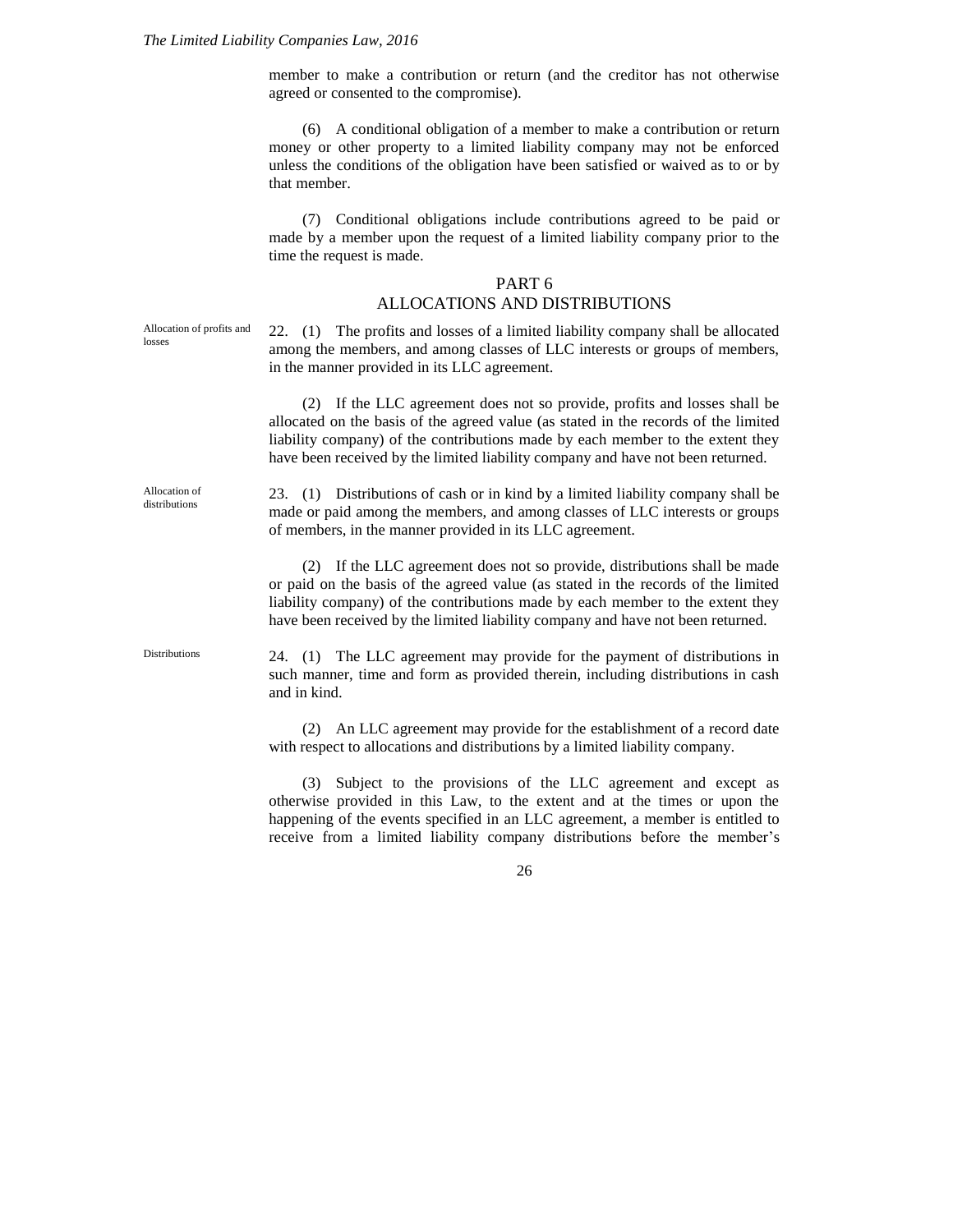member to make a contribution or return (and the creditor has not otherwise agreed or consented to the compromise).

(6) A conditional obligation of a member to make a contribution or return money or other property to a limited liability company may not be enforced unless the conditions of the obligation have been satisfied or waived as to or by that member.

(7) Conditional obligations include contributions agreed to be paid or made by a member upon the request of a limited liability company prior to the time the request is made.

## PART 6
## ALLOCATIONS AND DISTRIBUTIONS

Allocation of profits and losses

22. (1) The profits and losses of a limited liability company shall be allocated among the members, and among classes of LLC interests or groups of members, in the manner provided in its LLC agreement.

(2) If the LLC agreement does not so provide, profits and losses shall be allocated on the basis of the agreed value (as stated in the records of the limited liability company) of the contributions made by each member to the extent they have been received by the limited liability company and have not been returned.

Allocation of distributions

23. (1) Distributions of cash or in kind by a limited liability company shall be made or paid among the members, and among classes of LLC interests or groups of members, in the manner provided in its LLC agreement.

(2) If the LLC agreement does not so provide, distributions shall be made or paid on the basis of the agreed value (as stated in the records of the limited liability company) of the contributions made by each member to the extent they have been received by the limited liability company and have not been returned.

Distributions

24. (1) The LLC agreement may provide for the payment of distributions in such manner, time and form as provided therein, including distributions in cash and in kind.

(2) An LLC agreement may provide for the establishment of a record date with respect to allocations and distributions by a limited liability company.

(3) Subject to the provisions of the LLC agreement and except as otherwise provided in this Law, to the extent and at the times or upon the happening of the events specified in an LLC agreement, a member is entitled to receive from a limited liability company distributions before the member's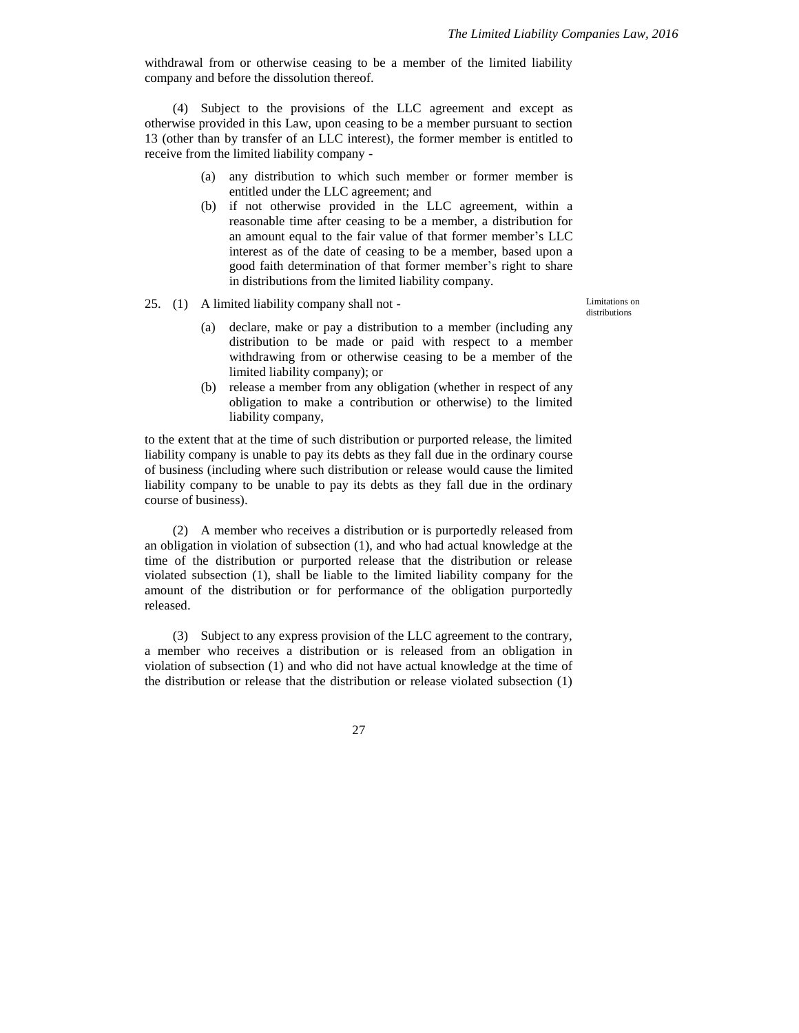withdrawal from or otherwise ceasing to be a member of the limited liability company and before the dissolution thereof.

(4) Subject to the provisions of the LLC agreement and except as otherwise provided in this Law, upon ceasing to be a member pursuant to section 13 (other than by transfer of an LLC interest), the former member is entitled to receive from the limited liability company -

(a) any distribution to which such member or former member is entitled under the LLC agreement; and

(b) if not otherwise provided in the LLC agreement, within a reasonable time after ceasing to be a member, a distribution for an amount equal to the fair value of that former member's LLC interest as of the date of ceasing to be a member, based upon a good faith determination of that former member's right to share in distributions from the limited liability company.

Limitations on distributions

25. (1) A limited liability company shall not -

(a) declare, make or pay a distribution to a member (including any distribution to be made or paid with respect to a member withdrawing from or otherwise ceasing to be a member of the limited liability company); or

(b) release a member from any obligation (whether in respect of any obligation to make a contribution or otherwise) to the limited liability company,

to the extent that at the time of such distribution or purported release, the limited liability company is unable to pay its debts as they fall due in the ordinary course of business (including where such distribution or release would cause the limited liability company to be unable to pay its debts as they fall due in the ordinary course of business).

(2) A member who receives a distribution or is purportedly released from an obligation in violation of subsection (1), and who had actual knowledge at the time of the distribution or purported release that the distribution or release violated subsection (1), shall be liable to the limited liability company for the amount of the distribution or for performance of the obligation purportedly released.

(3) Subject to any express provision of the LLC agreement to the contrary, a member who receives a distribution or is released from an obligation in violation of subsection (1) and who did not have actual knowledge at the time of the distribution or release that the distribution or release violated subsection (1)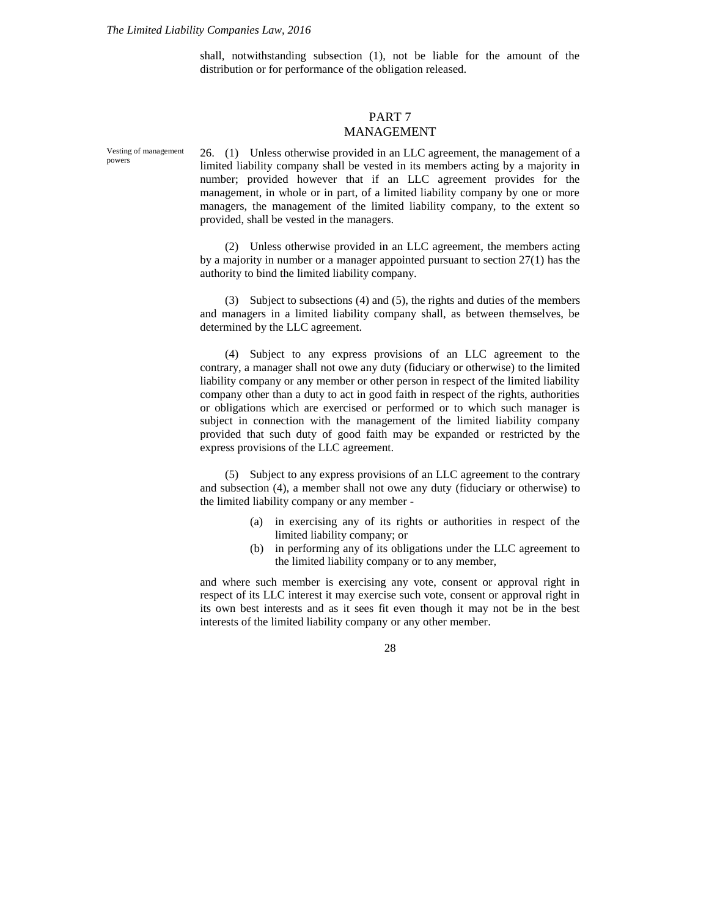shall, notwithstanding subsection (1), not be liable for the amount of the distribution or for performance of the obligation released.

## PART 7
## MANAGEMENT

Vesting of management powers

26. (1) Unless otherwise provided in an LLC agreement, the management of a limited liability company shall be vested in its members acting by a majority in number; provided however that if an LLC agreement provides for the management, in whole or in part, of a limited liability company by one or more managers, the management of the limited liability company, to the extent so provided, shall be vested in the managers.

(2) Unless otherwise provided in an LLC agreement, the members acting by a majority in number or a manager appointed pursuant to section 27(1) has the authority to bind the limited liability company.

(3) Subject to subsections (4) and (5), the rights and duties of the members and managers in a limited liability company shall, as between themselves, be determined by the LLC agreement.

(4) Subject to any express provisions of an LLC agreement to the contrary, a manager shall not owe any duty (fiduciary or otherwise) to the limited liability company or any member or other person in respect of the limited liability company other than a duty to act in good faith in respect of the rights, authorities or obligations which are exercised or performed or to which such manager is subject in connection with the management of the limited liability company provided that such duty of good faith may be expanded or restricted by the express provisions of the LLC agreement.

(5) Subject to any express provisions of an LLC agreement to the contrary and subsection (4), a member shall not owe any duty (fiduciary or otherwise) to the limited liability company or any member -

- (a) in exercising any of its rights or authorities in respect of the limited liability company; or
- (b) in performing any of its obligations under the LLC agreement to the limited liability company or to any member,

and where such member is exercising any vote, consent or approval right in respect of its LLC interest it may exercise such vote, consent or approval right in its own best interests and as it sees fit even though it may not be in the best interests of the limited liability company or any other member.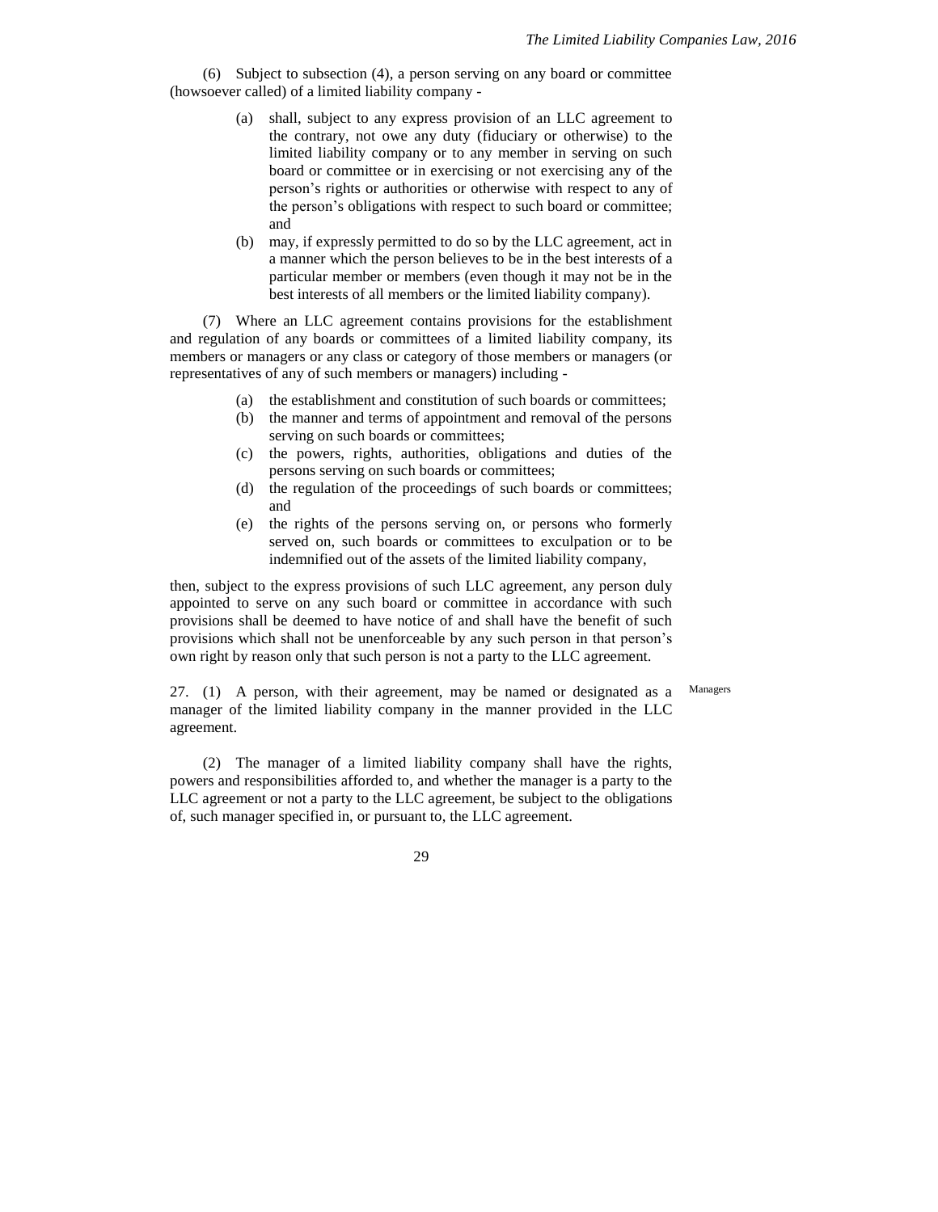(6) Subject to subsection (4), a person serving on any board or committee (howsoever called) of a limited liability company -

- (a) shall, subject to any express provision of an LLC agreement to the contrary, not owe any duty (fiduciary or otherwise) to the limited liability company or to any member in serving on such board or committee or in exercising or not exercising any of the person's rights or authorities or otherwise with respect to any of the person's obligations with respect to such board or committee; and
- (b) may, if expressly permitted to do so by the LLC agreement, act in a manner which the person believes to be in the best interests of a particular member or members (even though it may not be in the best interests of all members or the limited liability company).

(7) Where an LLC agreement contains provisions for the establishment and regulation of any boards or committees of a limited liability company, its members or managers or any class or category of those members or managers (or representatives of any of such members or managers) including -

- (a) the establishment and constitution of such boards or committees;
- (b) the manner and terms of appointment and removal of the persons serving on such boards or committees;
- (c) the powers, rights, authorities, obligations and duties of the persons serving on such boards or committees;
- (d) the regulation of the proceedings of such boards or committees; and
- (e) the rights of the persons serving on, or persons who formerly served on, such boards or committees to exculpation or to be indemnified out of the assets of the limited liability company,

then, subject to the express provisions of such LLC agreement, any person duly appointed to serve on any such board or committee in accordance with such provisions shall be deemed to have notice of and shall have the benefit of such provisions which shall not be unenforceable by any such person in that person's own right by reason only that such person is not a party to the LLC agreement.

Managers

27. (1) A person, with their agreement, may be named or designated as a manager of the limited liability company in the manner provided in the LLC agreement.

(2) The manager of a limited liability company shall have the rights, powers and responsibilities afforded to, and whether the manager is a party to the LLC agreement or not a party to the LLC agreement, be subject to the obligations of, such manager specified in, or pursuant to, the LLC agreement.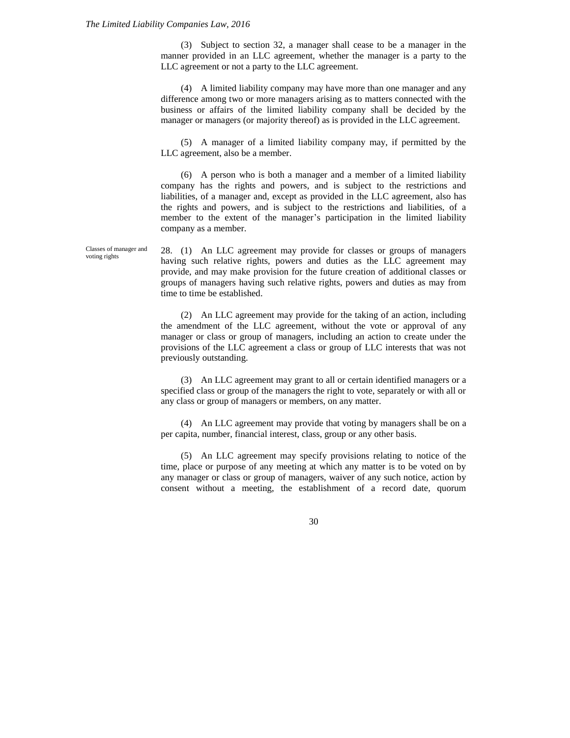(3) Subject to section 32, a manager shall cease to be a manager in the manner provided in an LLC agreement, whether the manager is a party to the LLC agreement or not a party to the LLC agreement.

(4) A limited liability company may have more than one manager and any difference among two or more managers arising as to matters connected with the business or affairs of the limited liability company shall be decided by the manager or managers (or majority thereof) as is provided in the LLC agreement.

(5) A manager of a limited liability company may, if permitted by the LLC agreement, also be a member.

(6) A person who is both a manager and a member of a limited liability company has the rights and powers, and is subject to the restrictions and liabilities, of a manager and, except as provided in the LLC agreement, also has the rights and powers, and is subject to the restrictions and liabilities, of a member to the extent of the manager's participation in the limited liability company as a member.

Classes of manager and voting rights

28. (1) An LLC agreement may provide for classes or groups of managers having such relative rights, powers and duties as the LLC agreement may provide, and may make provision for the future creation of additional classes or groups of managers having such relative rights, powers and duties as may from time to time be established.

(2) An LLC agreement may provide for the taking of an action, including the amendment of the LLC agreement, without the vote or approval of any manager or class or group of managers, including an action to create under the provisions of the LLC agreement a class or group of LLC interests that was not previously outstanding.

(3) An LLC agreement may grant to all or certain identified managers or a specified class or group of the managers the right to vote, separately or with all or any class or group of managers or members, on any matter.

(4) An LLC agreement may provide that voting by managers shall be on a per capita, number, financial interest, class, group or any other basis.

(5) An LLC agreement may specify provisions relating to notice of the time, place or purpose of any meeting at which any matter is to be voted on by any manager or class or group of managers, waiver of any such notice, action by consent without a meeting, the establishment of a record date, quorum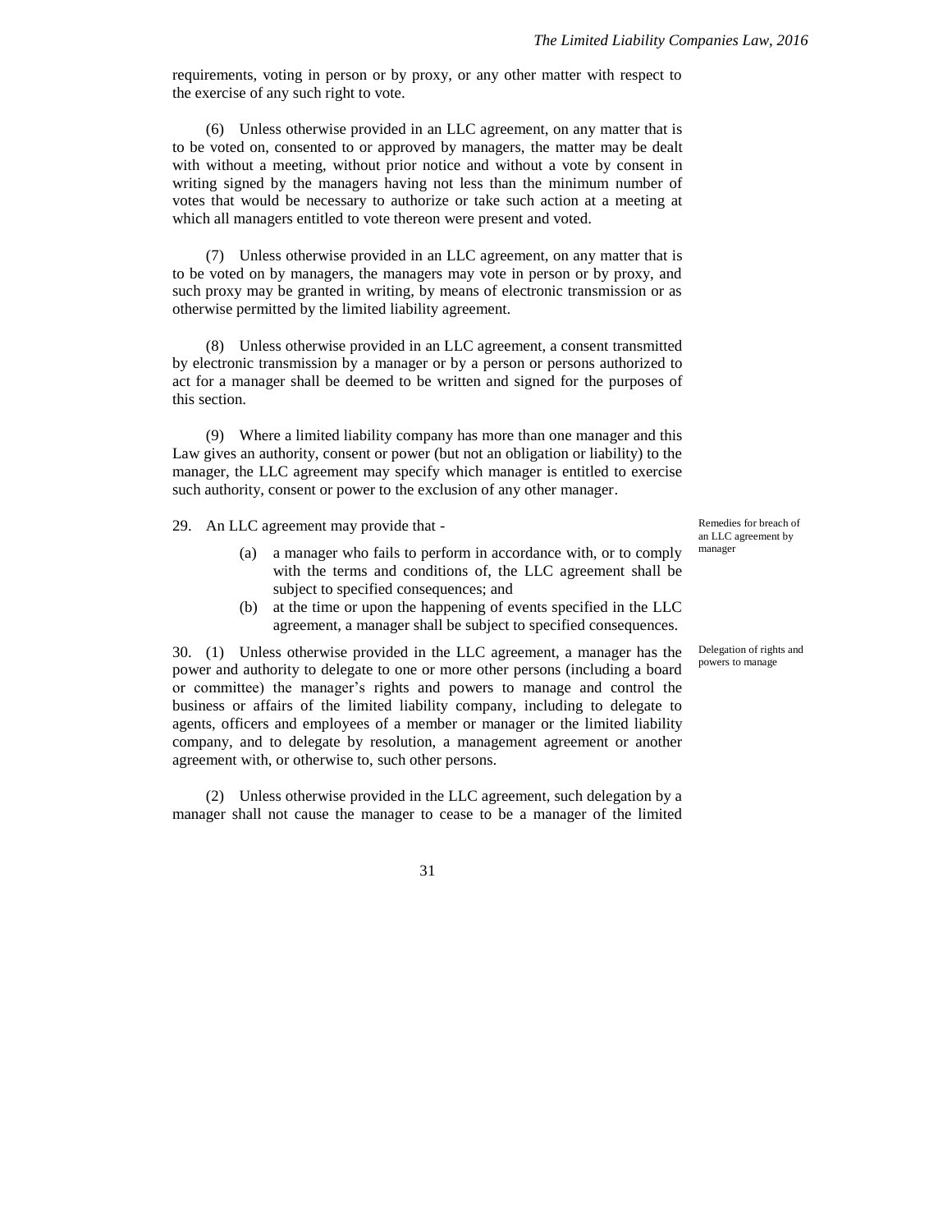requirements, voting in person or by proxy, or any other matter with respect to the exercise of any such right to vote.

(6) Unless otherwise provided in an LLC agreement, on any matter that is to be voted on, consented to or approved by managers, the matter may be dealt with without a meeting, without prior notice and without a vote by consent in writing signed by the managers having not less than the minimum number of votes that would be necessary to authorize or take such action at a meeting at which all managers entitled to vote thereon were present and voted.

(7) Unless otherwise provided in an LLC agreement, on any matter that is to be voted on by managers, the managers may vote in person or by proxy, and such proxy may be granted in writing, by means of electronic transmission or as otherwise permitted by the limited liability agreement.

(8) Unless otherwise provided in an LLC agreement, a consent transmitted by electronic transmission by a manager or by a person or persons authorized to act for a manager shall be deemed to be written and signed for the purposes of this section.

(9) Where a limited liability company has more than one manager and this Law gives an authority, consent or power (but not an obligation or liability) to the manager, the LLC agreement may specify which manager is entitled to exercise such authority, consent or power to the exclusion of any other manager.

*Remedies for breach of an LLC agreement by manager*

29. An LLC agreement may provide that -

(a) a manager who fails to perform in accordance with, or to comply with the terms and conditions of, the LLC agreement shall be subject to specified consequences; and

(b) at the time or upon the happening of events specified in the LLC agreement, a manager shall be subject to specified consequences.

*Delegation of rights and powers to manage*

30. (1) Unless otherwise provided in the LLC agreement, a manager has the power and authority to delegate to one or more other persons (including a board or committee) the manager's rights and powers to manage and control the business or affairs of the limited liability company, including to delegate to agents, officers and employees of a member or manager or the limited liability company, and to delegate by resolution, a management agreement or another agreement with, or otherwise to, such other persons.

(2) Unless otherwise provided in the LLC agreement, such delegation by a manager shall not cause the manager to cease to be a manager of the limited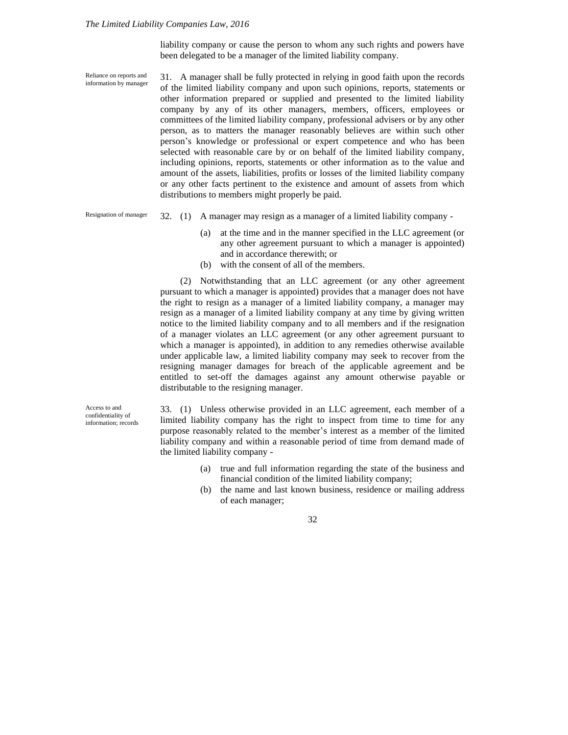liability company or cause the person to whom any such rights and powers have been delegated to be a manager of the limited liability company.

Reliance on reports and information by manager

31. A manager shall be fully protected in relying in good faith upon the records of the limited liability company and upon such opinions, reports, statements or other information prepared or supplied and presented to the limited liability company by any of its other managers, members, officers, employees or committees of the limited liability company, professional advisers or by any other person, as to matters the manager reasonably believes are within such other person's knowledge or professional or expert competence and who has been selected with reasonable care by or on behalf of the limited liability company, including opinions, reports, statements or other information as to the value and amount of the assets, liabilities, profits or losses of the limited liability company or any other facts pertinent to the existence and amount of assets from which distributions to members might properly be paid.

Resignation of manager

32. (1) A manager may resign as a manager of a limited liability company -

(a) at the time and in the manner specified in the LLC agreement (or any other agreement pursuant to which a manager is appointed) and in accordance therewith; or

(b) with the consent of all of the members.

(2) Notwithstanding that an LLC agreement (or any other agreement pursuant to which a manager is appointed) provides that a manager does not have the right to resign as a manager of a limited liability company, a manager may resign as a manager of a limited liability company at any time by giving written notice to the limited liability company and to all members and if the resignation of a manager violates an LLC agreement (or any other agreement pursuant to which a manager is appointed), in addition to any remedies otherwise available under applicable law, a limited liability company may seek to recover from the resigning manager damages for breach of the applicable agreement and be entitled to set-off the damages against any amount otherwise payable or distributable to the resigning manager.

Access to and confidentiality of information; records

33. (1) Unless otherwise provided in an LLC agreement, each member of a limited liability company has the right to inspect from time to time for any purpose reasonably related to the member's interest as a member of the limited liability company and within a reasonable period of time from demand made of the limited liability company -

(a) true and full information regarding the state of the business and financial condition of the limited liability company;

(b) the name and last known business, residence or mailing address of each manager;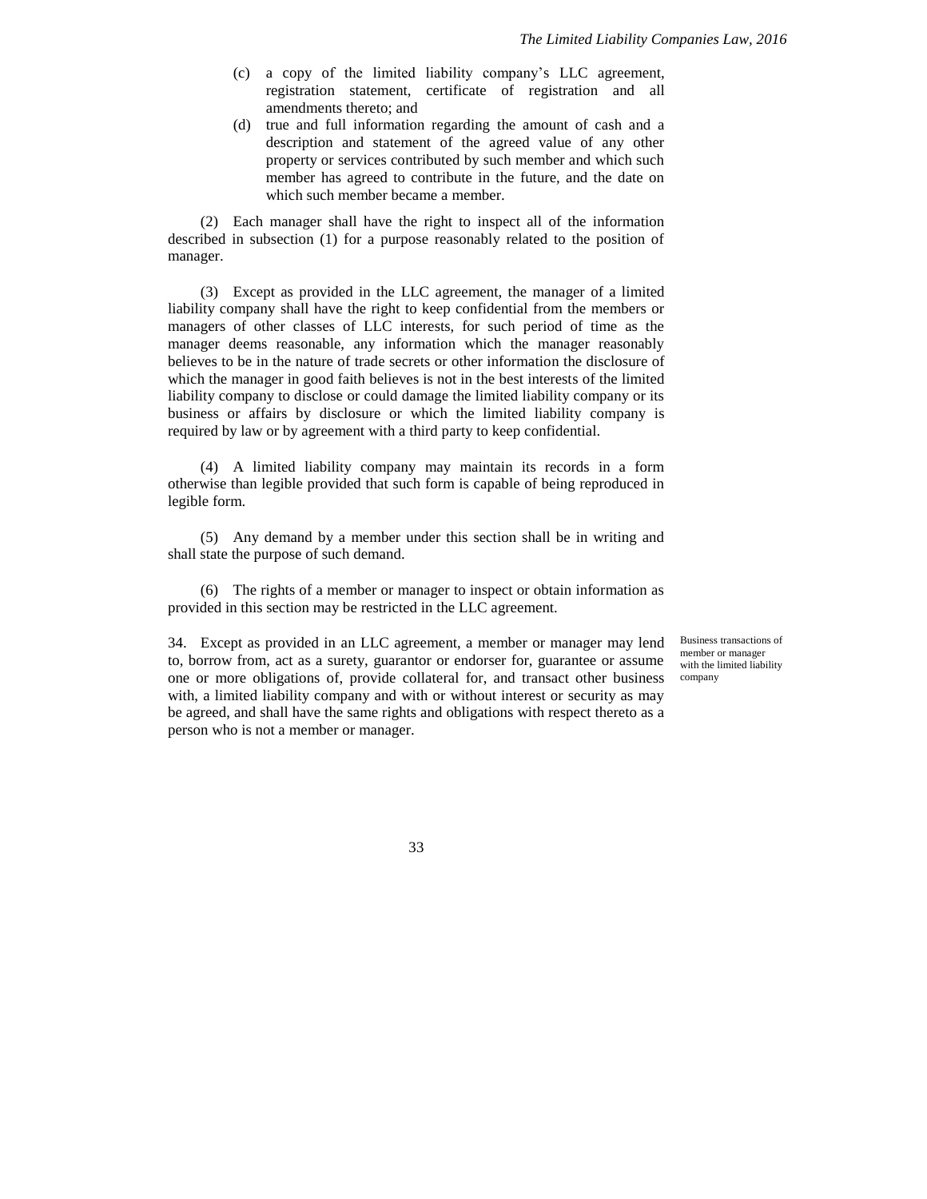(c) a copy of the limited liability company's LLC agreement, registration statement, certificate of registration and all amendments thereto; and

(d) true and full information regarding the amount of cash and a description and statement of the agreed value of any other property or services contributed by such member and which such member has agreed to contribute in the future, and the date on which such member became a member.

(2) Each manager shall have the right to inspect all of the information described in subsection (1) for a purpose reasonably related to the position of manager.

(3) Except as provided in the LLC agreement, the manager of a limited liability company shall have the right to keep confidential from the members or managers of other classes of LLC interests, for such period of time as the manager deems reasonable, any information which the manager reasonably believes to be in the nature of trade secrets or other information the disclosure of which the manager in good faith believes is not in the best interests of the limited liability company to disclose or could damage the limited liability company or its business or affairs by disclosure or which the limited liability company is required by law or by agreement with a third party to keep confidential.

(4) A limited liability company may maintain its records in a form otherwise than legible provided that such form is capable of being reproduced in legible form.

(5) Any demand by a member under this section shall be in writing and shall state the purpose of such demand.

(6) The rights of a member or manager to inspect or obtain information as provided in this section may be restricted in the LLC agreement.

*Business transactions of member or manager with the limited liability company*

34. Except as provided in an LLC agreement, a member or manager may lend to, borrow from, act as a surety, guarantor or endorser for, guarantee or assume one or more obligations of, provide collateral for, and transact other business with, a limited liability company and with or without interest or security as may be agreed, and shall have the same rights and obligations with respect thereto as a person who is not a member or manager.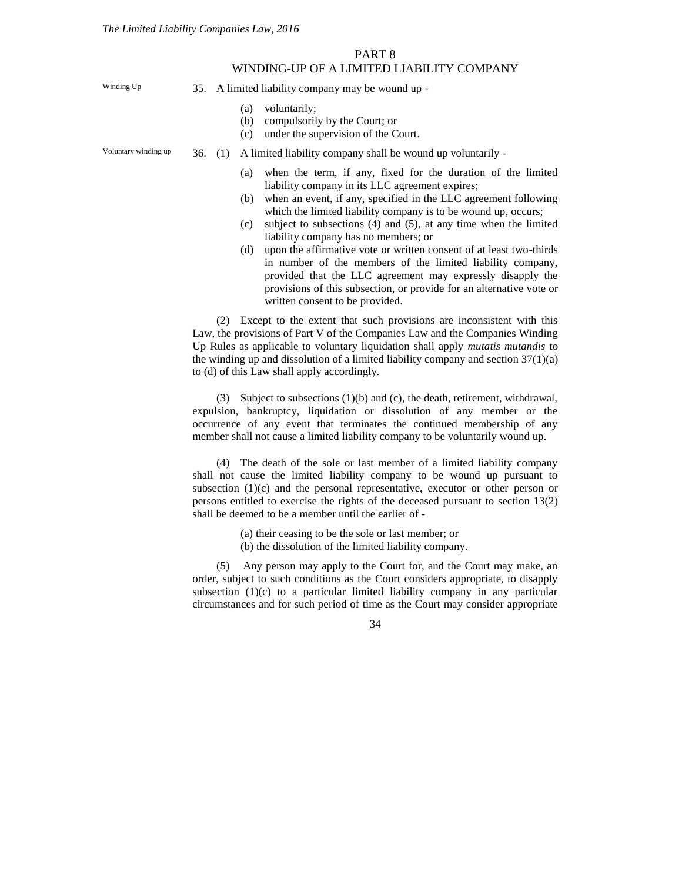## PART 8
## WINDING-UP OF A LIMITED LIABILITY COMPANY

Winding Up

35. A limited liability company may be wound up -

(a) voluntarily;
(b) compulsorily by the Court; or
(c) under the supervision of the Court.

Voluntary winding up

36. (1) A limited liability company shall be wound up voluntarily -

(a) when the term, if any, fixed for the duration of the limited liability company in its LLC agreement expires;
(b) when an event, if any, specified in the LLC agreement following which the limited liability company is to be wound up, occurs;
(c) subject to subsections (4) and (5), at any time when the limited liability company has no members; or
(d) upon the affirmative vote or written consent of at least two-thirds in number of the members of the limited liability company, provided that the LLC agreement may expressly disapply the provisions of this subsection, or provide for an alternative vote or written consent to be provided.

(2) Except to the extent that such provisions are inconsistent with this Law, the provisions of Part V of the Companies Law and the Companies Winding Up Rules as applicable to voluntary liquidation shall apply *mutatis mutandis* to the winding up and dissolution of a limited liability company and section 37(1)(a) to (d) of this Law shall apply accordingly.

(3) Subject to subsections (1)(b) and (c), the death, retirement, withdrawal, expulsion, bankruptcy, liquidation or dissolution of any member or the occurrence of any event that terminates the continued membership of any member shall not cause a limited liability company to be voluntarily wound up.

(4) The death of the sole or last member of a limited liability company shall not cause the limited liability company to be wound up pursuant to subsection (1)(c) and the personal representative, executor or other person or persons entitled to exercise the rights of the deceased pursuant to section 13(2) shall be deemed to be a member until the earlier of -

(a) their ceasing to be the sole or last member; or
(b) the dissolution of the limited liability company.

(5) Any person may apply to the Court for, and the Court may make, an order, subject to such conditions as the Court considers appropriate, to disapply subsection (1)(c) to a particular limited liability company in any particular circumstances and for such period of time as the Court may consider appropriate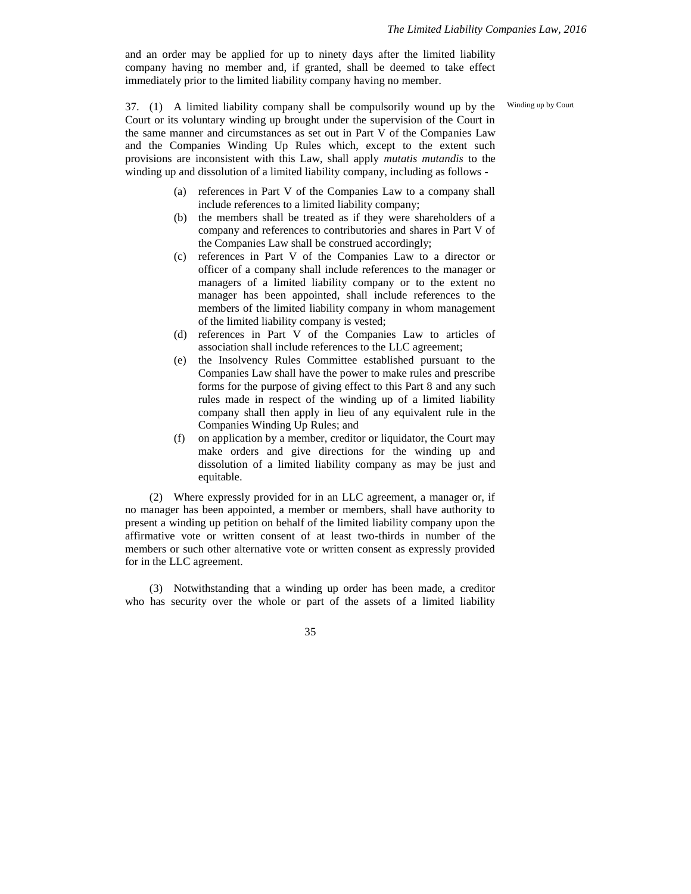and an order may be applied for up to ninety days after the limited liability company having no member and, if granted, shall be deemed to take effect immediately prior to the limited liability company having no member.

Winding up by Court

37. (1) A limited liability company shall be compulsorily wound up by the Court or its voluntary winding up brought under the supervision of the Court in the same manner and circumstances as set out in Part V of the Companies Law and the Companies Winding Up Rules which, except to the extent such provisions are inconsistent with this Law, shall apply *mutatis mutandis* to the winding up and dissolution of a limited liability company, including as follows -

- (a) references in Part V of the Companies Law to a company shall include references to a limited liability company;
- (b) the members shall be treated as if they were shareholders of a company and references to contributories and shares in Part V of the Companies Law shall be construed accordingly;
- (c) references in Part V of the Companies Law to a director or officer of a company shall include references to the manager or managers of a limited liability company or to the extent no manager has been appointed, shall include references to the members of the limited liability company in whom management of the limited liability company is vested;
- (d) references in Part V of the Companies Law to articles of association shall include references to the LLC agreement;
- (e) the Insolvency Rules Committee established pursuant to the Companies Law shall have the power to make rules and prescribe forms for the purpose of giving effect to this Part 8 and any such rules made in respect of the winding up of a limited liability company shall then apply in lieu of any equivalent rule in the Companies Winding Up Rules; and
- (f) on application by a member, creditor or liquidator, the Court may make orders and give directions for the winding up and dissolution of a limited liability company as may be just and equitable.

(2) Where expressly provided for in an LLC agreement, a manager or, if no manager has been appointed, a member or members, shall have authority to present a winding up petition on behalf of the limited liability company upon the affirmative vote or written consent of at least two-thirds in number of the members or such other alternative vote or written consent as expressly provided for in the LLC agreement.

(3) Notwithstanding that a winding up order has been made, a creditor who has security over the whole or part of the assets of a limited liability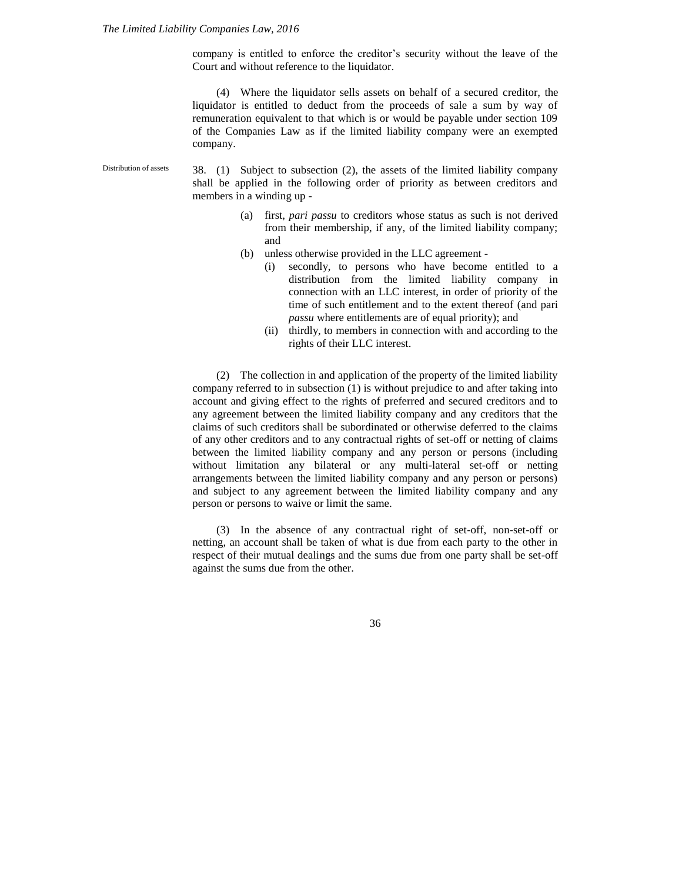company is entitled to enforce the creditor's security without the leave of the Court and without reference to the liquidator.

(4) Where the liquidator sells assets on behalf of a secured creditor, the liquidator is entitled to deduct from the proceeds of sale a sum by way of remuneration equivalent to that which is or would be payable under section 109 of the Companies Law as if the limited liability company were an exempted company.

Distribution of assets

38. (1) Subject to subsection (2), the assets of the limited liability company shall be applied in the following order of priority as between creditors and members in a winding up -

- (a) first, *pari passu* to creditors whose status as such is not derived from their membership, if any, of the limited liability company; and
- (b) unless otherwise provided in the LLC agreement -
  - (i) secondly, to persons who have become entitled to a distribution from the limited liability company in connection with an LLC interest, in order of priority of the time of such entitlement and to the extent thereof (and pari *passu* where entitlements are of equal priority); and
  - (ii) thirdly, to members in connection with and according to the rights of their LLC interest.

(2) The collection in and application of the property of the limited liability company referred to in subsection (1) is without prejudice to and after taking into account and giving effect to the rights of preferred and secured creditors and to any agreement between the limited liability company and any creditors that the claims of such creditors shall be subordinated or otherwise deferred to the claims of any other creditors and to any contractual rights of set-off or netting of claims between the limited liability company and any person or persons (including without limitation any bilateral or any multi-lateral set-off or netting arrangements between the limited liability company and any person or persons) and subject to any agreement between the limited liability company and any person or persons to waive or limit the same.

(3) In the absence of any contractual right of set-off, non-set-off or netting, an account shall be taken of what is due from each party to the other in respect of their mutual dealings and the sums due from one party shall be set-off against the sums due from the other.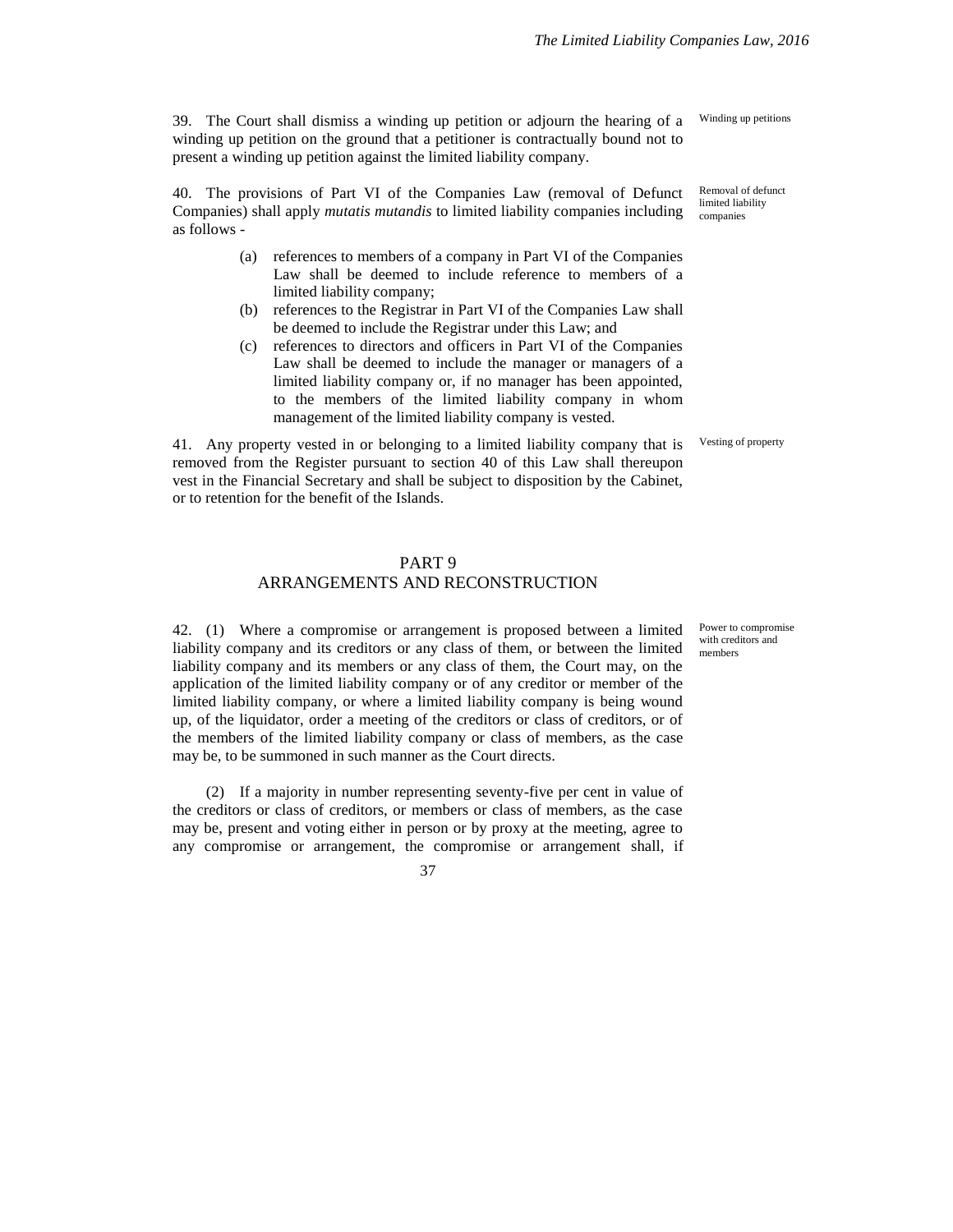39. The Court shall dismiss a winding up petition or adjourn the hearing of a winding up petition on the ground that a petitioner is contractually bound not to present a winding up petition against the limited liability company.

Winding up petitions

40. The provisions of Part VI of the Companies Law (removal of Defunct Companies) shall apply *mutatis mutandis* to limited liability companies including as follows -

Removal of defunct limited liability companies

(a) references to members of a company in Part VI of the Companies Law shall be deemed to include reference to members of a limited liability company;

(b) references to the Registrar in Part VI of the Companies Law shall be deemed to include the Registrar under this Law; and

(c) references to directors and officers in Part VI of the Companies Law shall be deemed to include the manager or managers of a limited liability company or, if no manager has been appointed, to the members of the limited liability company in whom management of the limited liability company is vested.

41. Any property vested in or belonging to a limited liability company that is removed from the Register pursuant to section 40 of this Law shall thereupon vest in the Financial Secretary and shall be subject to disposition by the Cabinet, or to retention for the benefit of the Islands.

Vesting of property

## PART 9
## ARRANGEMENTS AND RECONSTRUCTION

42. (1) Where a compromise or arrangement is proposed between a limited liability company and its creditors or any class of them, or between the limited liability company and its members or any class of them, the Court may, on the application of the limited liability company or of any creditor or member of the limited liability company, or where a limited liability company is being wound up, of the liquidator, order a meeting of the creditors or class of creditors, or of the members of the limited liability company or class of members, as the case may be, to be summoned in such manner as the Court directs.

Power to compromise with creditors and members

(2) If a majority in number representing seventy-five per cent in value of the creditors or class of creditors, or members or class of members, as the case may be, present and voting either in person or by proxy at the meeting, agree to any compromise or arrangement, the compromise or arrangement shall, if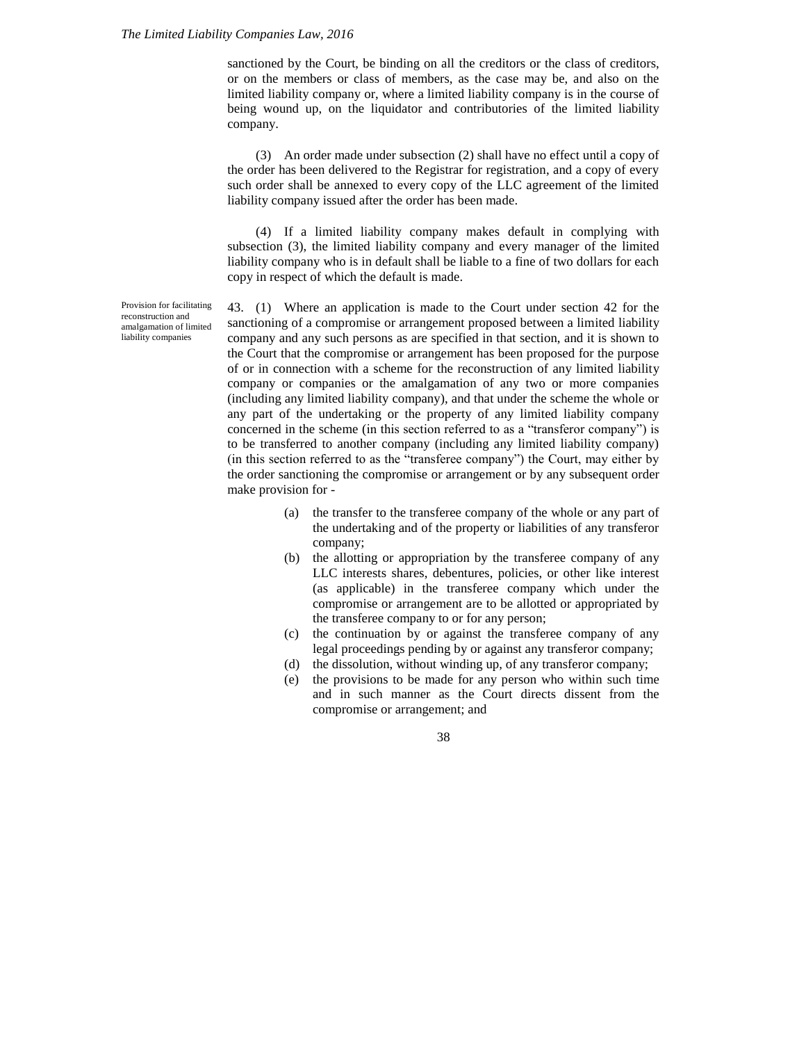sanctioned by the Court, be binding on all the creditors or the class of creditors, or on the members or class of members, as the case may be, and also on the limited liability company or, where a limited liability company is in the course of being wound up, on the liquidator and contributories of the limited liability company.

(3) An order made under subsection (2) shall have no effect until a copy of the order has been delivered to the Registrar for registration, and a copy of every such order shall be annexed to every copy of the LLC agreement of the limited liability company issued after the order has been made.

(4) If a limited liability company makes default in complying with subsection (3), the limited liability company and every manager of the limited liability company who is in default shall be liable to a fine of two dollars for each copy in respect of which the default is made.

Provision for facilitating reconstruction and amalgamation of limited liability companies

43. (1) Where an application is made to the Court under section 42 for the sanctioning of a compromise or arrangement proposed between a limited liability company and any such persons as are specified in that section, and it is shown to the Court that the compromise or arrangement has been proposed for the purpose of or in connection with a scheme for the reconstruction of any limited liability company or companies or the amalgamation of any two or more companies (including any limited liability company), and that under the scheme the whole or any part of the undertaking or the property of any limited liability company concerned in the scheme (in this section referred to as a "transferor company") is to be transferred to another company (including any limited liability company) (in this section referred to as the "transferee company") the Court, may either by the order sanctioning the compromise or arrangement or by any subsequent order make provision for -

(a) the transfer to the transferee company of the whole or any part of the undertaking and of the property or liabilities of any transferor company;
(b) the allotting or appropriation by the transferee company of any LLC interests shares, debentures, policies, or other like interest (as applicable) in the transferee company which under the compromise or arrangement are to be allotted or appropriated by the transferee company to or for any person;
(c) the continuation by or against the transferee company of any legal proceedings pending by or against any transferor company;
(d) the dissolution, without winding up, of any transferor company;
(e) the provisions to be made for any person who within such time and in such manner as the Court directs dissent from the compromise or arrangement; and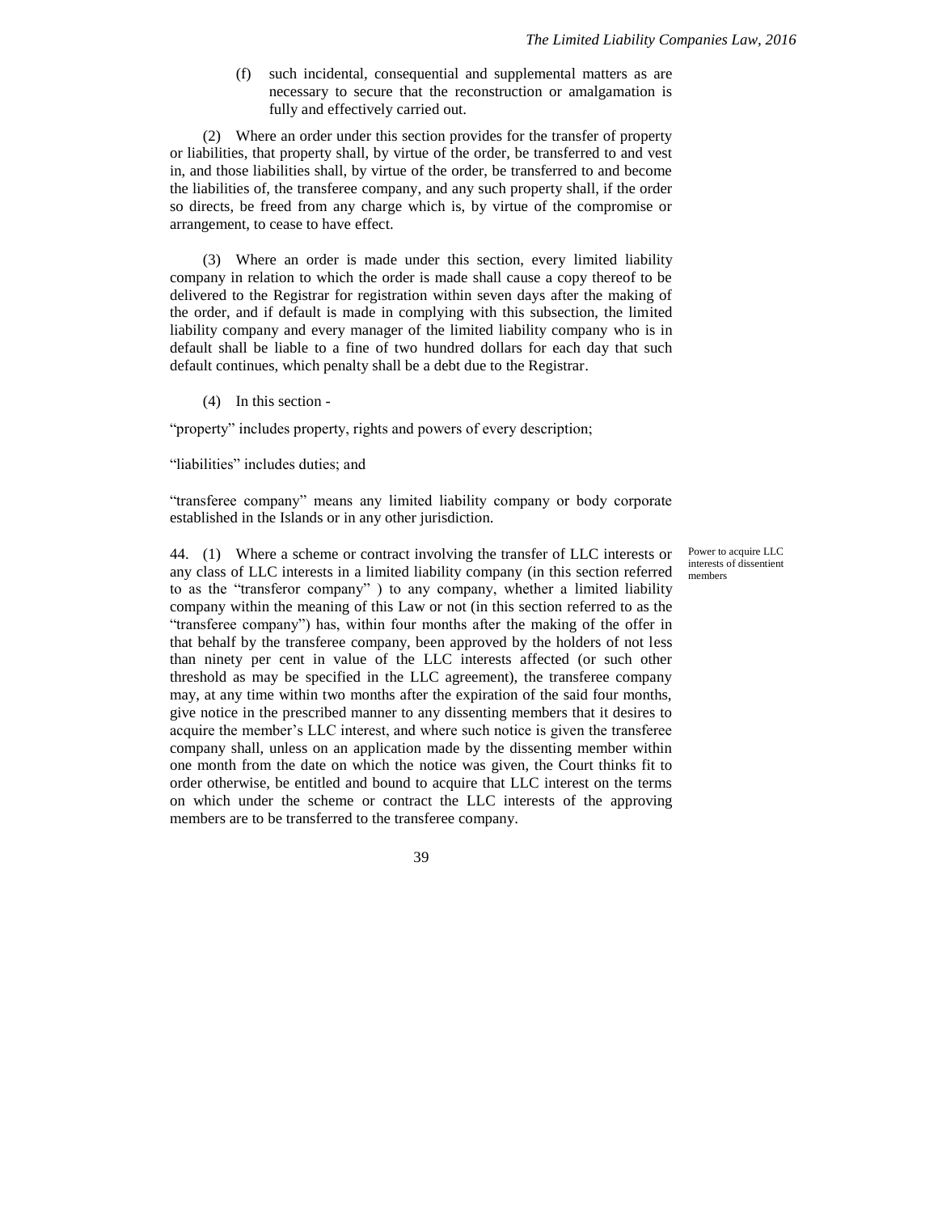(f) such incidental, consequential and supplemental matters as are necessary to secure that the reconstruction or amalgamation is fully and effectively carried out.

(2) Where an order under this section provides for the transfer of property or liabilities, that property shall, by virtue of the order, be transferred to and vest in, and those liabilities shall, by virtue of the order, be transferred to and become the liabilities of, the transferee company, and any such property shall, if the order so directs, be freed from any charge which is, by virtue of the compromise or arrangement, to cease to have effect.

(3) Where an order is made under this section, every limited liability company in relation to which the order is made shall cause a copy thereof to be delivered to the Registrar for registration within seven days after the making of the order, and if default is made in complying with this subsection, the limited liability company and every manager of the limited liability company who is in default shall be liable to a fine of two hundred dollars for each day that such default continues, which penalty shall be a debt due to the Registrar.

(4) In this section -

"property" includes property, rights and powers of every description;

"liabilities" includes duties; and

"transferee company" means any limited liability company or body corporate established in the Islands or in any other jurisdiction.

**Power to acquire LLC interests of dissentient members**

44. (1) Where a scheme or contract involving the transfer of LLC interests or any class of LLC interests in a limited liability company (in this section referred to as the "transferor company" ) to any company, whether a limited liability company within the meaning of this Law or not (in this section referred to as the "transferee company") has, within four months after the making of the offer in that behalf by the transferee company, been approved by the holders of not less than ninety per cent in value of the LLC interests affected (or such other threshold as may be specified in the LLC agreement), the transferee company may, at any time within two months after the expiration of the said four months, give notice in the prescribed manner to any dissenting members that it desires to acquire the member's LLC interest, and where such notice is given the transferee company shall, unless on an application made by the dissenting member within one month from the date on which the notice was given, the Court thinks fit to order otherwise, be entitled and bound to acquire that LLC interest on the terms on which under the scheme or contract the LLC interests of the approving members are to be transferred to the transferee company.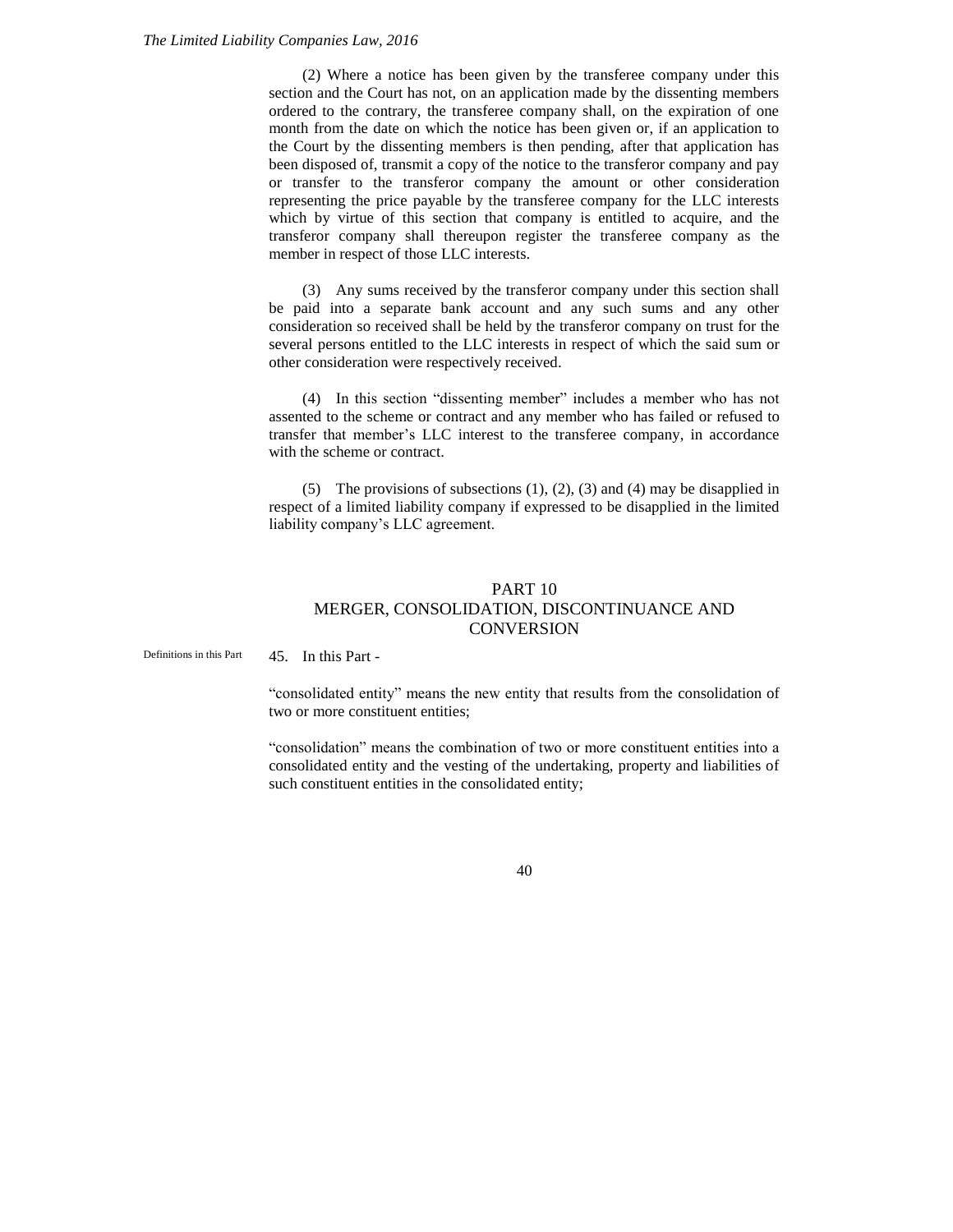(2) Where a notice has been given by the transferee company under this section and the Court has not, on an application made by the dissenting members ordered to the contrary, the transferee company shall, on the expiration of one month from the date on which the notice has been given or, if an application to the Court by the dissenting members is then pending, after that application has been disposed of, transmit a copy of the notice to the transferor company and pay or transfer to the transferor company the amount or other consideration representing the price payable by the transferee company for the LLC interests which by virtue of this section that company is entitled to acquire, and the transferor company shall thereupon register the transferee company as the member in respect of those LLC interests.

(3) Any sums received by the transferor company under this section shall be paid into a separate bank account and any such sums and any other consideration so received shall be held by the transferor company on trust for the several persons entitled to the LLC interests in respect of which the said sum or other consideration were respectively received.

(4) In this section "dissenting member" includes a member who has not assented to the scheme or contract and any member who has failed or refused to transfer that member's LLC interest to the transferee company, in accordance with the scheme or contract.

(5) The provisions of subsections (1), (2), (3) and (4) may be disapplied in respect of a limited liability company if expressed to be disapplied in the limited liability company's LLC agreement.

## PART 10
## MERGER, CONSOLIDATION, DISCONTINUANCE AND CONVERSION

Definitions in this Part

45. In this Part -

"consolidated entity" means the new entity that results from the consolidation of two or more constituent entities;

"consolidation" means the combination of two or more constituent entities into a consolidated entity and the vesting of the undertaking, property and liabilities of such constituent entities in the consolidated entity;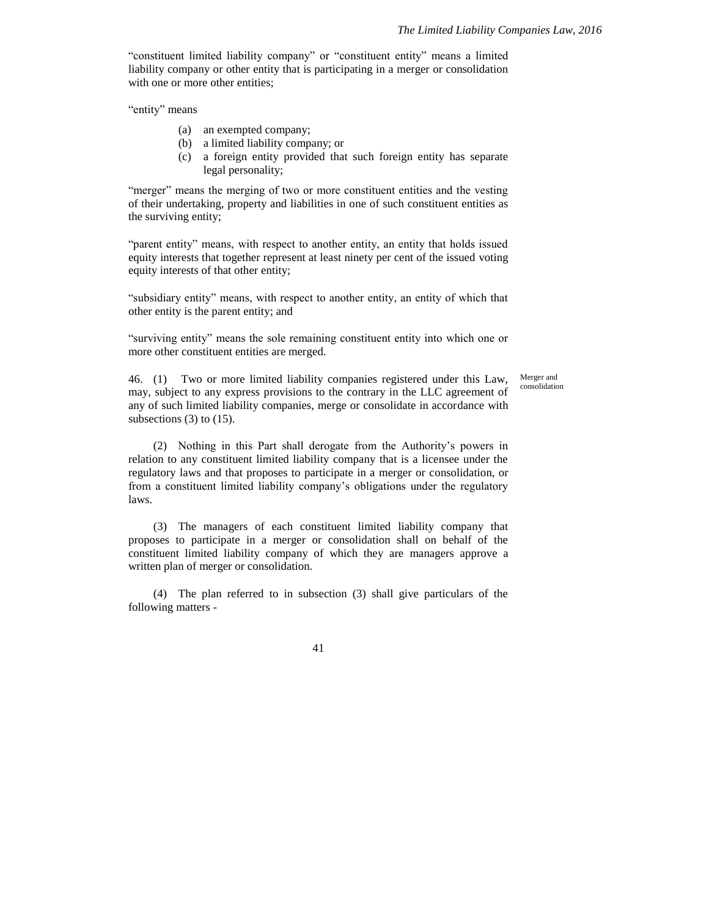"constituent limited liability company" or "constituent entity" means a limited liability company or other entity that is participating in a merger or consolidation with one or more other entities;

"entity" means

- (a) an exempted company;
- (b) a limited liability company; or
- (c) a foreign entity provided that such foreign entity has separate legal personality;

"merger" means the merging of two or more constituent entities and the vesting of their undertaking, property and liabilities in one of such constituent entities as the surviving entity;

"parent entity" means, with respect to another entity, an entity that holds issued equity interests that together represent at least ninety per cent of the issued voting equity interests of that other entity;

"subsidiary entity" means, with respect to another entity, an entity of which that other entity is the parent entity; and

"surviving entity" means the sole remaining constituent entity into which one or more other constituent entities are merged.

Merger and consolidation

46. (1) Two or more limited liability companies registered under this Law, may, subject to any express provisions to the contrary in the LLC agreement of any of such limited liability companies, merge or consolidate in accordance with subsections (3) to (15).

(2) Nothing in this Part shall derogate from the Authority's powers in relation to any constituent limited liability company that is a licensee under the regulatory laws and that proposes to participate in a merger or consolidation, or from a constituent limited liability company's obligations under the regulatory laws.

(3) The managers of each constituent limited liability company that proposes to participate in a merger or consolidation shall on behalf of the constituent limited liability company of which they are managers approve a written plan of merger or consolidation.

(4) The plan referred to in subsection (3) shall give particulars of the following matters -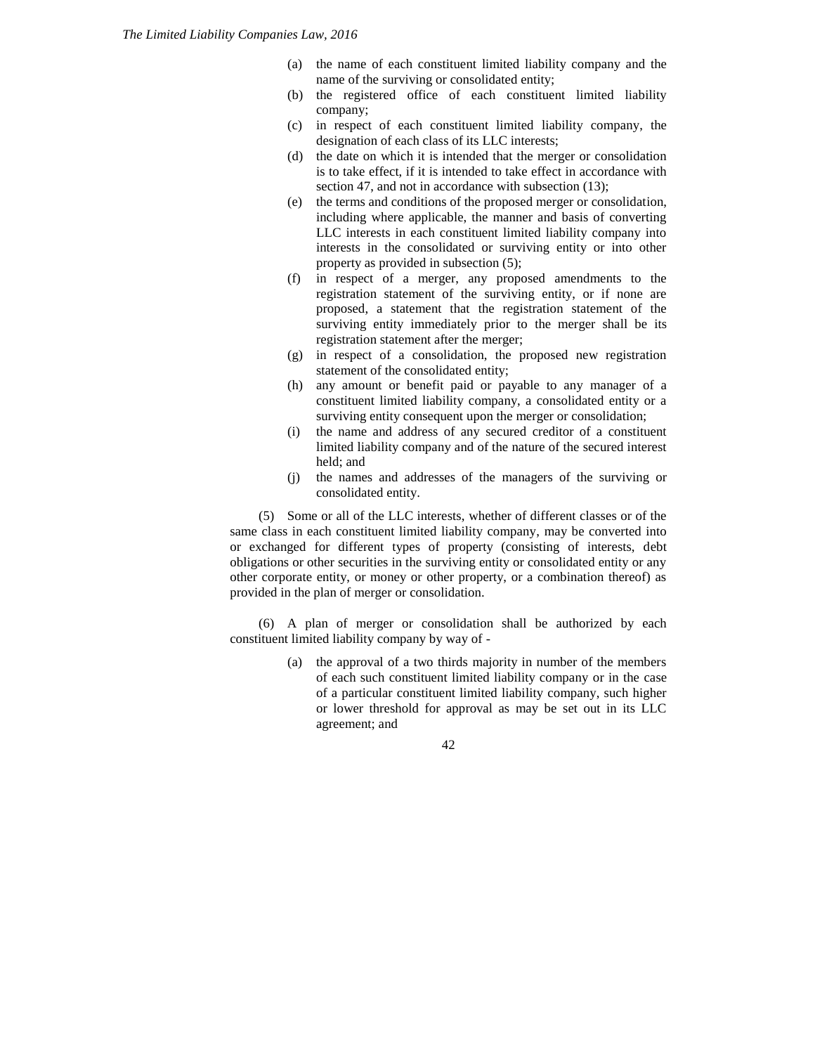(a) the name of each constituent limited liability company and the name of the surviving or consolidated entity;

(b) the registered office of each constituent limited liability company;

(c) in respect of each constituent limited liability company, the designation of each class of its LLC interests;

(d) the date on which it is intended that the merger or consolidation is to take effect, if it is intended to take effect in accordance with section 47, and not in accordance with subsection (13);

(e) the terms and conditions of the proposed merger or consolidation, including where applicable, the manner and basis of converting LLC interests in each constituent limited liability company into interests in the consolidated or surviving entity or into other property as provided in subsection (5);

(f) in respect of a merger, any proposed amendments to the registration statement of the surviving entity, or if none are proposed, a statement that the registration statement of the surviving entity immediately prior to the merger shall be its registration statement after the merger;

(g) in respect of a consolidation, the proposed new registration statement of the consolidated entity;

(h) any amount or benefit paid or payable to any manager of a constituent limited liability company, a consolidated entity or a surviving entity consequent upon the merger or consolidation;

(i) the name and address of any secured creditor of a constituent limited liability company and of the nature of the secured interest held; and

(j) the names and addresses of the managers of the surviving or consolidated entity.

(5) Some or all of the LLC interests, whether of different classes or of the same class in each constituent limited liability company, may be converted into or exchanged for different types of property (consisting of interests, debt obligations or other securities in the surviving entity or consolidated entity or any other corporate entity, or money or other property, or a combination thereof) as provided in the plan of merger or consolidation.

(6) A plan of merger or consolidation shall be authorized by each constituent limited liability company by way of -

(a) the approval of a two thirds majority in number of the members of each such constituent limited liability company or in the case of a particular constituent limited liability company, such higher or lower threshold for approval as may be set out in its LLC agreement; and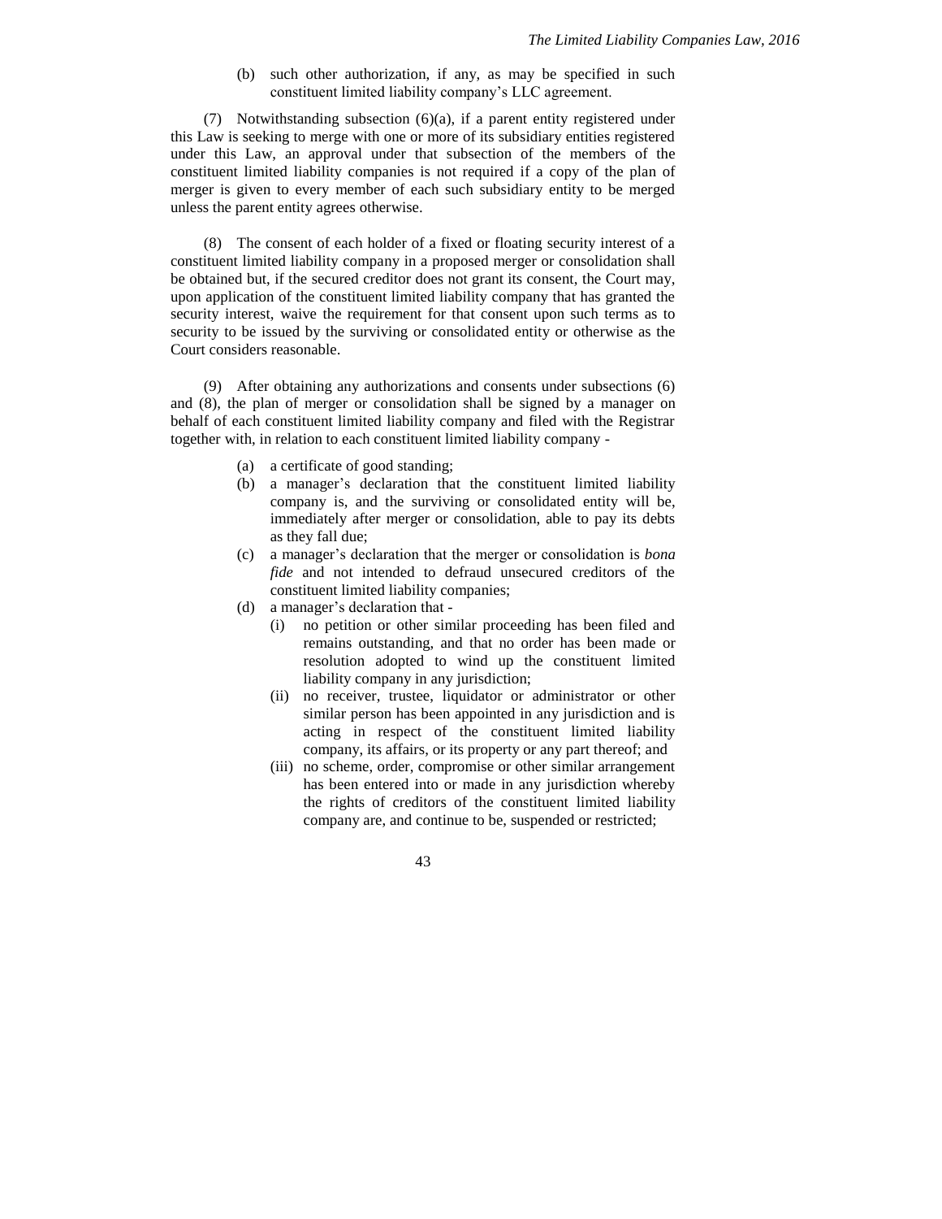(b) such other authorization, if any, as may be specified in such constituent limited liability company's LLC agreement.

(7) Notwithstanding subsection (6)(a), if a parent entity registered under this Law is seeking to merge with one or more of its subsidiary entities registered under this Law, an approval under that subsection of the members of the constituent limited liability companies is not required if a copy of the plan of merger is given to every member of each such subsidiary entity to be merged unless the parent entity agrees otherwise.

(8) The consent of each holder of a fixed or floating security interest of a constituent limited liability company in a proposed merger or consolidation shall be obtained but, if the secured creditor does not grant its consent, the Court may, upon application of the constituent limited liability company that has granted the security interest, waive the requirement for that consent upon such terms as to security to be issued by the surviving or consolidated entity or otherwise as the Court considers reasonable.

(9) After obtaining any authorizations and consents under subsections (6) and (8), the plan of merger or consolidation shall be signed by a manager on behalf of each constituent limited liability company and filed with the Registrar together with, in relation to each constituent limited liability company -

- (a) a certificate of good standing;
- (b) a manager's declaration that the constituent limited liability company is, and the surviving or consolidated entity will be, immediately after merger or consolidation, able to pay its debts as they fall due;
- (c) a manager's declaration that the merger or consolidation is *bona fide* and not intended to defraud unsecured creditors of the constituent limited liability companies;
- (d) a manager's declaration that -
  - (i) no petition or other similar proceeding has been filed and remains outstanding, and that no order has been made or resolution adopted to wind up the constituent limited liability company in any jurisdiction;
  - (ii) no receiver, trustee, liquidator or administrator or other similar person has been appointed in any jurisdiction and is acting in respect of the constituent limited liability company, its affairs, or its property or any part thereof; and
  - (iii) no scheme, order, compromise or other similar arrangement has been entered into or made in any jurisdiction whereby the rights of creditors of the constituent limited liability company are, and continue to be, suspended or restricted;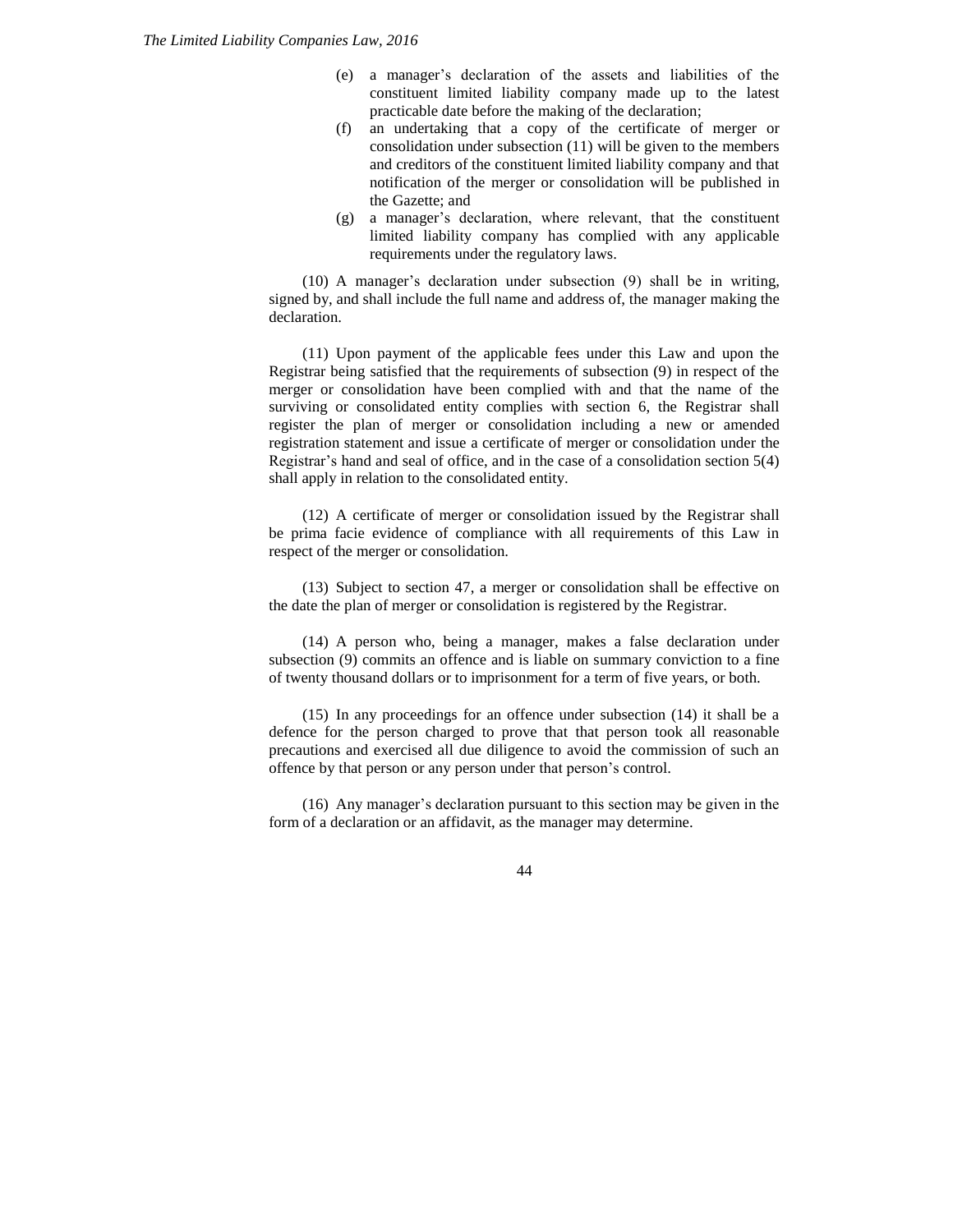(e) a manager's declaration of the assets and liabilities of the constituent limited liability company made up to the latest practicable date before the making of the declaration;

(f) an undertaking that a copy of the certificate of merger or consolidation under subsection (11) will be given to the members and creditors of the constituent limited liability company and that notification of the merger or consolidation will be published in the Gazette; and

(g) a manager's declaration, where relevant, that the constituent limited liability company has complied with any applicable requirements under the regulatory laws.

(10) A manager's declaration under subsection (9) shall be in writing, signed by, and shall include the full name and address of, the manager making the declaration.

(11) Upon payment of the applicable fees under this Law and upon the Registrar being satisfied that the requirements of subsection (9) in respect of the merger or consolidation have been complied with and that the name of the surviving or consolidated entity complies with section 6, the Registrar shall register the plan of merger or consolidation including a new or amended registration statement and issue a certificate of merger or consolidation under the Registrar's hand and seal of office, and in the case of a consolidation section 5(4) shall apply in relation to the consolidated entity.

(12) A certificate of merger or consolidation issued by the Registrar shall be prima facie evidence of compliance with all requirements of this Law in respect of the merger or consolidation.

(13) Subject to section 47, a merger or consolidation shall be effective on the date the plan of merger or consolidation is registered by the Registrar.

(14) A person who, being a manager, makes a false declaration under subsection (9) commits an offence and is liable on summary conviction to a fine of twenty thousand dollars or to imprisonment for a term of five years, or both.

(15) In any proceedings for an offence under subsection (14) it shall be a defence for the person charged to prove that that person took all reasonable precautions and exercised all due diligence to avoid the commission of such an offence by that person or any person under that person's control.

(16) Any manager's declaration pursuant to this section may be given in the form of a declaration or an affidavit, as the manager may determine.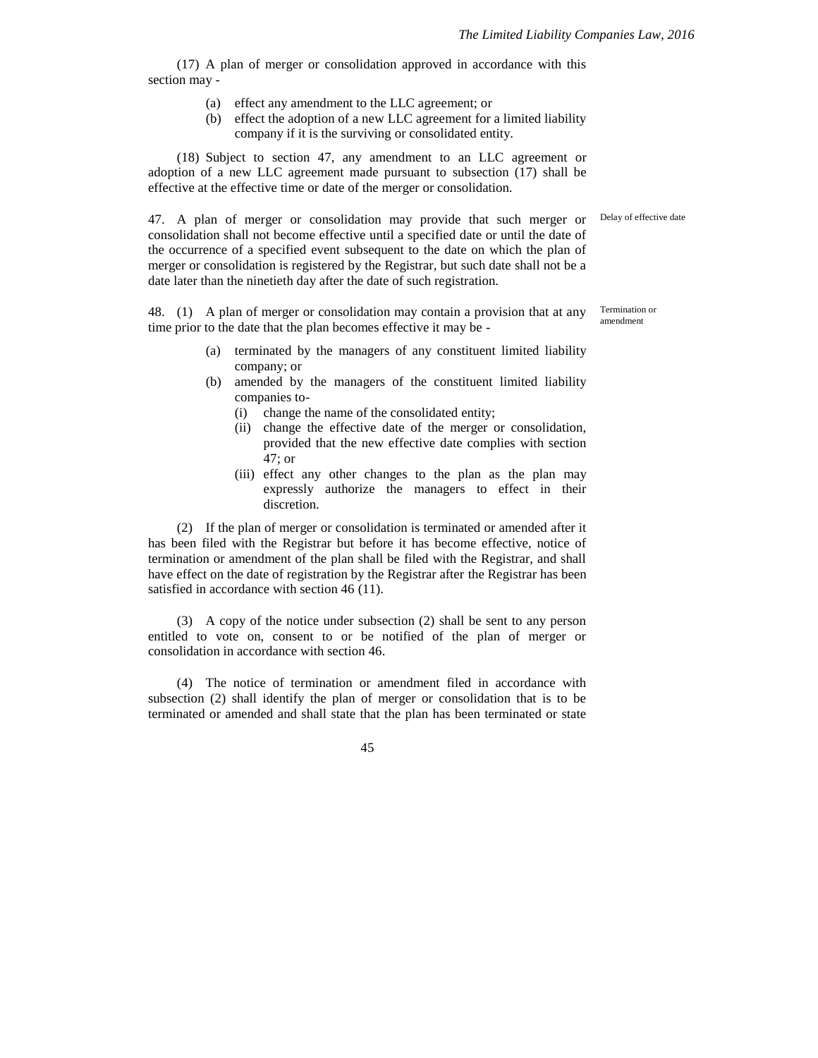(17) A plan of merger or consolidation approved in accordance with this section may -

- (a) effect any amendment to the LLC agreement; or
- (b) effect the adoption of a new LLC agreement for a limited liability company if it is the surviving or consolidated entity.

(18) Subject to section 47, any amendment to an LLC agreement or adoption of a new LLC agreement made pursuant to subsection (17) shall be effective at the effective time or date of the merger or consolidation.

*Delay of effective date*

47. A plan of merger or consolidation may provide that such merger or consolidation shall not become effective until a specified date or until the date of the occurrence of a specified event subsequent to the date on which the plan of merger or consolidation is registered by the Registrar, but such date shall not be a date later than the ninetieth day after the date of such registration.

*Termination or amendment*

48. (1) A plan of merger or consolidation may contain a provision that at any time prior to the date that the plan becomes effective it may be -

- (a) terminated by the managers of any constituent limited liability company; or
- (b) amended by the managers of the constituent limited liability companies to-
  - (i) change the name of the consolidated entity;
  - (ii) change the effective date of the merger or consolidation, provided that the new effective date complies with section 47; or
  - (iii) effect any other changes to the plan as the plan may expressly authorize the managers to effect in their discretion.

(2) If the plan of merger or consolidation is terminated or amended after it has been filed with the Registrar but before it has become effective, notice of termination or amendment of the plan shall be filed with the Registrar, and shall have effect on the date of registration by the Registrar after the Registrar has been satisfied in accordance with section 46 (11).

(3) A copy of the notice under subsection (2) shall be sent to any person entitled to vote on, consent to or be notified of the plan of merger or consolidation in accordance with section 46.

(4) The notice of termination or amendment filed in accordance with subsection (2) shall identify the plan of merger or consolidation that is to be terminated or amended and shall state that the plan has been terminated or state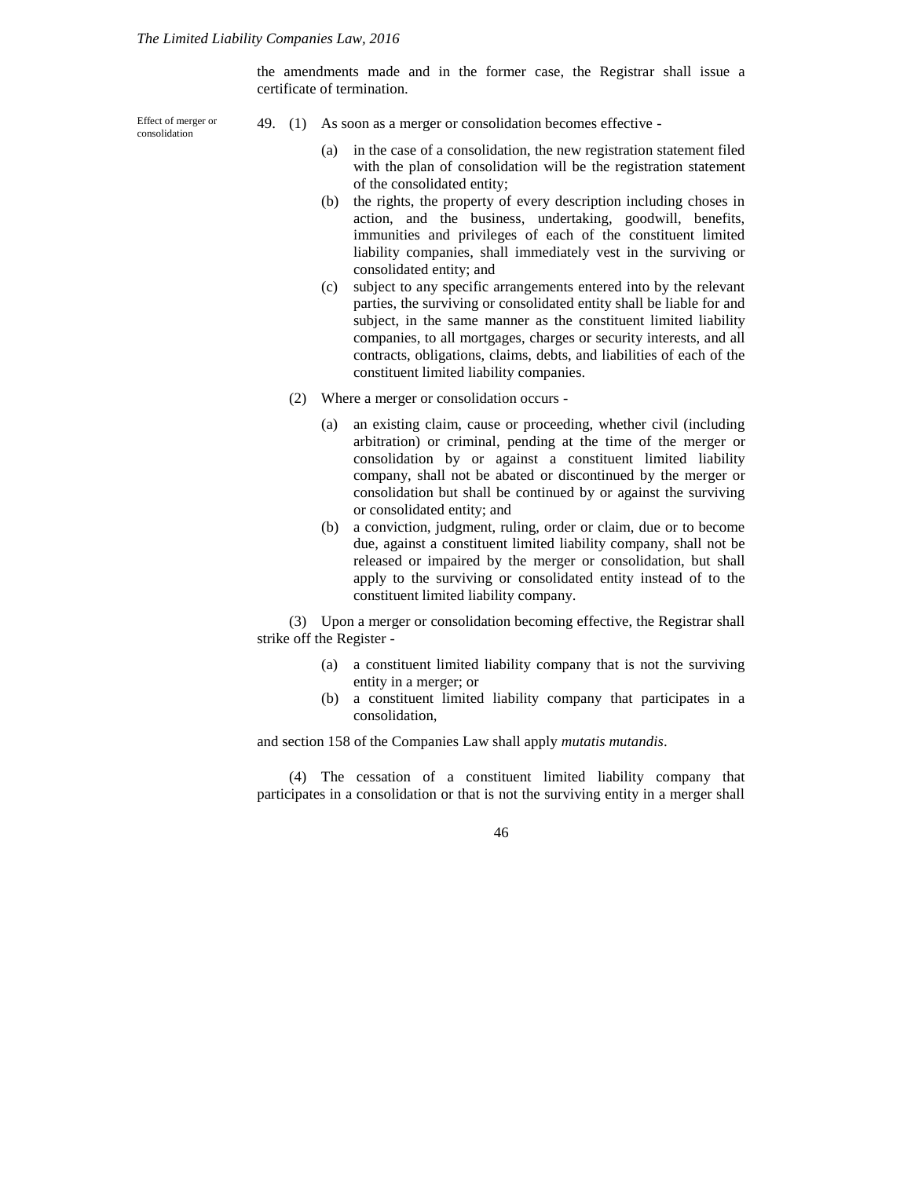the amendments made and in the former case, the Registrar shall issue a certificate of termination.

Effect of merger or consolidation

49. (1) As soon as a merger or consolidation becomes effective -

(a) in the case of a consolidation, the new registration statement filed with the plan of consolidation will be the registration statement of the consolidated entity;

(b) the rights, the property of every description including choses in action, and the business, undertaking, goodwill, benefits, immunities and privileges of each of the constituent limited liability companies, shall immediately vest in the surviving or consolidated entity; and

(c) subject to any specific arrangements entered into by the relevant parties, the surviving or consolidated entity shall be liable for and subject, in the same manner as the constituent limited liability companies, to all mortgages, charges or security interests, and all contracts, obligations, claims, debts, and liabilities of each of the constituent limited liability companies.

(2) Where a merger or consolidation occurs -

(a) an existing claim, cause or proceeding, whether civil (including arbitration) or criminal, pending at the time of the merger or consolidation by or against a constituent limited liability company, shall not be abated or discontinued by the merger or consolidation but shall be continued by or against the surviving or consolidated entity; and

(b) a conviction, judgment, ruling, order or claim, due or to become due, against a constituent limited liability company, shall not be released or impaired by the merger or consolidation, but shall apply to the surviving or consolidated entity instead of to the constituent limited liability company.

(3) Upon a merger or consolidation becoming effective, the Registrar shall strike off the Register -

(a) a constituent limited liability company that is not the surviving entity in a merger; or

(b) a constituent limited liability company that participates in a consolidation,

and section 158 of the Companies Law shall apply *mutatis mutandis*.

(4) The cessation of a constituent limited liability company that participates in a consolidation or that is not the surviving entity in a merger shall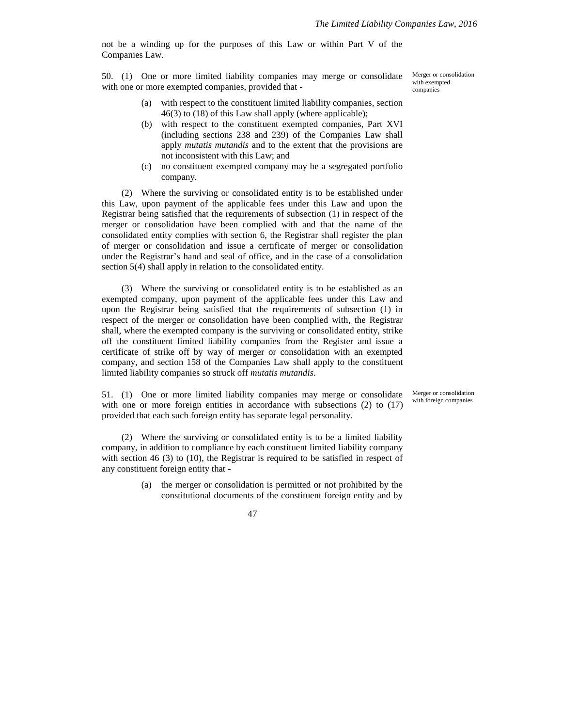not be a winding up for the purposes of this Law or within Part V of the Companies Law.

Merger or consolidation with exempted companies

50. (1) One or more limited liability companies may merge or consolidate with one or more exempted companies, provided that -

(a) with respect to the constituent limited liability companies, section 46(3) to (18) of this Law shall apply (where applicable);

(b) with respect to the constituent exempted companies, Part XVI (including sections 238 and 239) of the Companies Law shall apply *mutatis mutandis* and to the extent that the provisions are not inconsistent with this Law; and

(c) no constituent exempted company may be a segregated portfolio company.

(2) Where the surviving or consolidated entity is to be established under this Law, upon payment of the applicable fees under this Law and upon the Registrar being satisfied that the requirements of subsection (1) in respect of the merger or consolidation have been complied with and that the name of the consolidated entity complies with section 6, the Registrar shall register the plan of merger or consolidation and issue a certificate of merger or consolidation under the Registrar's hand and seal of office, and in the case of a consolidation section 5(4) shall apply in relation to the consolidated entity.

(3) Where the surviving or consolidated entity is to be established as an exempted company, upon payment of the applicable fees under this Law and upon the Registrar being satisfied that the requirements of subsection (1) in respect of the merger or consolidation have been complied with, the Registrar shall, where the exempted company is the surviving or consolidated entity, strike off the constituent limited liability companies from the Register and issue a certificate of strike off by way of merger or consolidation with an exempted company, and section 158 of the Companies Law shall apply to the constituent limited liability companies so struck off *mutatis mutandis*.

Merger or consolidation with foreign companies

51. (1) One or more limited liability companies may merge or consolidate with one or more foreign entities in accordance with subsections (2) to (17) provided that each such foreign entity has separate legal personality.

(2) Where the surviving or consolidated entity is to be a limited liability company, in addition to compliance by each constituent limited liability company with section 46 (3) to (10), the Registrar is required to be satisfied in respect of any constituent foreign entity that -

(a) the merger or consolidation is permitted or not prohibited by the constitutional documents of the constituent foreign entity and by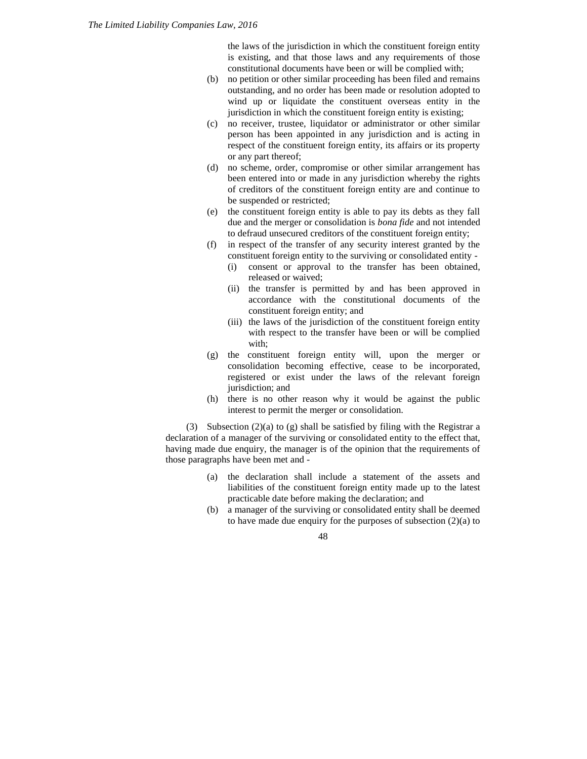the laws of the jurisdiction in which the constituent foreign entity is existing, and that those laws and any requirements of those constitutional documents have been or will be complied with;

(b) no petition or other similar proceeding has been filed and remains outstanding, and no order has been made or resolution adopted to wind up or liquidate the constituent overseas entity in the jurisdiction in which the constituent foreign entity is existing;

(c) no receiver, trustee, liquidator or administrator or other similar person has been appointed in any jurisdiction and is acting in respect of the constituent foreign entity, its affairs or its property or any part thereof;

(d) no scheme, order, compromise or other similar arrangement has been entered into or made in any jurisdiction whereby the rights of creditors of the constituent foreign entity are and continue to be suspended or restricted;

(e) the constituent foreign entity is able to pay its debts as they fall due and the merger or consolidation is *bona fide* and not intended to defraud unsecured creditors of the constituent foreign entity;

(f) in respect of the transfer of any security interest granted by the constituent foreign entity to the surviving or consolidated entity -

  (i) consent or approval to the transfer has been obtained, released or waived;

  (ii) the transfer is permitted by and has been approved in accordance with the constitutional documents of the constituent foreign entity; and

  (iii) the laws of the jurisdiction of the constituent foreign entity with respect to the transfer have been or will be complied with;

(g) the constituent foreign entity will, upon the merger or consolidation becoming effective, cease to be incorporated, registered or exist under the laws of the relevant foreign jurisdiction; and

(h) there is no other reason why it would be against the public interest to permit the merger or consolidation.

(3) Subsection (2)(a) to (g) shall be satisfied by filing with the Registrar a declaration of a manager of the surviving or consolidated entity to the effect that, having made due enquiry, the manager is of the opinion that the requirements of those paragraphs have been met and -

(a) the declaration shall include a statement of the assets and liabilities of the constituent foreign entity made up to the latest practicable date before making the declaration; and

(b) a manager of the surviving or consolidated entity shall be deemed to have made due enquiry for the purposes of subsection (2)(a) to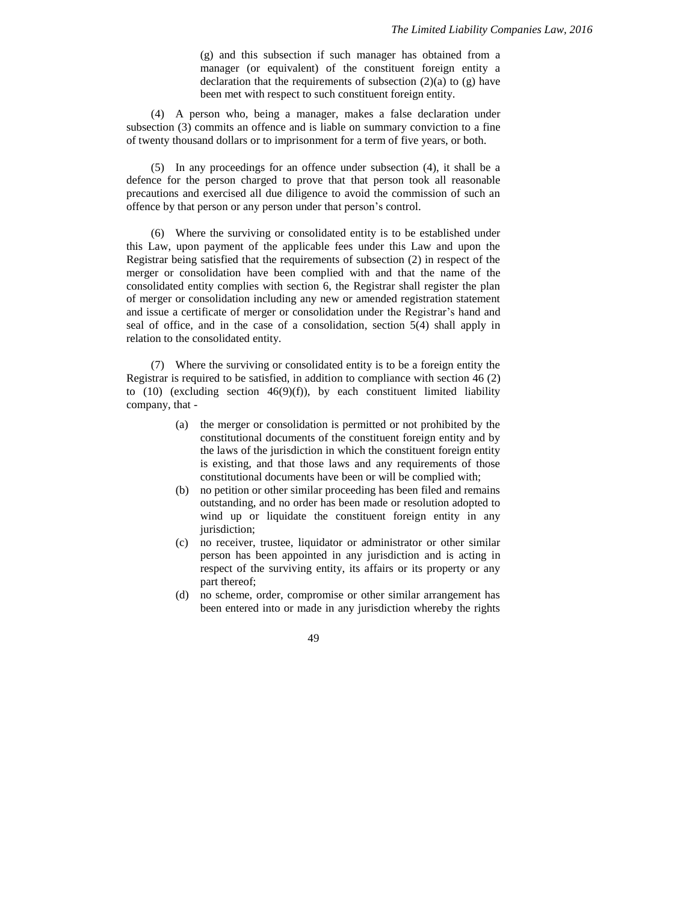(g) and this subsection if such manager has obtained from a manager (or equivalent) of the constituent foreign entity a declaration that the requirements of subsection (2)(a) to (g) have been met with respect to such constituent foreign entity.

(4) A person who, being a manager, makes a false declaration under subsection (3) commits an offence and is liable on summary conviction to a fine of twenty thousand dollars or to imprisonment for a term of five years, or both.

(5) In any proceedings for an offence under subsection (4), it shall be a defence for the person charged to prove that that person took all reasonable precautions and exercised all due diligence to avoid the commission of such an offence by that person or any person under that person's control.

(6) Where the surviving or consolidated entity is to be established under this Law, upon payment of the applicable fees under this Law and upon the Registrar being satisfied that the requirements of subsection (2) in respect of the merger or consolidation have been complied with and that the name of the consolidated entity complies with section 6, the Registrar shall register the plan of merger or consolidation including any new or amended registration statement and issue a certificate of merger or consolidation under the Registrar's hand and seal of office, and in the case of a consolidation, section 5(4) shall apply in relation to the consolidated entity.

(7) Where the surviving or consolidated entity is to be a foreign entity the Registrar is required to be satisfied, in addition to compliance with section 46 (2) to (10) (excluding section 46(9)(f)), by each constituent limited liability company, that -

(a) the merger or consolidation is permitted or not prohibited by the constitutional documents of the constituent foreign entity and by the laws of the jurisdiction in which the constituent foreign entity is existing, and that those laws and any requirements of those constitutional documents have been or will be complied with;

(b) no petition or other similar proceeding has been filed and remains outstanding, and no order has been made or resolution adopted to wind up or liquidate the constituent foreign entity in any jurisdiction;

(c) no receiver, trustee, liquidator or administrator or other similar person has been appointed in any jurisdiction and is acting in respect of the surviving entity, its affairs or its property or any part thereof;

(d) no scheme, order, compromise or other similar arrangement has been entered into or made in any jurisdiction whereby the rights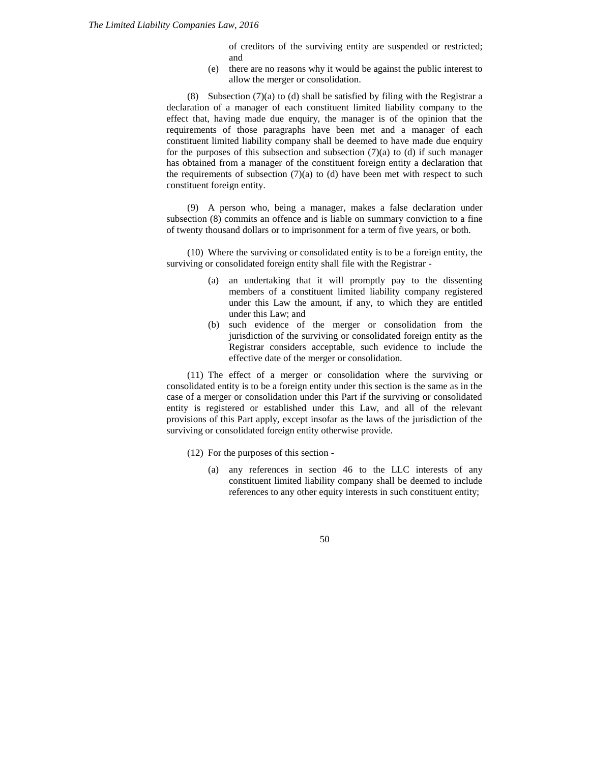of creditors of the surviving entity are suspended or restricted; and

(e) there are no reasons why it would be against the public interest to allow the merger or consolidation.

(8) Subsection (7)(a) to (d) shall be satisfied by filing with the Registrar a declaration of a manager of each constituent limited liability company to the effect that, having made due enquiry, the manager is of the opinion that the requirements of those paragraphs have been met and a manager of each constituent limited liability company shall be deemed to have made due enquiry for the purposes of this subsection and subsection (7)(a) to (d) if such manager has obtained from a manager of the constituent foreign entity a declaration that the requirements of subsection (7)(a) to (d) have been met with respect to such constituent foreign entity.

(9) A person who, being a manager, makes a false declaration under subsection (8) commits an offence and is liable on summary conviction to a fine of twenty thousand dollars or to imprisonment for a term of five years, or both.

(10) Where the surviving or consolidated entity is to be a foreign entity, the surviving or consolidated foreign entity shall file with the Registrar -

(a) an undertaking that it will promptly pay to the dissenting members of a constituent limited liability company registered under this Law the amount, if any, to which they are entitled under this Law; and

(b) such evidence of the merger or consolidation from the jurisdiction of the surviving or consolidated foreign entity as the Registrar considers acceptable, such evidence to include the effective date of the merger or consolidation.

(11) The effect of a merger or consolidation where the surviving or consolidated entity is to be a foreign entity under this section is the same as in the case of a merger or consolidation under this Part if the surviving or consolidated entity is registered or established under this Law, and all of the relevant provisions of this Part apply, except insofar as the laws of the jurisdiction of the surviving or consolidated foreign entity otherwise provide.

(12) For the purposes of this section -

(a) any references in section 46 to the LLC interests of any constituent limited liability company shall be deemed to include references to any other equity interests in such constituent entity;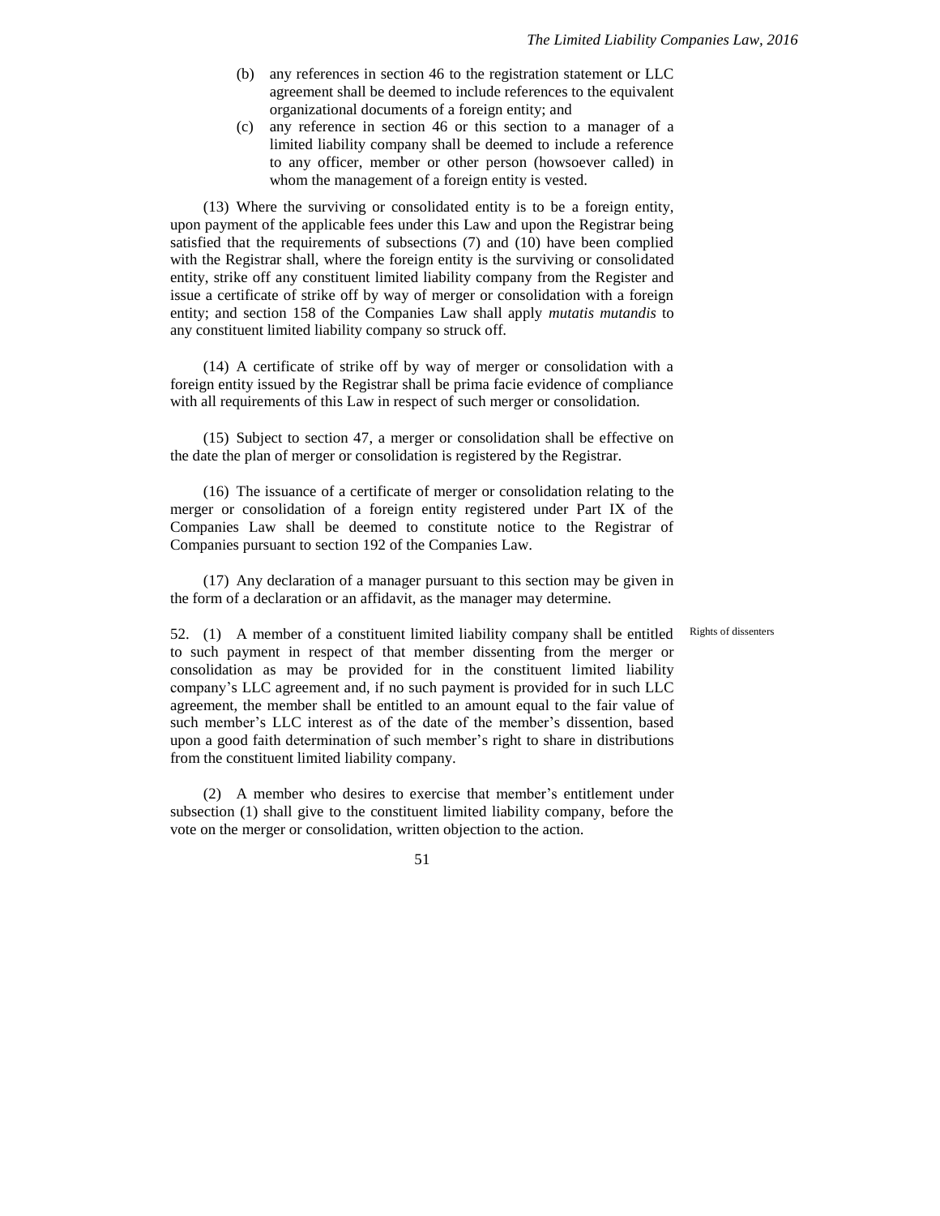(b) any references in section 46 to the registration statement or LLC agreement shall be deemed to include references to the equivalent organizational documents of a foreign entity; and

(c) any reference in section 46 or this section to a manager of a limited liability company shall be deemed to include a reference to any officer, member or other person (howsoever called) in whom the management of a foreign entity is vested.

(13) Where the surviving or consolidated entity is to be a foreign entity, upon payment of the applicable fees under this Law and upon the Registrar being satisfied that the requirements of subsections (7) and (10) have been complied with the Registrar shall, where the foreign entity is the surviving or consolidated entity, strike off any constituent limited liability company from the Register and issue a certificate of strike off by way of merger or consolidation with a foreign entity; and section 158 of the Companies Law shall apply *mutatis mutandis* to any constituent limited liability company so struck off.

(14) A certificate of strike off by way of merger or consolidation with a foreign entity issued by the Registrar shall be prima facie evidence of compliance with all requirements of this Law in respect of such merger or consolidation.

(15) Subject to section 47, a merger or consolidation shall be effective on the date the plan of merger or consolidation is registered by the Registrar.

(16) The issuance of a certificate of merger or consolidation relating to the merger or consolidation of a foreign entity registered under Part IX of the Companies Law shall be deemed to constitute notice to the Registrar of Companies pursuant to section 192 of the Companies Law.

(17) Any declaration of a manager pursuant to this section may be given in the form of a declaration or an affidavit, as the manager may determine.

Rights of dissenters

52. (1) A member of a constituent limited liability company shall be entitled to such payment in respect of that member dissenting from the merger or consolidation as may be provided for in the constituent limited liability company's LLC agreement and, if no such payment is provided for in such LLC agreement, the member shall be entitled to an amount equal to the fair value of such member's LLC interest as of the date of the member's dissention, based upon a good faith determination of such member's right to share in distributions from the constituent limited liability company.

(2) A member who desires to exercise that member's entitlement under subsection (1) shall give to the constituent limited liability company, before the vote on the merger or consolidation, written objection to the action.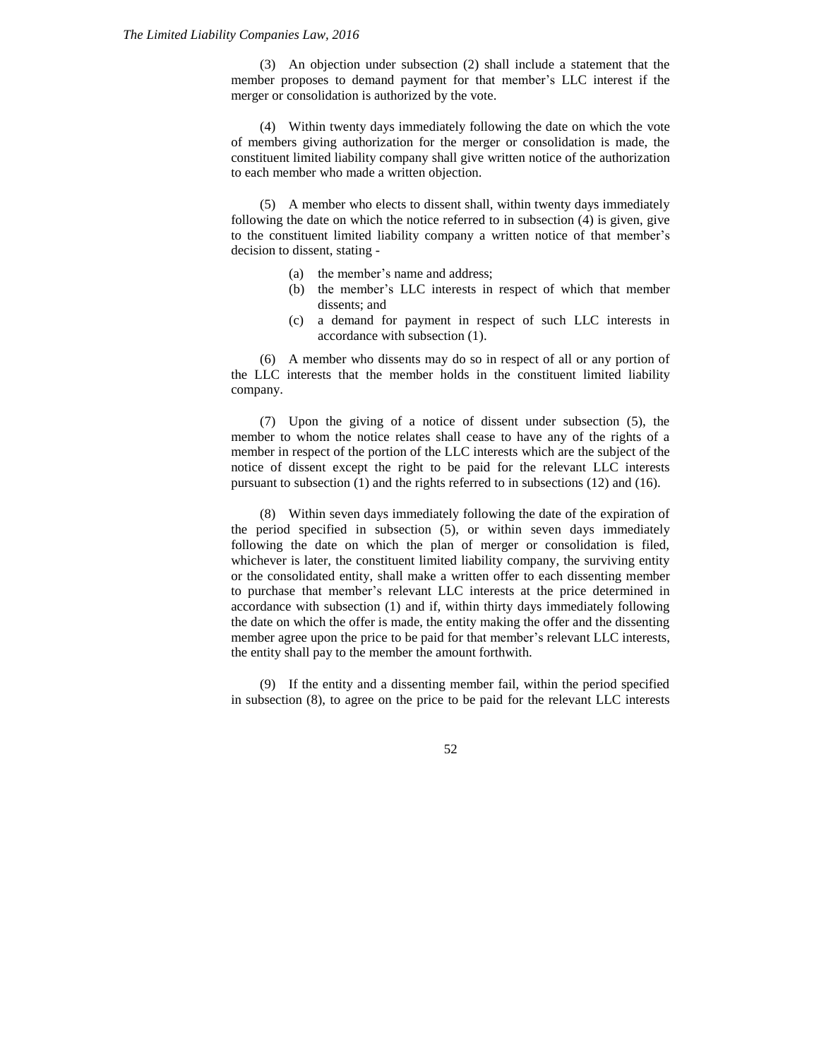(3) An objection under subsection (2) shall include a statement that the member proposes to demand payment for that member's LLC interest if the merger or consolidation is authorized by the vote.

(4) Within twenty days immediately following the date on which the vote of members giving authorization for the merger or consolidation is made, the constituent limited liability company shall give written notice of the authorization to each member who made a written objection.

(5) A member who elects to dissent shall, within twenty days immediately following the date on which the notice referred to in subsection (4) is given, give to the constituent limited liability company a written notice of that member's decision to dissent, stating -

(a) the member's name and address;
(b) the member's LLC interests in respect of which that member dissents; and
(c) a demand for payment in respect of such LLC interests in accordance with subsection (1).

(6) A member who dissents may do so in respect of all or any portion of the LLC interests that the member holds in the constituent limited liability company.

(7) Upon the giving of a notice of dissent under subsection (5), the member to whom the notice relates shall cease to have any of the rights of a member in respect of the portion of the LLC interests which are the subject of the notice of dissent except the right to be paid for the relevant LLC interests pursuant to subsection (1) and the rights referred to in subsections (12) and (16).

(8) Within seven days immediately following the date of the expiration of the period specified in subsection (5), or within seven days immediately following the date on which the plan of merger or consolidation is filed, whichever is later, the constituent limited liability company, the surviving entity or the consolidated entity, shall make a written offer to each dissenting member to purchase that member's relevant LLC interests at the price determined in accordance with subsection (1) and if, within thirty days immediately following the date on which the offer is made, the entity making the offer and the dissenting member agree upon the price to be paid for that member's relevant LLC interests, the entity shall pay to the member the amount forthwith.

(9) If the entity and a dissenting member fail, within the period specified in subsection (8), to agree on the price to be paid for the relevant LLC interests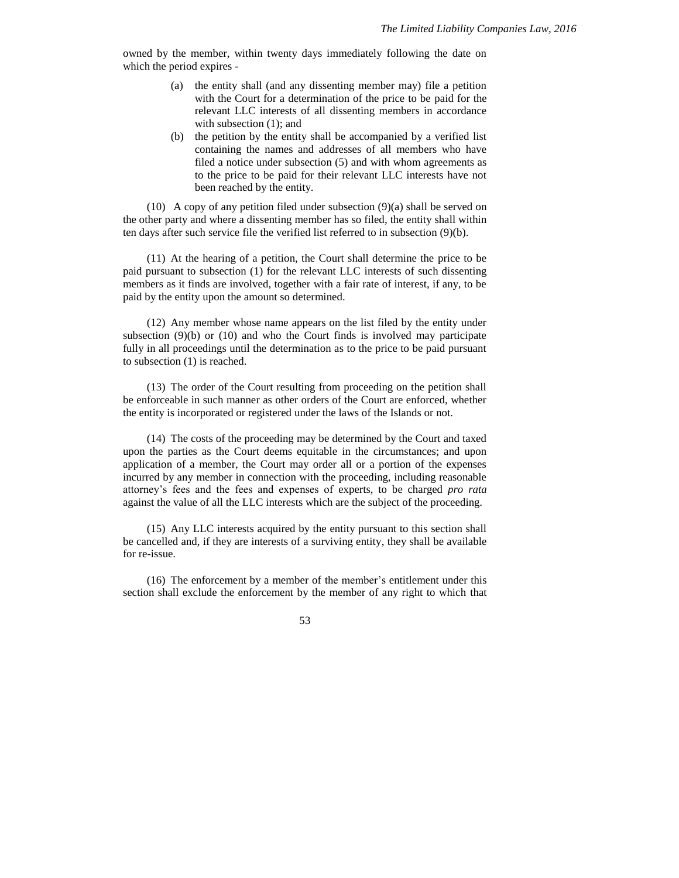owned by the member, within twenty days immediately following the date on which the period expires -

- (a) the entity shall (and any dissenting member may) file a petition with the Court for a determination of the price to be paid for the relevant LLC interests of all dissenting members in accordance with subsection (1); and
- (b) the petition by the entity shall be accompanied by a verified list containing the names and addresses of all members who have filed a notice under subsection (5) and with whom agreements as to the price to be paid for their relevant LLC interests have not been reached by the entity.

(10) A copy of any petition filed under subsection (9)(a) shall be served on the other party and where a dissenting member has so filed, the entity shall within ten days after such service file the verified list referred to in subsection (9)(b).

(11) At the hearing of a petition, the Court shall determine the price to be paid pursuant to subsection (1) for the relevant LLC interests of such dissenting members as it finds are involved, together with a fair rate of interest, if any, to be paid by the entity upon the amount so determined.

(12) Any member whose name appears on the list filed by the entity under subsection (9)(b) or (10) and who the Court finds is involved may participate fully in all proceedings until the determination as to the price to be paid pursuant to subsection (1) is reached.

(13) The order of the Court resulting from proceeding on the petition shall be enforceable in such manner as other orders of the Court are enforced, whether the entity is incorporated or registered under the laws of the Islands or not.

(14) The costs of the proceeding may be determined by the Court and taxed upon the parties as the Court deems equitable in the circumstances; and upon application of a member, the Court may order all or a portion of the expenses incurred by any member in connection with the proceeding, including reasonable attorney's fees and the fees and expenses of experts, to be charged *pro rata* against the value of all the LLC interests which are the subject of the proceeding.

(15) Any LLC interests acquired by the entity pursuant to this section shall be cancelled and, if they are interests of a surviving entity, they shall be available for re-issue.

(16) The enforcement by a member of the member's entitlement under this section shall exclude the enforcement by the member of any right to which that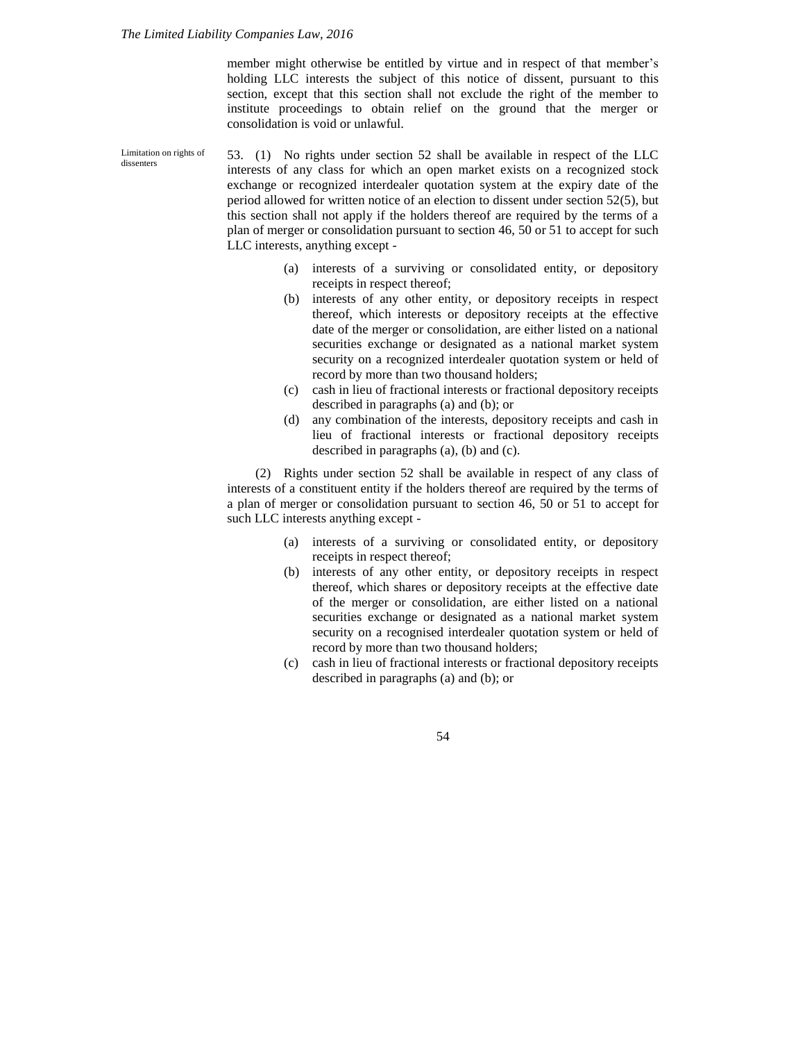member might otherwise be entitled by virtue and in respect of that member's holding LLC interests the subject of this notice of dissent, pursuant to this section, except that this section shall not exclude the right of the member to institute proceedings to obtain relief on the ground that the merger or consolidation is void or unlawful.

Limitation on rights of dissenters

53. (1) No rights under section 52 shall be available in respect of the LLC interests of any class for which an open market exists on a recognized stock exchange or recognized interdealer quotation system at the expiry date of the period allowed for written notice of an election to dissent under section 52(5), but this section shall not apply if the holders thereof are required by the terms of a plan of merger or consolidation pursuant to section 46, 50 or 51 to accept for such LLC interests, anything except -

(a) interests of a surviving or consolidated entity, or depository receipts in respect thereof;
(b) interests of any other entity, or depository receipts in respect thereof, which interests or depository receipts at the effective date of the merger or consolidation, are either listed on a national securities exchange or designated as a national market system security on a recognized interdealer quotation system or held of record by more than two thousand holders;
(c) cash in lieu of fractional interests or fractional depository receipts described in paragraphs (a) and (b); or
(d) any combination of the interests, depository receipts and cash in lieu of fractional interests or fractional depository receipts described in paragraphs (a), (b) and (c).

(2) Rights under section 52 shall be available in respect of any class of interests of a constituent entity if the holders thereof are required by the terms of a plan of merger or consolidation pursuant to section 46, 50 or 51 to accept for such LLC interests anything except -

(a) interests of a surviving or consolidated entity, or depository receipts in respect thereof;
(b) interests of any other entity, or depository receipts in respect thereof, which shares or depository receipts at the effective date of the merger or consolidation, are either listed on a national securities exchange or designated as a national market system security on a recognised interdealer quotation system or held of record by more than two thousand holders;
(c) cash in lieu of fractional interests or fractional depository receipts described in paragraphs (a) and (b); or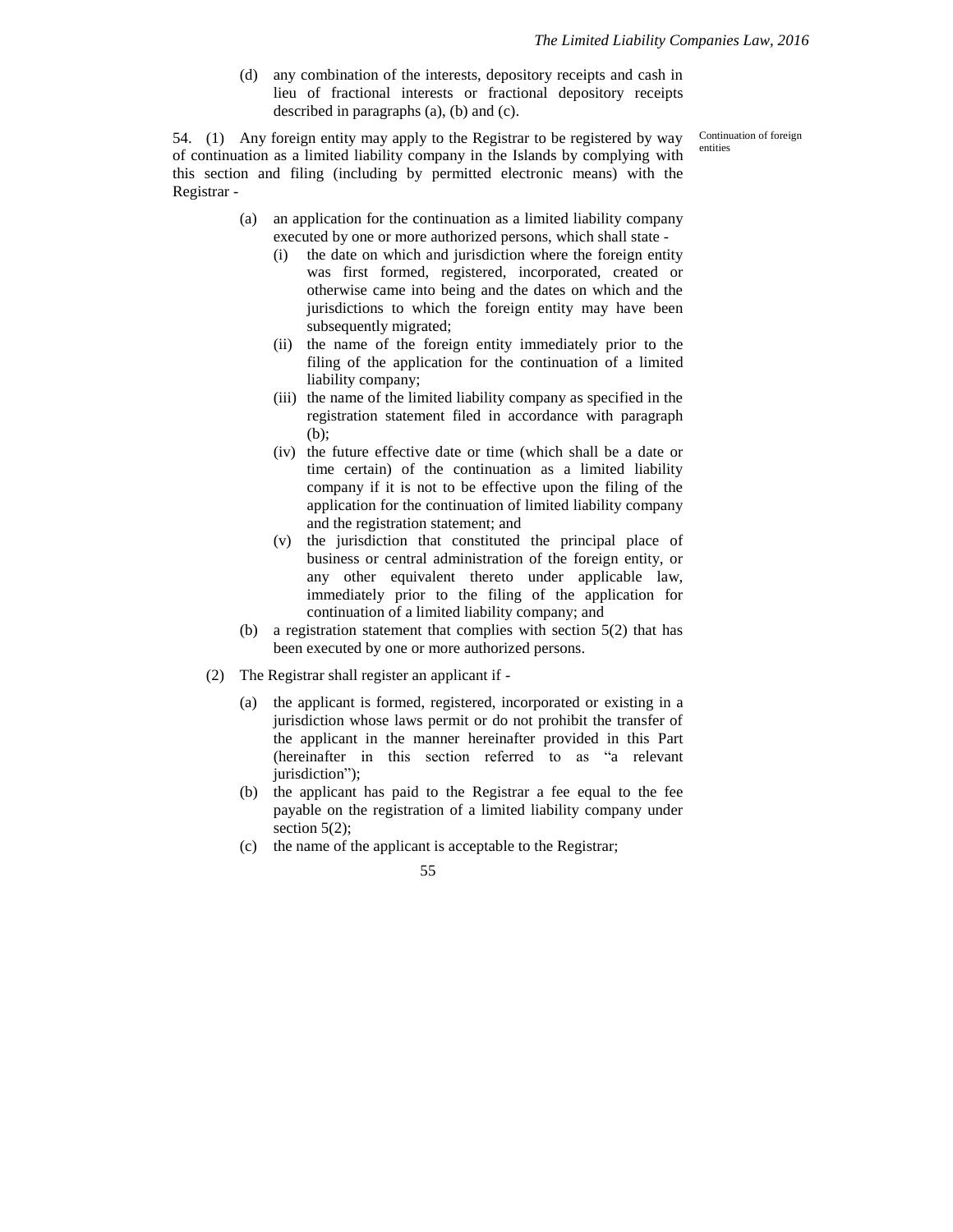(d) any combination of the interests, depository receipts and cash in lieu of fractional interests or fractional depository receipts described in paragraphs (a), (b) and (c).

**Continuation of foreign entities**

54. (1) Any foreign entity may apply to the Registrar to be registered by way of continuation as a limited liability company in the Islands by complying with this section and filing (including by permitted electronic means) with the Registrar -

(a) an application for the continuation as a limited liability company executed by one or more authorized persons, which shall state -

(i) the date on which and jurisdiction where the foreign entity was first formed, registered, incorporated, created or otherwise came into being and the dates on which and the jurisdictions to which the foreign entity may have been subsequently migrated;

(ii) the name of the foreign entity immediately prior to the filing of the application for the continuation of a limited liability company;

(iii) the name of the limited liability company as specified in the registration statement filed in accordance with paragraph (b);

(iv) the future effective date or time (which shall be a date or time certain) of the continuation as a limited liability company if it is not to be effective upon the filing of the application for the continuation of limited liability company and the registration statement; and

(v) the jurisdiction that constituted the principal place of business or central administration of the foreign entity, or any other equivalent thereto under applicable law, immediately prior to the filing of the application for continuation of a limited liability company; and

(b) a registration statement that complies with section 5(2) that has been executed by one or more authorized persons.

(2) The Registrar shall register an applicant if -

(a) the applicant is formed, registered, incorporated or existing in a jurisdiction whose laws permit or do not prohibit the transfer of the applicant in the manner hereinafter provided in this Part (hereinafter in this section referred to as "a relevant jurisdiction");

(b) the applicant has paid to the Registrar a fee equal to the fee payable on the registration of a limited liability company under section 5(2);

(c) the name of the applicant is acceptable to the Registrar;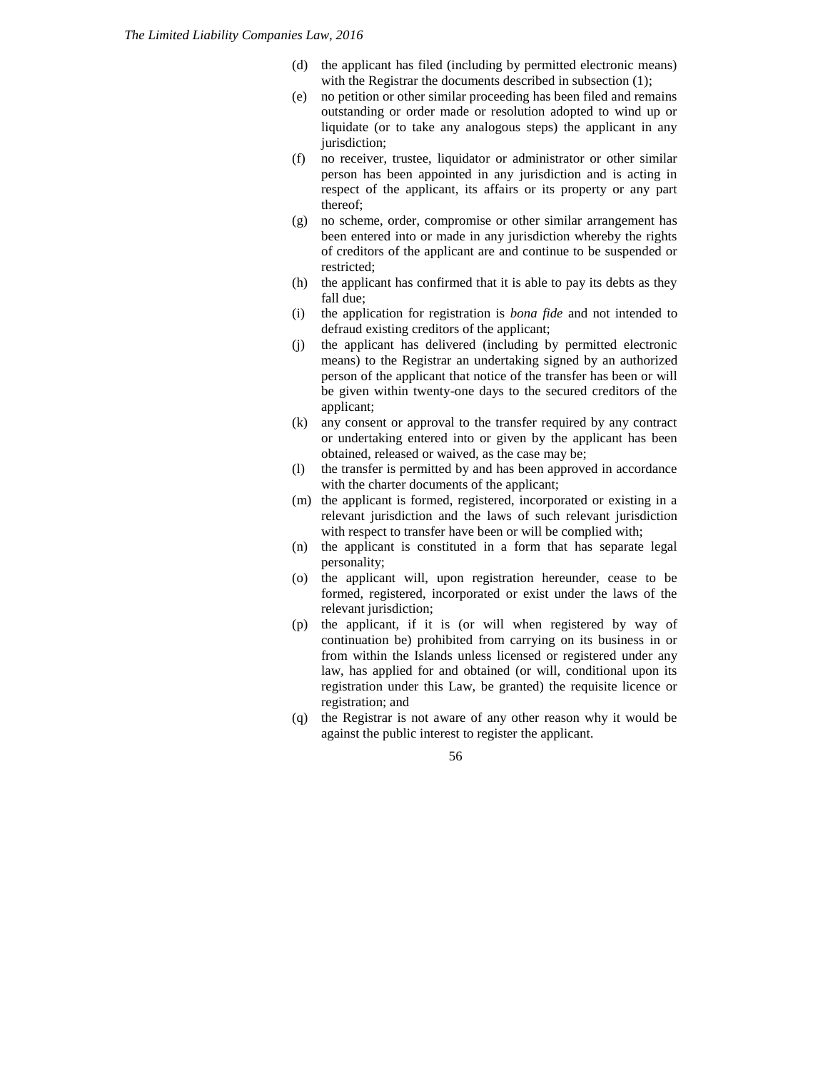(d) the applicant has filed (including by permitted electronic means) with the Registrar the documents described in subsection (1);

(e) no petition or other similar proceeding has been filed and remains outstanding or order made or resolution adopted to wind up or liquidate (or to take any analogous steps) the applicant in any jurisdiction;

(f) no receiver, trustee, liquidator or administrator or other similar person has been appointed in any jurisdiction and is acting in respect of the applicant, its affairs or its property or any part thereof;

(g) no scheme, order, compromise or other similar arrangement has been entered into or made in any jurisdiction whereby the rights of creditors of the applicant are and continue to be suspended or restricted;

(h) the applicant has confirmed that it is able to pay its debts as they fall due;

(i) the application for registration is *bona fide* and not intended to defraud existing creditors of the applicant;

(j) the applicant has delivered (including by permitted electronic means) to the Registrar an undertaking signed by an authorized person of the applicant that notice of the transfer has been or will be given within twenty-one days to the secured creditors of the applicant;

(k) any consent or approval to the transfer required by any contract or undertaking entered into or given by the applicant has been obtained, released or waived, as the case may be;

(l) the transfer is permitted by and has been approved in accordance with the charter documents of the applicant;

(m) the applicant is formed, registered, incorporated or existing in a relevant jurisdiction and the laws of such relevant jurisdiction with respect to transfer have been or will be complied with;

(n) the applicant is constituted in a form that has separate legal personality;

(o) the applicant will, upon registration hereunder, cease to be formed, registered, incorporated or exist under the laws of the relevant jurisdiction;

(p) the applicant, if it is (or will when registered by way of continuation be) prohibited from carrying on its business in or from within the Islands unless licensed or registered under any law, has applied for and obtained (or will, conditional upon its registration under this Law, be granted) the requisite licence or registration; and

(q) the Registrar is not aware of any other reason why it would be against the public interest to register the applicant.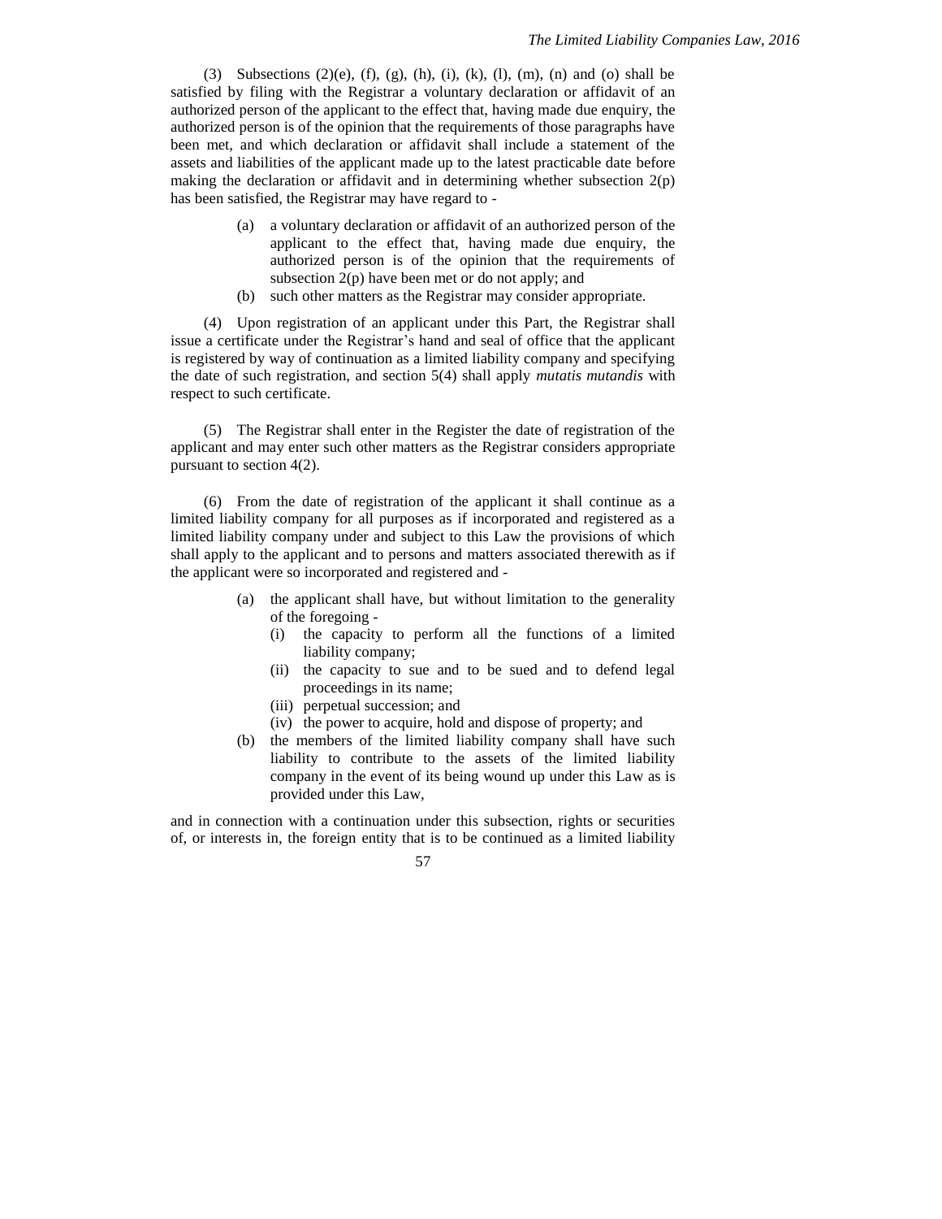(3) Subsections (2)(e), (f), (g), (h), (i), (k), (l), (m), (n) and (o) shall be satisfied by filing with the Registrar a voluntary declaration or affidavit of an authorized person of the applicant to the effect that, having made due enquiry, the authorized person is of the opinion that the requirements of those paragraphs have been met, and which declaration or affidavit shall include a statement of the assets and liabilities of the applicant made up to the latest practicable date before making the declaration or affidavit and in determining whether subsection 2(p) has been satisfied, the Registrar may have regard to -

(a) a voluntary declaration or affidavit of an authorized person of the applicant to the effect that, having made due enquiry, the authorized person is of the opinion that the requirements of subsection 2(p) have been met or do not apply; and

(b) such other matters as the Registrar may consider appropriate.

(4) Upon registration of an applicant under this Part, the Registrar shall issue a certificate under the Registrar's hand and seal of office that the applicant is registered by way of continuation as a limited liability company and specifying the date of such registration, and section 5(4) shall apply *mutatis mutandis* with respect to such certificate.

(5) The Registrar shall enter in the Register the date of registration of the applicant and may enter such other matters as the Registrar considers appropriate pursuant to section 4(2).

(6) From the date of registration of the applicant it shall continue as a limited liability company for all purposes as if incorporated and registered as a limited liability company under and subject to this Law the provisions of which shall apply to the applicant and to persons and matters associated therewith as if the applicant were so incorporated and registered and -

(a) the applicant shall have, but without limitation to the generality of the foregoing -
   (i) the capacity to perform all the functions of a limited liability company;
   (ii) the capacity to sue and to be sued and to defend legal proceedings in its name;
   (iii) perpetual succession; and
   (iv) the power to acquire, hold and dispose of property; and

(b) the members of the limited liability company shall have such liability to contribute to the assets of the limited liability company in the event of its being wound up under this Law as is provided under this Law,

and in connection with a continuation under this subsection, rights or securities of, or interests in, the foreign entity that is to be continued as a limited liability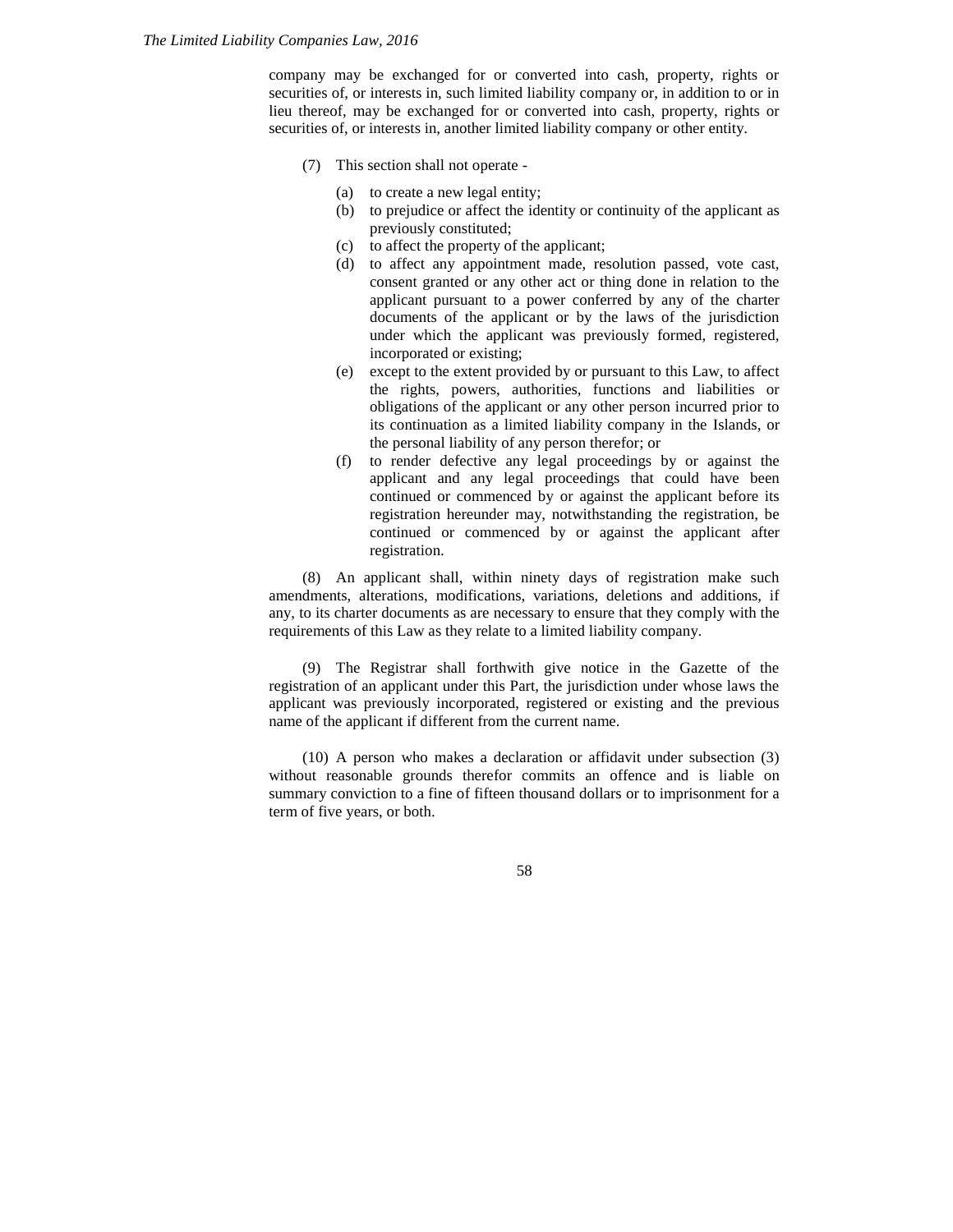company may be exchanged for or converted into cash, property, rights or securities of, or interests in, such limited liability company or, in addition to or in lieu thereof, may be exchanged for or converted into cash, property, rights or securities of, or interests in, another limited liability company or other entity.

(7) This section shall not operate -

(a) to create a new legal entity;

(b) to prejudice or affect the identity or continuity of the applicant as previously constituted;

(c) to affect the property of the applicant;

(d) to affect any appointment made, resolution passed, vote cast, consent granted or any other act or thing done in relation to the applicant pursuant to a power conferred by any of the charter documents of the applicant or by the laws of the jurisdiction under which the applicant was previously formed, registered, incorporated or existing;

(e) except to the extent provided by or pursuant to this Law, to affect the rights, powers, authorities, functions and liabilities or obligations of the applicant or any other person incurred prior to its continuation as a limited liability company in the Islands, or the personal liability of any person therefor; or

(f) to render defective any legal proceedings by or against the applicant and any legal proceedings that could have been continued or commenced by or against the applicant before its registration hereunder may, notwithstanding the registration, be continued or commenced by or against the applicant after registration.

(8) An applicant shall, within ninety days of registration make such amendments, alterations, modifications, variations, deletions and additions, if any, to its charter documents as are necessary to ensure that they comply with the requirements of this Law as they relate to a limited liability company.

(9) The Registrar shall forthwith give notice in the Gazette of the registration of an applicant under this Part, the jurisdiction under whose laws the applicant was previously incorporated, registered or existing and the previous name of the applicant if different from the current name.

(10) A person who makes a declaration or affidavit under subsection (3) without reasonable grounds therefor commits an offence and is liable on summary conviction to a fine of fifteen thousand dollars or to imprisonment for a term of five years, or both.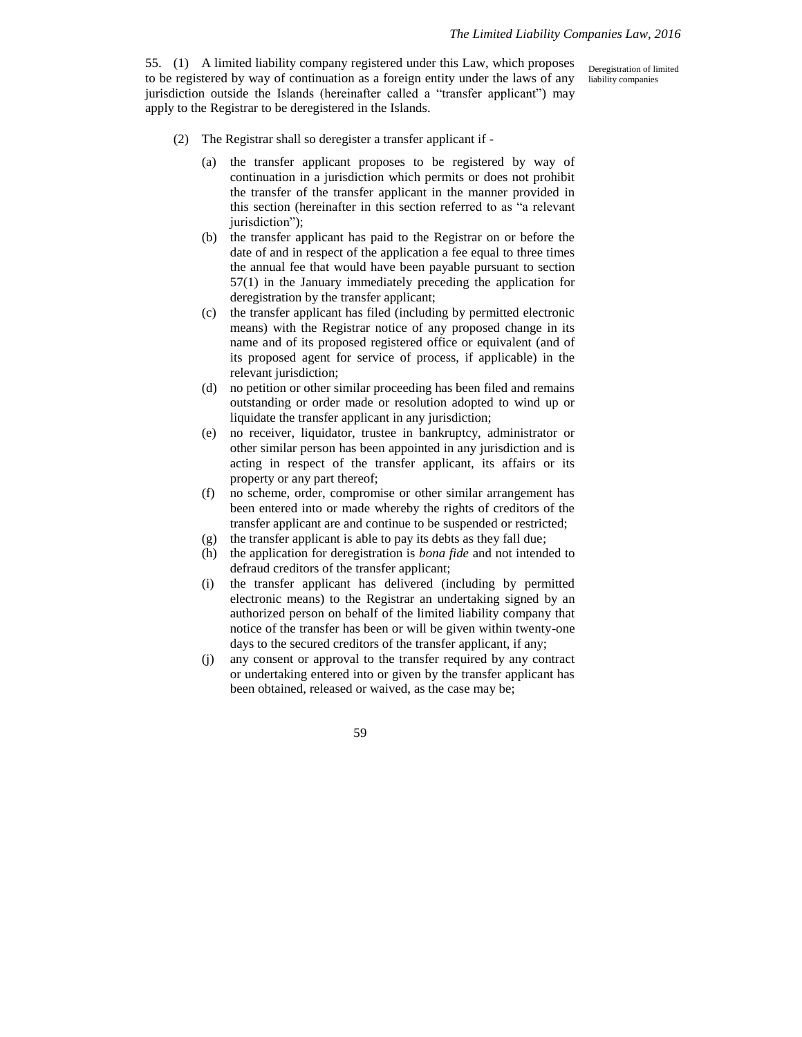55. (1) A limited liability company registered under this Law, which proposes to be registered by way of continuation as a foreign entity under the laws of any jurisdiction outside the Islands (hereinafter called a "transfer applicant") may apply to the Registrar to be deregistered in the Islands.

Deregistration of limited liability companies

(2) The Registrar shall so deregister a transfer applicant if -

(a) the transfer applicant proposes to be registered by way of continuation in a jurisdiction which permits or does not prohibit the transfer of the transfer applicant in the manner provided in this section (hereinafter in this section referred to as "a relevant jurisdiction");

(b) the transfer applicant has paid to the Registrar on or before the date of and in respect of the application a fee equal to three times the annual fee that would have been payable pursuant to section 57(1) in the January immediately preceding the application for deregistration by the transfer applicant;

(c) the transfer applicant has filed (including by permitted electronic means) with the Registrar notice of any proposed change in its name and of its proposed registered office or equivalent (and of its proposed agent for service of process, if applicable) in the relevant jurisdiction;

(d) no petition or other similar proceeding has been filed and remains outstanding or order made or resolution adopted to wind up or liquidate the transfer applicant in any jurisdiction;

(e) no receiver, liquidator, trustee in bankruptcy, administrator or other similar person has been appointed in any jurisdiction and is acting in respect of the transfer applicant, its affairs or its property or any part thereof;

(f) no scheme, order, compromise or other similar arrangement has been entered into or made whereby the rights of creditors of the transfer applicant are and continue to be suspended or restricted;

(g) the transfer applicant is able to pay its debts as they fall due;

(h) the application for deregistration is *bona fide* and not intended to defraud creditors of the transfer applicant;

(i) the transfer applicant has delivered (including by permitted electronic means) to the Registrar an undertaking signed by an authorized person on behalf of the limited liability company that notice of the transfer has been or will be given within twenty-one days to the secured creditors of the transfer applicant, if any;

(j) any consent or approval to the transfer required by any contract or undertaking entered into or given by the transfer applicant has been obtained, released or waived, as the case may be;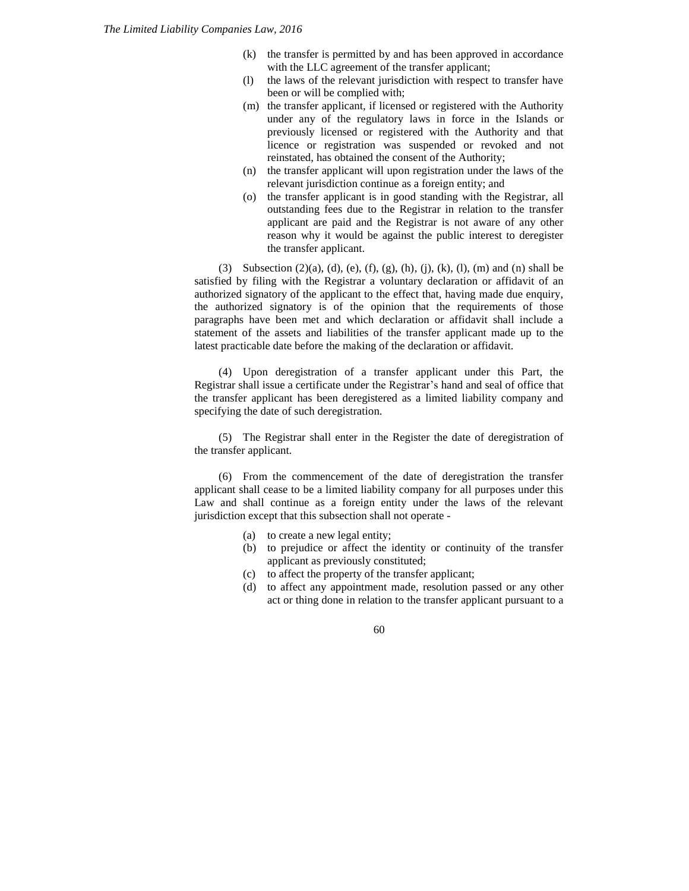(k) the transfer is permitted by and has been approved in accordance with the LLC agreement of the transfer applicant;

(l) the laws of the relevant jurisdiction with respect to transfer have been or will be complied with;

(m) the transfer applicant, if licensed or registered with the Authority under any of the regulatory laws in force in the Islands or previously licensed or registered with the Authority and that licence or registration was suspended or revoked and not reinstated, has obtained the consent of the Authority;

(n) the transfer applicant will upon registration under the laws of the relevant jurisdiction continue as a foreign entity; and

(o) the transfer applicant is in good standing with the Registrar, all outstanding fees due to the Registrar in relation to the transfer applicant are paid and the Registrar is not aware of any other reason why it would be against the public interest to deregister the transfer applicant.

(3) Subsection (2)(a), (d), (e), (f), (g), (h), (j), (k), (l), (m) and (n) shall be satisfied by filing with the Registrar a voluntary declaration or affidavit of an authorized signatory of the applicant to the effect that, having made due enquiry, the authorized signatory is of the opinion that the requirements of those paragraphs have been met and which declaration or affidavit shall include a statement of the assets and liabilities of the transfer applicant made up to the latest practicable date before the making of the declaration or affidavit.

(4) Upon deregistration of a transfer applicant under this Part, the Registrar shall issue a certificate under the Registrar's hand and seal of office that the transfer applicant has been deregistered as a limited liability company and specifying the date of such deregistration.

(5) The Registrar shall enter in the Register the date of deregistration of the transfer applicant.

(6) From the commencement of the date of deregistration the transfer applicant shall cease to be a limited liability company for all purposes under this Law and shall continue as a foreign entity under the laws of the relevant jurisdiction except that this subsection shall not operate -

(a) to create a new legal entity;

(b) to prejudice or affect the identity or continuity of the transfer applicant as previously constituted;

(c) to affect the property of the transfer applicant;

(d) to affect any appointment made, resolution passed or any other act or thing done in relation to the transfer applicant pursuant to a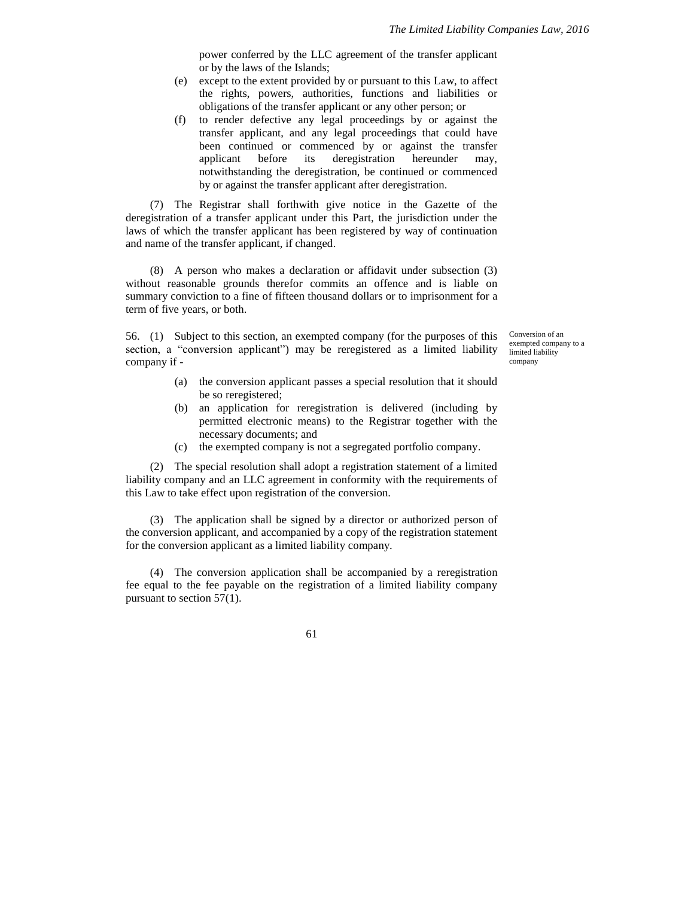power conferred by the LLC agreement of the transfer applicant or by the laws of the Islands;

(e) except to the extent provided by or pursuant to this Law, to affect the rights, powers, authorities, functions and liabilities or obligations of the transfer applicant or any other person; or

(f) to render defective any legal proceedings by or against the transfer applicant, and any legal proceedings that could have been continued or commenced by or against the transfer applicant before its deregistration hereunder may, notwithstanding the deregistration, be continued or commenced by or against the transfer applicant after deregistration.

(7) The Registrar shall forthwith give notice in the Gazette of the deregistration of a transfer applicant under this Part, the jurisdiction under the laws of which the transfer applicant has been registered by way of continuation and name of the transfer applicant, if changed.

(8) A person who makes a declaration or affidavit under subsection (3) without reasonable grounds therefor commits an offence and is liable on summary conviction to a fine of fifteen thousand dollars or to imprisonment for a term of five years, or both.

*Conversion of an exempted company to a limited liability company*

56. (1) Subject to this section, an exempted company (for the purposes of this section, a "conversion applicant") may be reregistered as a limited liability company if -

(a) the conversion applicant passes a special resolution that it should be so reregistered;

(b) an application for reregistration is delivered (including by permitted electronic means) to the Registrar together with the necessary documents; and

(c) the exempted company is not a segregated portfolio company.

(2) The special resolution shall adopt a registration statement of a limited liability company and an LLC agreement in conformity with the requirements of this Law to take effect upon registration of the conversion.

(3) The application shall be signed by a director or authorized person of the conversion applicant, and accompanied by a copy of the registration statement for the conversion applicant as a limited liability company.

(4) The conversion application shall be accompanied by a reregistration fee equal to the fee payable on the registration of a limited liability company pursuant to section 57(1).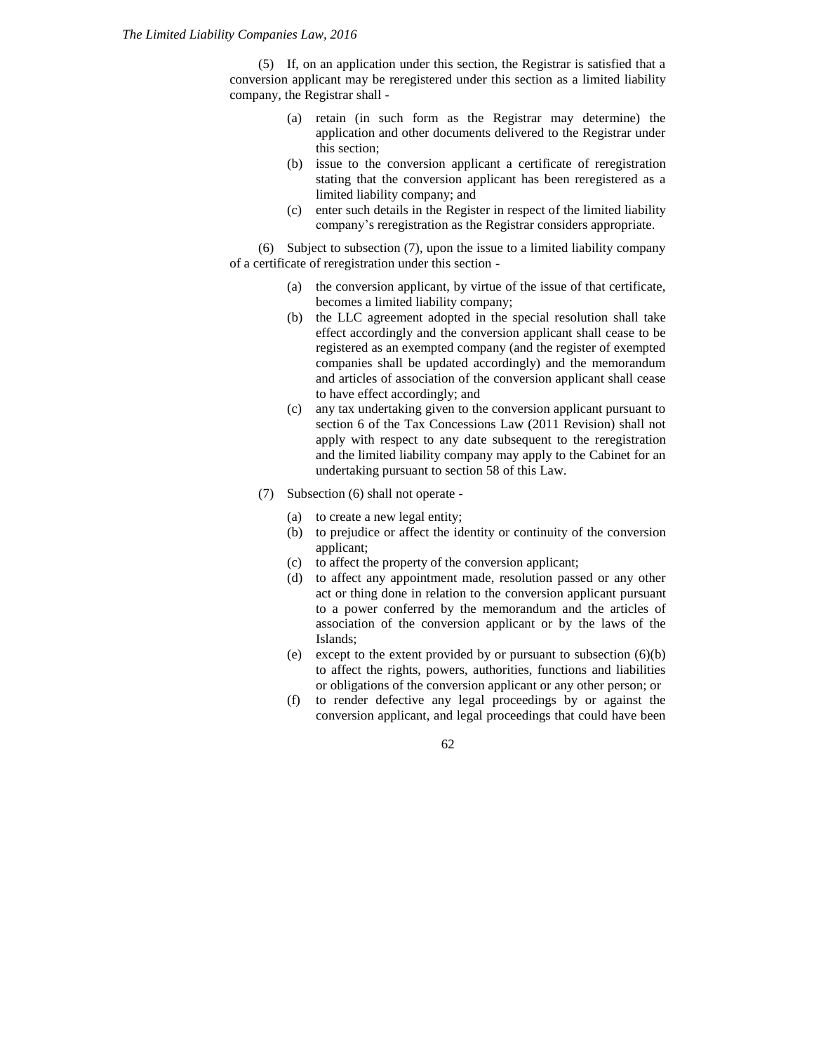(5) If, on an application under this section, the Registrar is satisfied that a conversion applicant may be reregistered under this section as a limited liability company, the Registrar shall -

- (a) retain (in such form as the Registrar may determine) the application and other documents delivered to the Registrar under this section;
- (b) issue to the conversion applicant a certificate of reregistration stating that the conversion applicant has been reregistered as a limited liability company; and
- (c) enter such details in the Register in respect of the limited liability company's reregistration as the Registrar considers appropriate.

(6) Subject to subsection (7), upon the issue to a limited liability company of a certificate of reregistration under this section -

- (a) the conversion applicant, by virtue of the issue of that certificate, becomes a limited liability company;
- (b) the LLC agreement adopted in the special resolution shall take effect accordingly and the conversion applicant shall cease to be registered as an exempted company (and the register of exempted companies shall be updated accordingly) and the memorandum and articles of association of the conversion applicant shall cease to have effect accordingly; and
- (c) any tax undertaking given to the conversion applicant pursuant to section 6 of the Tax Concessions Law (2011 Revision) shall not apply with respect to any date subsequent to the reregistration and the limited liability company may apply to the Cabinet for an undertaking pursuant to section 58 of this Law.

(7) Subsection (6) shall not operate -

- (a) to create a new legal entity;
- (b) to prejudice or affect the identity or continuity of the conversion applicant;
- (c) to affect the property of the conversion applicant;
- (d) to affect any appointment made, resolution passed or any other act or thing done in relation to the conversion applicant pursuant to a power conferred by the memorandum and the articles of association of the conversion applicant or by the laws of the Islands;
- (e) except to the extent provided by or pursuant to subsection (6)(b) to affect the rights, powers, authorities, functions and liabilities or obligations of the conversion applicant or any other person; or
- (f) to render defective any legal proceedings by or against the conversion applicant, and legal proceedings that could have been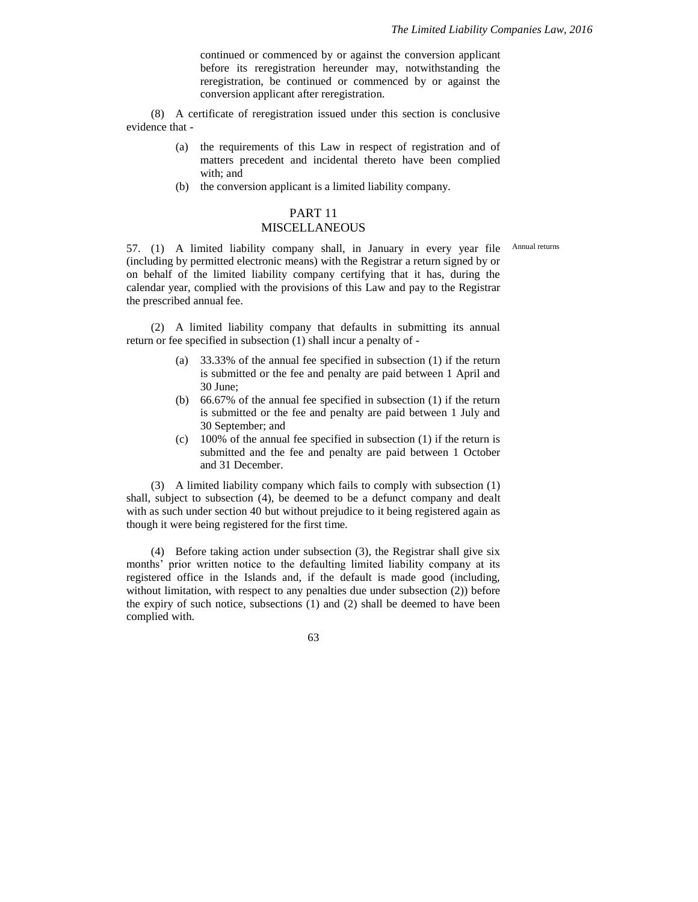continued or commenced by or against the conversion applicant before its reregistration hereunder may, notwithstanding the reregistration, be continued or commenced by or against the conversion applicant after reregistration.

(8) A certificate of reregistration issued under this section is conclusive evidence that -

(a) the requirements of this Law in respect of registration and of matters precedent and incidental thereto have been complied with; and

(b) the conversion applicant is a limited liability company.

## PART 11
## MISCELLANEOUS

Annual returns

57. (1) A limited liability company shall, in January in every year file (including by permitted electronic means) with the Registrar a return signed by or on behalf of the limited liability company certifying that it has, during the calendar year, complied with the provisions of this Law and pay to the Registrar the prescribed annual fee.

(2) A limited liability company that defaults in submitting its annual return or fee specified in subsection (1) shall incur a penalty of -

(a) 33.33% of the annual fee specified in subsection (1) if the return is submitted or the fee and penalty are paid between 1 April and 30 June;

(b) 66.67% of the annual fee specified in subsection (1) if the return is submitted or the fee and penalty are paid between 1 July and 30 September; and

(c) 100% of the annual fee specified in subsection (1) if the return is submitted and the fee and penalty are paid between 1 October and 31 December.

(3) A limited liability company which fails to comply with subsection (1) shall, subject to subsection (4), be deemed to be a defunct company and dealt with as such under section 40 but without prejudice to it being registered again as though it were being registered for the first time.

(4) Before taking action under subsection (3), the Registrar shall give six months' prior written notice to the defaulting limited liability company at its registered office in the Islands and, if the default is made good (including, without limitation, with respect to any penalties due under subsection (2)) before the expiry of such notice, subsections (1) and (2) shall be deemed to have been complied with.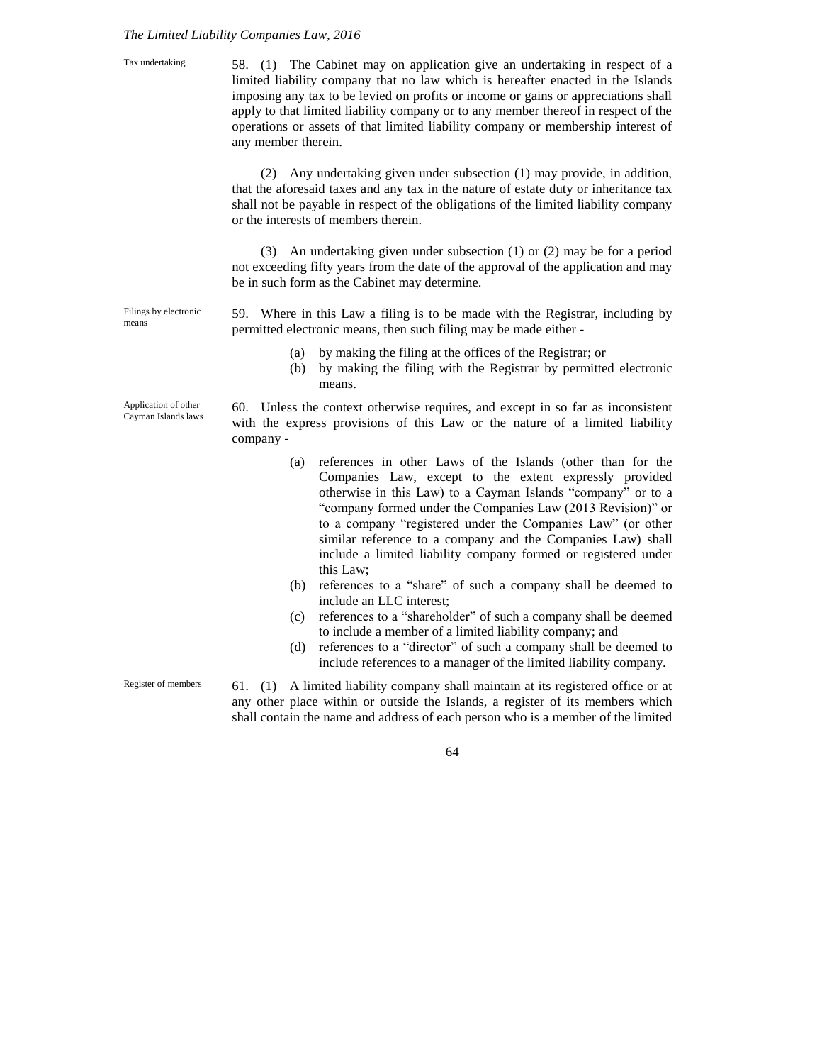**Tax undertaking**

58. (1) The Cabinet may on application give an undertaking in respect of a limited liability company that no law which is hereafter enacted in the Islands imposing any tax to be levied on profits or income or gains or appreciations shall apply to that limited liability company or to any member thereof in respect of the operations or assets of that limited liability company or membership interest of any member therein.

(2) Any undertaking given under subsection (1) may provide, in addition, that the aforesaid taxes and any tax in the nature of estate duty or inheritance tax shall not be payable in respect of the obligations of the limited liability company or the interests of members therein.

(3) An undertaking given under subsection (1) or (2) may be for a period not exceeding fifty years from the date of the approval of the application and may be in such form as the Cabinet may determine.

**Filings by electronic means**

59. Where in this Law a filing is to be made with the Registrar, including by permitted electronic means, then such filing may be made either -

(a) by making the filing at the offices of the Registrar; or
(b) by making the filing with the Registrar by permitted electronic means.

**Application of other Cayman Islands laws**

60. Unless the context otherwise requires, and except in so far as inconsistent with the express provisions of this Law or the nature of a limited liability company -

(a) references in other Laws of the Islands (other than for the Companies Law, except to the extent expressly provided otherwise in this Law) to a Cayman Islands "company" or to a "company formed under the Companies Law (2013 Revision)" or to a company "registered under the Companies Law" (or other similar reference to a company and the Companies Law) shall include a limited liability company formed or registered under this Law;
(b) references to a "share" of such a company shall be deemed to include an LLC interest;
(c) references to a "shareholder" of such a company shall be deemed to include a member of a limited liability company; and
(d) references to a "director" of such a company shall be deemed to include references to a manager of the limited liability company.

**Register of members**

61. (1) A limited liability company shall maintain at its registered office or at any other place within or outside the Islands, a register of its members which shall contain the name and address of each person who is a member of the limited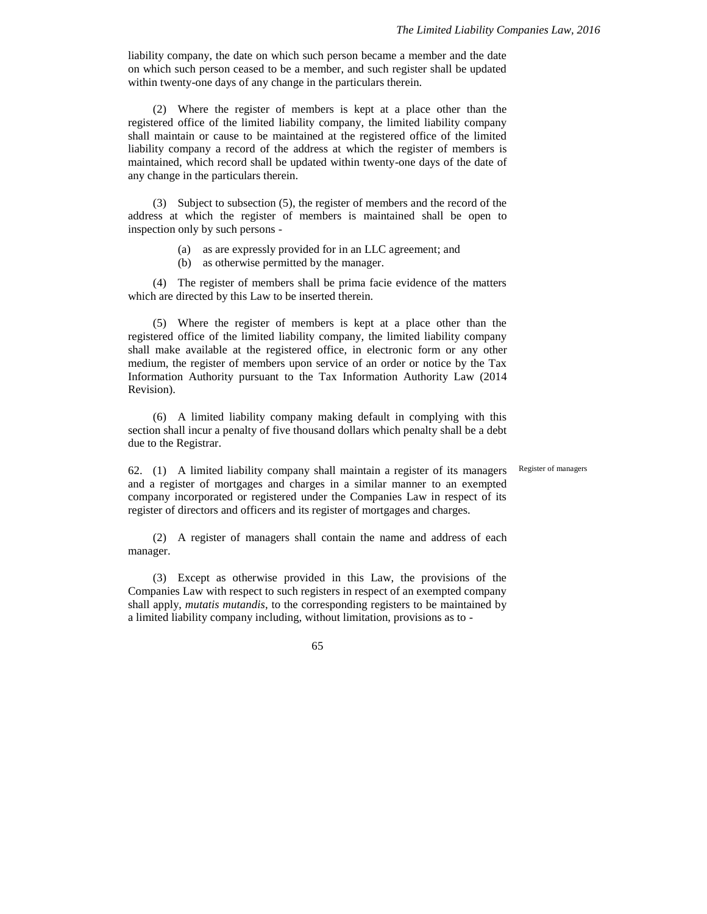liability company, the date on which such person became a member and the date on which such person ceased to be a member, and such register shall be updated within twenty-one days of any change in the particulars therein.

(2) Where the register of members is kept at a place other than the registered office of the limited liability company, the limited liability company shall maintain or cause to be maintained at the registered office of the limited liability company a record of the address at which the register of members is maintained, which record shall be updated within twenty-one days of the date of any change in the particulars therein.

(3) Subject to subsection (5), the register of members and the record of the address at which the register of members is maintained shall be open to inspection only by such persons -

(a) as are expressly provided for in an LLC agreement; and
(b) as otherwise permitted by the manager.

(4) The register of members shall be prima facie evidence of the matters which are directed by this Law to be inserted therein.

(5) Where the register of members is kept at a place other than the registered office of the limited liability company, the limited liability company shall make available at the registered office, in electronic form or any other medium, the register of members upon service of an order or notice by the Tax Information Authority pursuant to the Tax Information Authority Law (2014 Revision).

(6) A limited liability company making default in complying with this section shall incur a penalty of five thousand dollars which penalty shall be a debt due to the Registrar.

Register of managers

62. (1) A limited liability company shall maintain a register of its managers and a register of mortgages and charges in a similar manner to an exempted company incorporated or registered under the Companies Law in respect of its register of directors and officers and its register of mortgages and charges.

(2) A register of managers shall contain the name and address of each manager.

(3) Except as otherwise provided in this Law, the provisions of the Companies Law with respect to such registers in respect of an exempted company shall apply, *mutatis mutandis*, to the corresponding registers to be maintained by a limited liability company including, without limitation, provisions as to -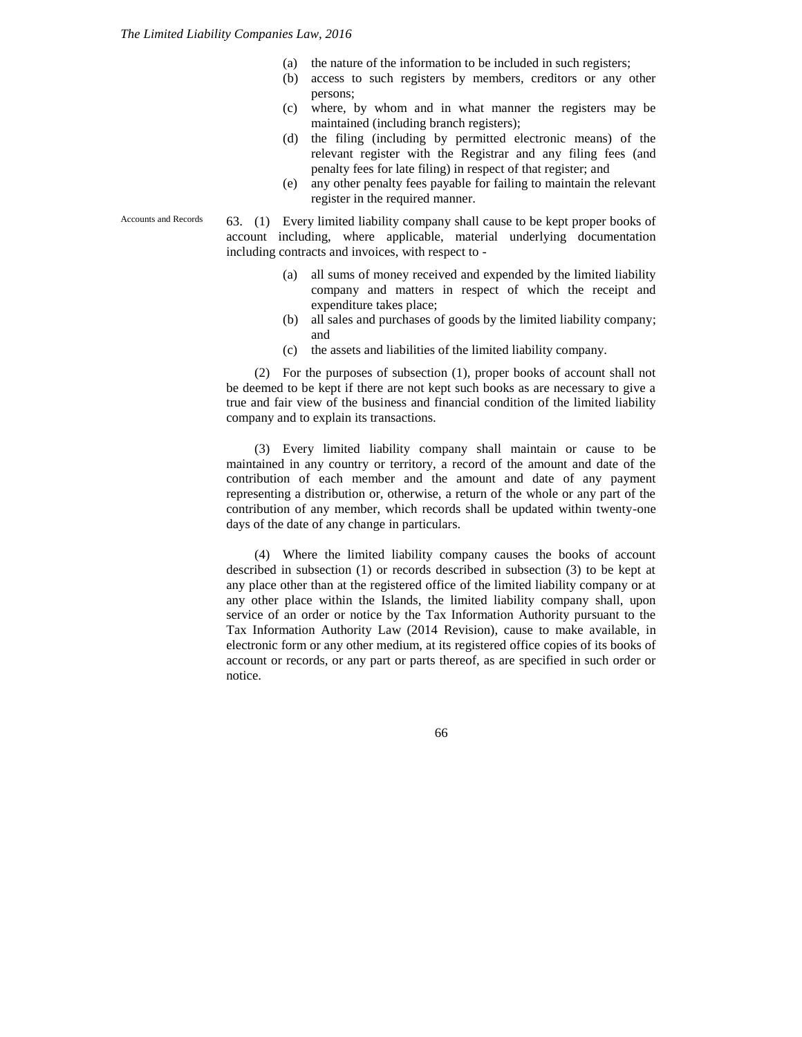(a) the nature of the information to be included in such registers;

(b) access to such registers by members, creditors or any other persons;

(c) where, by whom and in what manner the registers may be maintained (including branch registers);

(d) the filing (including by permitted electronic means) of the relevant register with the Registrar and any filing fees (and penalty fees for late filing) in respect of that register; and

(e) any other penalty fees payable for failing to maintain the relevant register in the required manner.

Accounts and Records

63. (1) Every limited liability company shall cause to be kept proper books of account including, where applicable, material underlying documentation including contracts and invoices, with respect to -

(a) all sums of money received and expended by the limited liability company and matters in respect of which the receipt and expenditure takes place;

(b) all sales and purchases of goods by the limited liability company; and

(c) the assets and liabilities of the limited liability company.

(2) For the purposes of subsection (1), proper books of account shall not be deemed to be kept if there are not kept such books as are necessary to give a true and fair view of the business and financial condition of the limited liability company and to explain its transactions.

(3) Every limited liability company shall maintain or cause to be maintained in any country or territory, a record of the amount and date of the contribution of each member and the amount and date of any payment representing a distribution or, otherwise, a return of the whole or any part of the contribution of any member, which records shall be updated within twenty-one days of the date of any change in particulars.

(4) Where the limited liability company causes the books of account described in subsection (1) or records described in subsection (3) to be kept at any place other than at the registered office of the limited liability company or at any other place within the Islands, the limited liability company shall, upon service of an order or notice by the Tax Information Authority pursuant to the Tax Information Authority Law (2014 Revision), cause to make available, in electronic form or any other medium, at its registered office copies of its books of account or records, or any part or parts thereof, as are specified in such order or notice.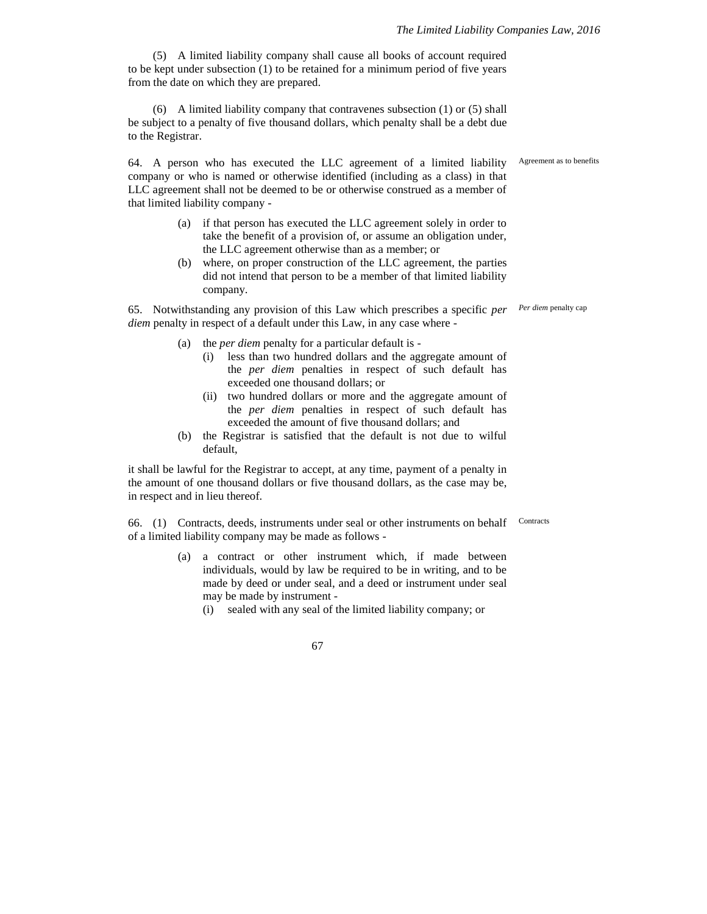(5) A limited liability company shall cause all books of account required to be kept under subsection (1) to be retained for a minimum period of five years from the date on which they are prepared.

(6) A limited liability company that contravenes subsection (1) or (5) shall be subject to a penalty of five thousand dollars, which penalty shall be a debt due to the Registrar.

Agreement as to benefits

64. A person who has executed the LLC agreement of a limited liability company or who is named or otherwise identified (including as a class) in that LLC agreement shall not be deemed to be or otherwise construed as a member of that limited liability company -

- (a) if that person has executed the LLC agreement solely in order to take the benefit of a provision of, or assume an obligation under, the LLC agreement otherwise than as a member; or
- (b) where, on proper construction of the LLC agreement, the parties did not intend that person to be a member of that limited liability company.

*Per diem* penalty cap

65. Notwithstanding any provision of this Law which prescribes a specific *per diem* penalty in respect of a default under this Law, in any case where -

- (a) the *per diem* penalty for a particular default is -
  - (i) less than two hundred dollars and the aggregate amount of the *per diem* penalties in respect of such default has exceeded one thousand dollars; or
  - (ii) two hundred dollars or more and the aggregate amount of the *per diem* penalties in respect of such default has exceeded the amount of five thousand dollars; and
- (b) the Registrar is satisfied that the default is not due to wilful default,

it shall be lawful for the Registrar to accept, at any time, payment of a penalty in the amount of one thousand dollars or five thousand dollars, as the case may be, in respect and in lieu thereof.

Contracts

66. (1) Contracts, deeds, instruments under seal or other instruments on behalf of a limited liability company may be made as follows -

- (a) a contract or other instrument which, if made between individuals, would by law be required to be in writing, and to be made by deed or under seal, and a deed or instrument under seal may be made by instrument -
  - (i) sealed with any seal of the limited liability company; or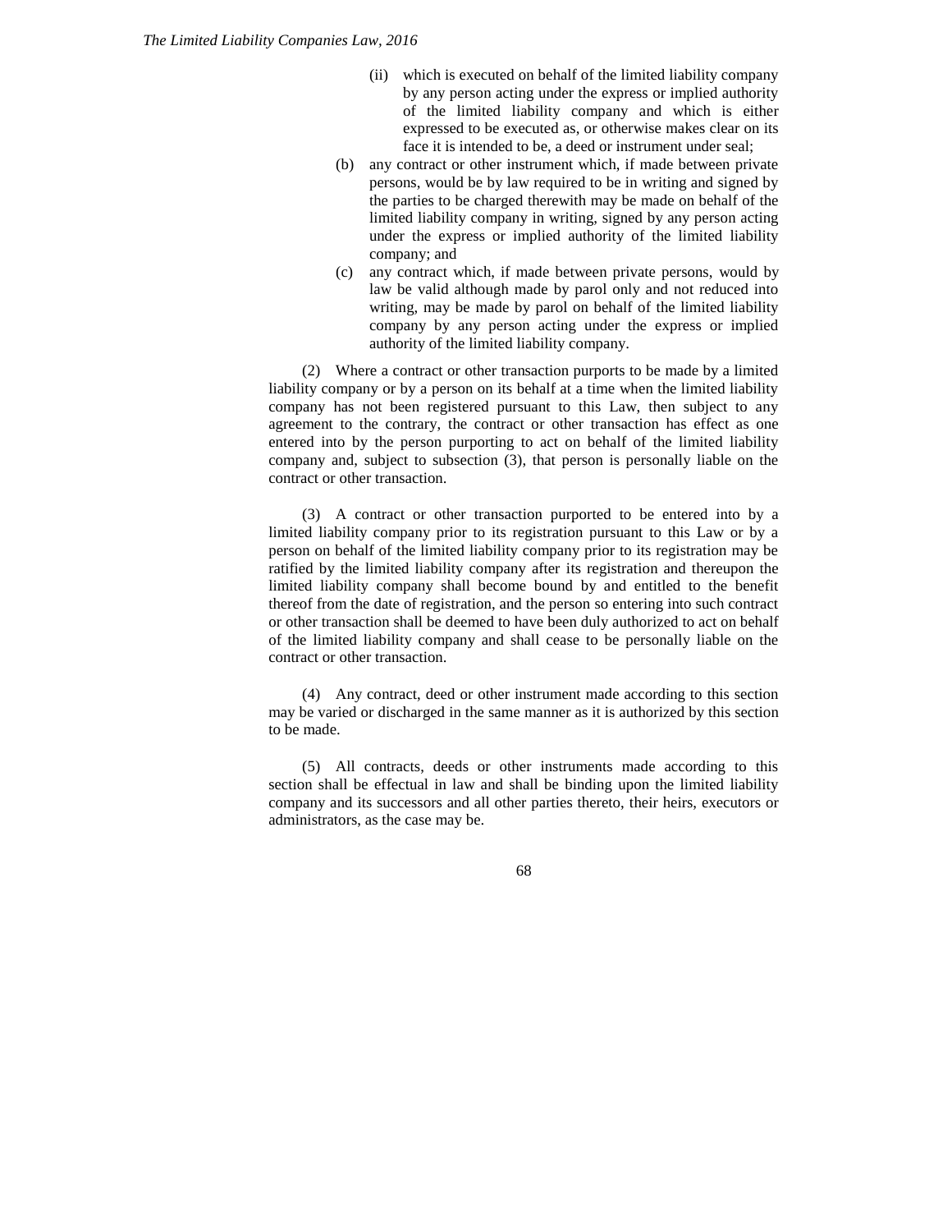(ii) which is executed on behalf of the limited liability company by any person acting under the express or implied authority of the limited liability company and which is either expressed to be executed as, or otherwise makes clear on its face it is intended to be, a deed or instrument under seal;

(b) any contract or other instrument which, if made between private persons, would be by law required to be in writing and signed by the parties to be charged therewith may be made on behalf of the limited liability company in writing, signed by any person acting under the express or implied authority of the limited liability company; and

(c) any contract which, if made between private persons, would by law be valid although made by parol only and not reduced into writing, may be made by parol on behalf of the limited liability company by any person acting under the express or implied authority of the limited liability company.

(2) Where a contract or other transaction purports to be made by a limited liability company or by a person on its behalf at a time when the limited liability company has not been registered pursuant to this Law, then subject to any agreement to the contrary, the contract or other transaction has effect as one entered into by the person purporting to act on behalf of the limited liability company and, subject to subsection (3), that person is personally liable on the contract or other transaction.

(3) A contract or other transaction purported to be entered into by a limited liability company prior to its registration pursuant to this Law or by a person on behalf of the limited liability company prior to its registration may be ratified by the limited liability company after its registration and thereupon the limited liability company shall become bound by and entitled to the benefit thereof from the date of registration, and the person so entering into such contract or other transaction shall be deemed to have been duly authorized to act on behalf of the limited liability company and shall cease to be personally liable on the contract or other transaction.

(4) Any contract, deed or other instrument made according to this section may be varied or discharged in the same manner as it is authorized by this section to be made.

(5) All contracts, deeds or other instruments made according to this section shall be effectual in law and shall be binding upon the limited liability company and its successors and all other parties thereto, their heirs, executors or administrators, as the case may be.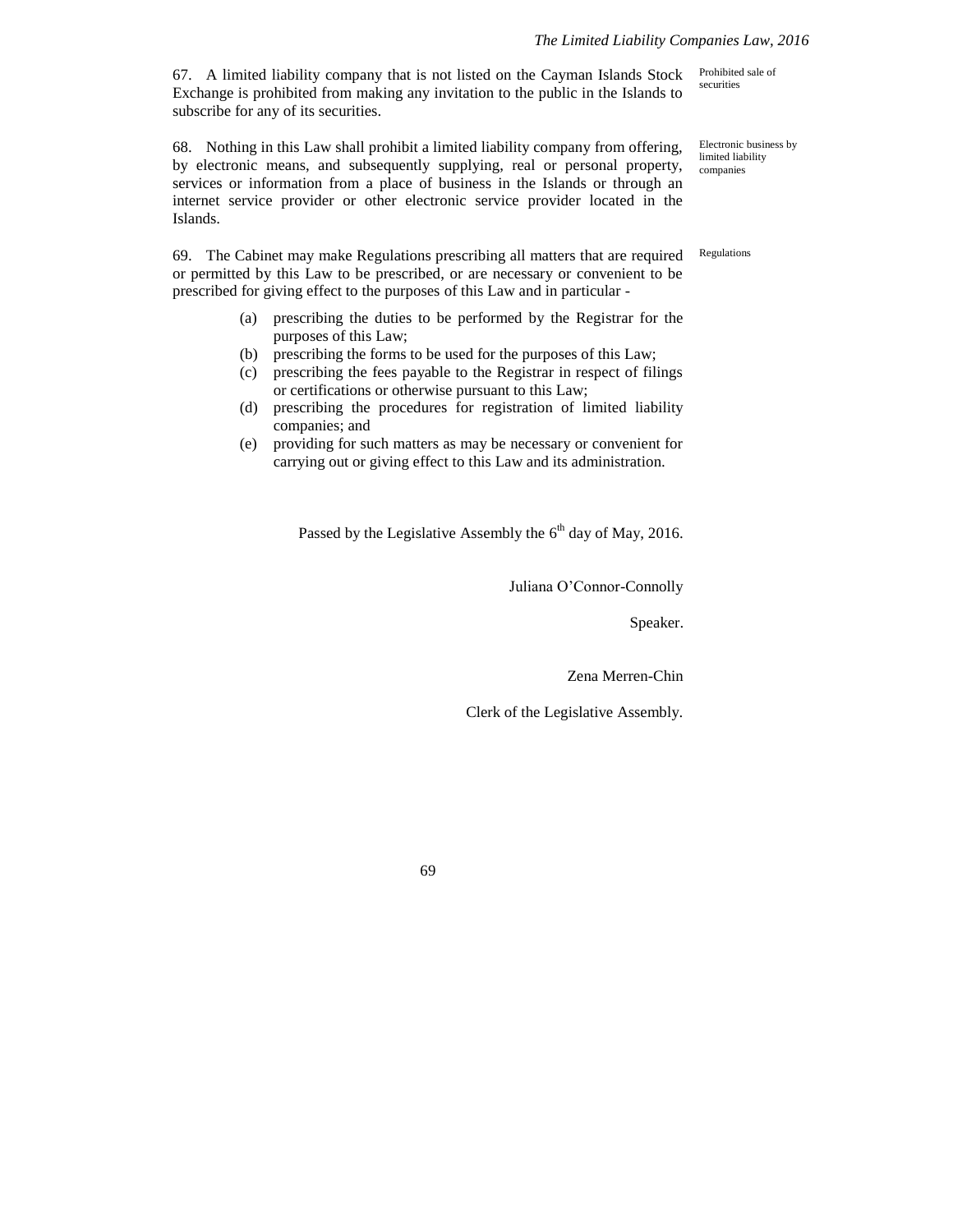67. A limited liability company that is not listed on the Cayman Islands Stock Exchange is prohibited from making any invitation to the public in the Islands to subscribe for any of its securities.

Prohibited sale of securities

68. Nothing in this Law shall prohibit a limited liability company from offering, by electronic means, and subsequently supplying, real or personal property, services or information from a place of business in the Islands or through an internet service provider or other electronic service provider located in the Islands.

Electronic business by limited liability companies

69. The Cabinet may make Regulations prescribing all matters that are required or permitted by this Law to be prescribed, or are necessary or convenient to be prescribed for giving effect to the purposes of this Law and in particular -

Regulations

(a) prescribing the duties to be performed by the Registrar for the purposes of this Law;
(b) prescribing the forms to be used for the purposes of this Law;
(c) prescribing the fees payable to the Registrar in respect of filings or certifications or otherwise pursuant to this Law;
(d) prescribing the procedures for registration of limited liability companies; and
(e) providing for such matters as may be necessary or convenient for carrying out or giving effect to this Law and its administration.

Passed by the Legislative Assembly the 6th day of May, 2016.

Juliana O'Connor-Connolly

Speaker.

Zena Merren-Chin

Clerk of the Legislative Assembly.